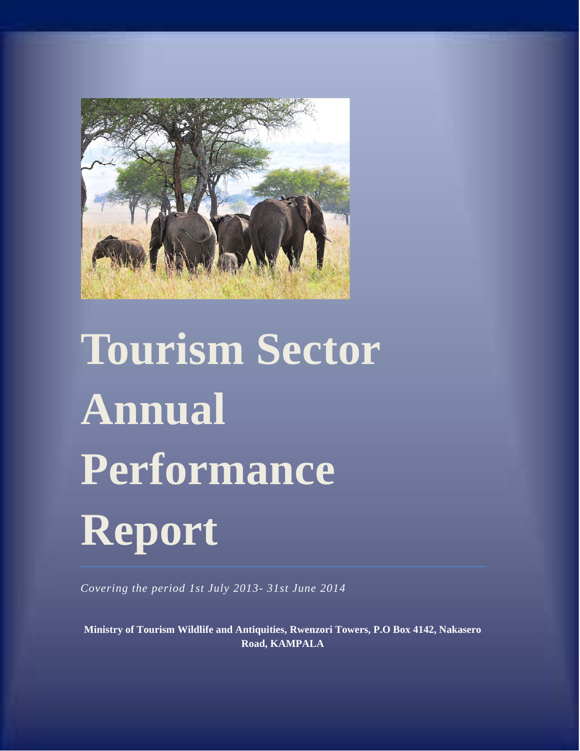# Tourism Sector Annual Performance Report

*Covering the period 1st July 2013- 31st June 2014*

**Ministry of Tourism Wildlife and Antiquities, Rwenzori Towers, P.O Box 4142, Nakasero Road, KAMPALA**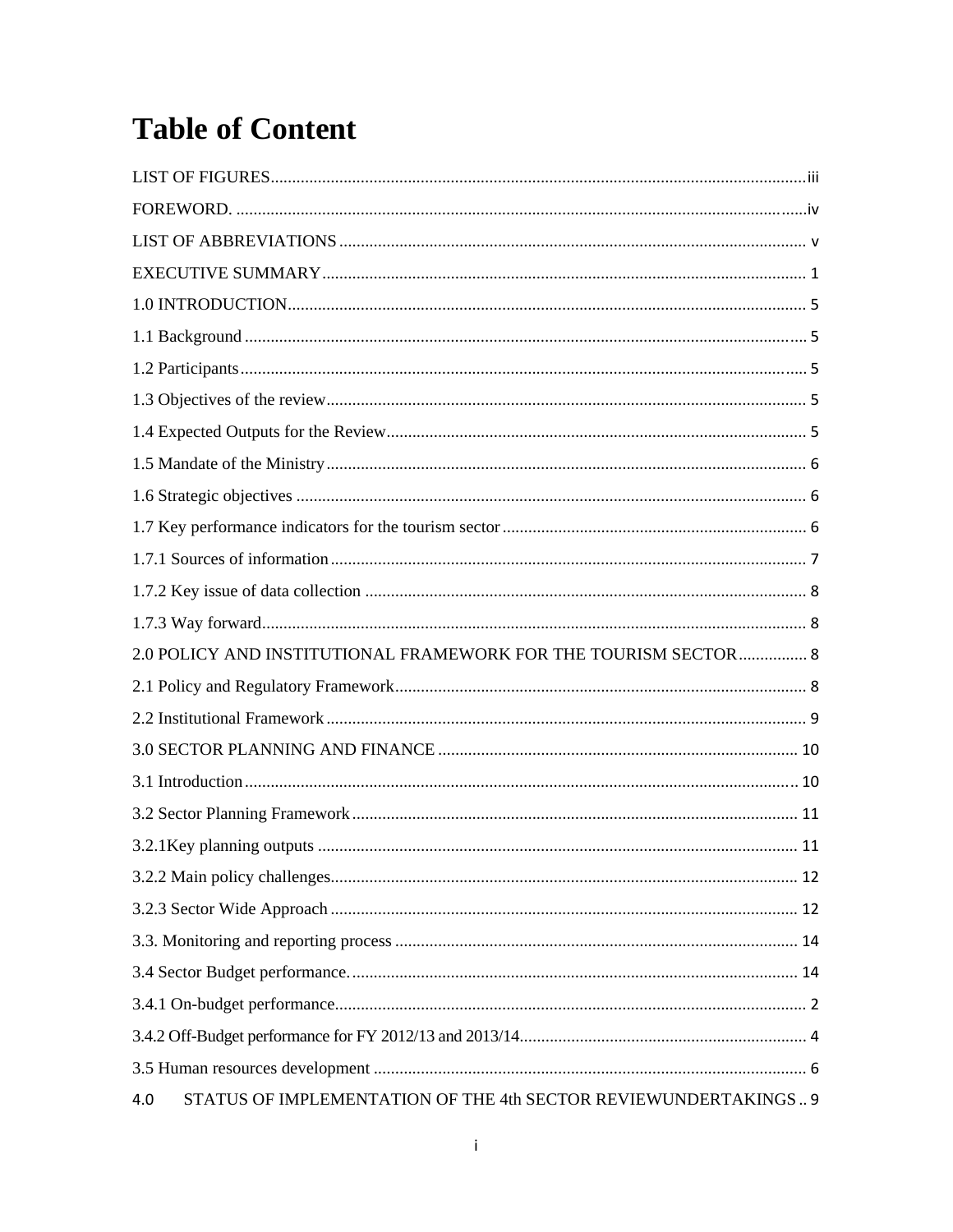# Table of Content

LIST OF FIGURES....................................................................................................................iii

FOREWORD. ..........................................................................................................................iv

LIST OF ABBREVIATIONS ..................................................................................................... v

EXECUTIVE SUMMARY ........................................................................................................ 1

1.0 INTRODUCTION................................................................................................................. 5

1.1 Background ......................................................................................................................... 5

1.2 Participants.......................................................................................................................... 5

1.3 Objectives of the review...................................................................................................... 5

1.4 Expected Outputs for the Review........................................................................................ 5

1.5 Mandate of the Ministry ....................................................................................................... 6

1.6 Strategic objectives ............................................................................................................. 6

1.7 Key performance indicators for the tourism sector ............................................................. 6

1.7.1 Sources of information ..................................................................................................... 7

1.7.2 Key issue of data collection .............................................................................................. 8

1.7.3 Way forward...................................................................................................................... 8

2.0 POLICY AND INSTITUTIONAL FRAMEWORK FOR THE TOURISM SECTOR ................ 8

2.1 Policy and Regulatory Framework....................................................................................... 8

2.2 Institutional Framework ....................................................................................................... 9

3.0 SECTOR PLANNING AND FINANCE ............................................................................... 10

3.1 Introduction ....................................................................................................................... 10

3.2 Sector Planning Framework .............................................................................................. 11

3.2.1Key planning outputs ....................................................................................................... 11

3.2.2 Main policy challenges.................................................................................................... 12

3.2.3 Sector Wide Approach .................................................................................................... 12

3.3. Monitoring and reporting process ..................................................................................... 14

3.4 Sector Budget performance. .............................................................................................. 14

3.4.1 On-budget performance.................................................................................................... 2

3.4.2 Off-Budget performance for FY 2012/13 and 2013/14........................................................ 4

3.5 Human resources development ........................................................................................... 6

4.0 STATUS OF IMPLEMENTATION OF THE 4th SECTOR REVIEWUNDERTAKINGS .. 9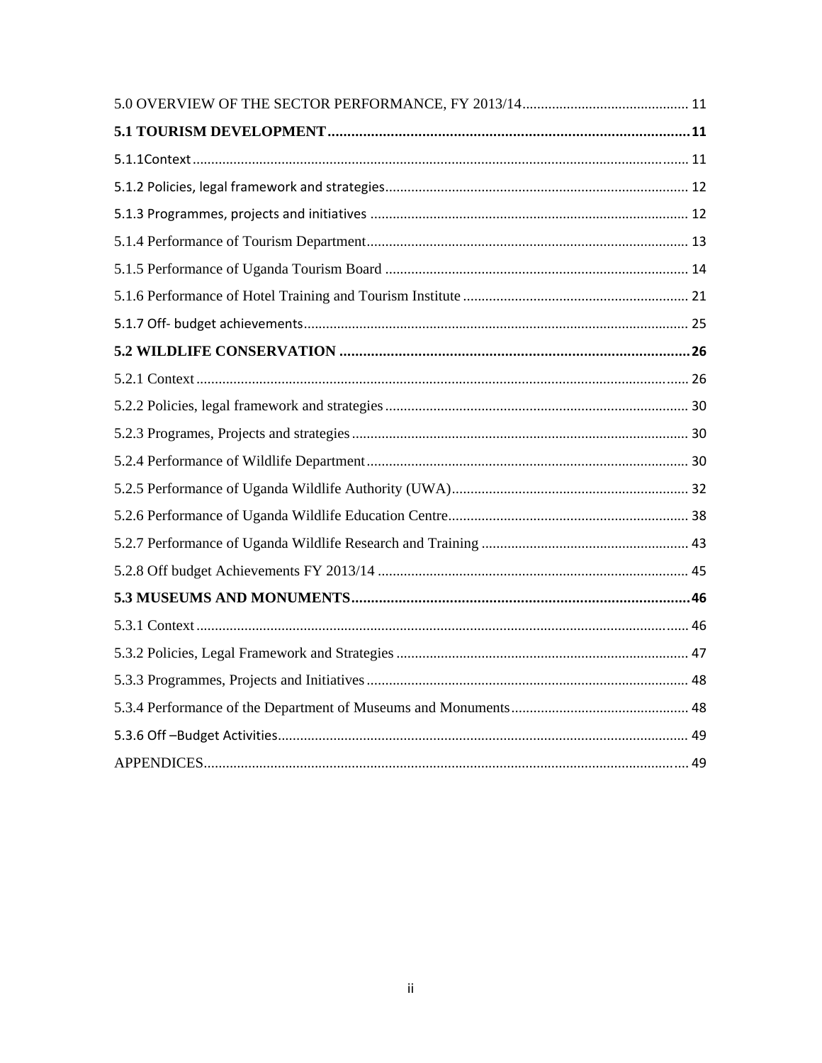5.0 OVERVIEW OF THE SECTOR PERFORMANCE, FY 2013/14 ........................................... 11

**5.1 TOURISM DEVELOPMENT** ........................................................................................... **11**

5.1.1Context ........................................................................................................................... 11

5.1.2 Policies, legal framework and strategies ................................................................................ 12

5.1.3 Programmes, projects and initiatives .................................................................................... 12

5.1.4 Performance of Tourism Department ..................................................................................... 13

5.1.5 Performance of Uganda Tourism Board ................................................................................. 14

5.1.6 Performance of Hotel Training and Tourism Institute ............................................................ 21

5.1.7 Off- budget achievements ...................................................................................................... 25

**5.2 WILDLIFE CONSERVATION** ......................................................................................... **26**

5.2.1 Context .................................................................................................................................. 26

5.2.2 Policies, legal framework and strategies ................................................................................ 30

5.2.3 Programes, Projects and strategies .......................................................................................... 30

5.2.4 Performance of Wildlife Department ...................................................................................... 30

5.2.5 Performance of Uganda Wildlife Authority (UWA) ............................................................... 32

5.2.6 Performance of Uganda Wildlife Education Centre ................................................................ 38

5.2.7 Performance of Uganda Wildlife Research and Training ....................................................... 43

5.2.8 Off budget Achievements FY 2013/14 ................................................................................... 45

**5.3 MUSEUMS AND MONUMENTS** ..................................................................................... **46**

5.3.1 Context .................................................................................................................................. 46

5.3.2 Policies, Legal Framework and Strategies .............................................................................. 47

5.3.3 Programmes, Projects and Initiatives ...................................................................................... 48

5.3.4 Performance of the Department of Museums and Monuments ............................................... 48

5.3.6 Off –Budget Activities ............................................................................................................ 49

APPENDICES ................................................................................................................................ 49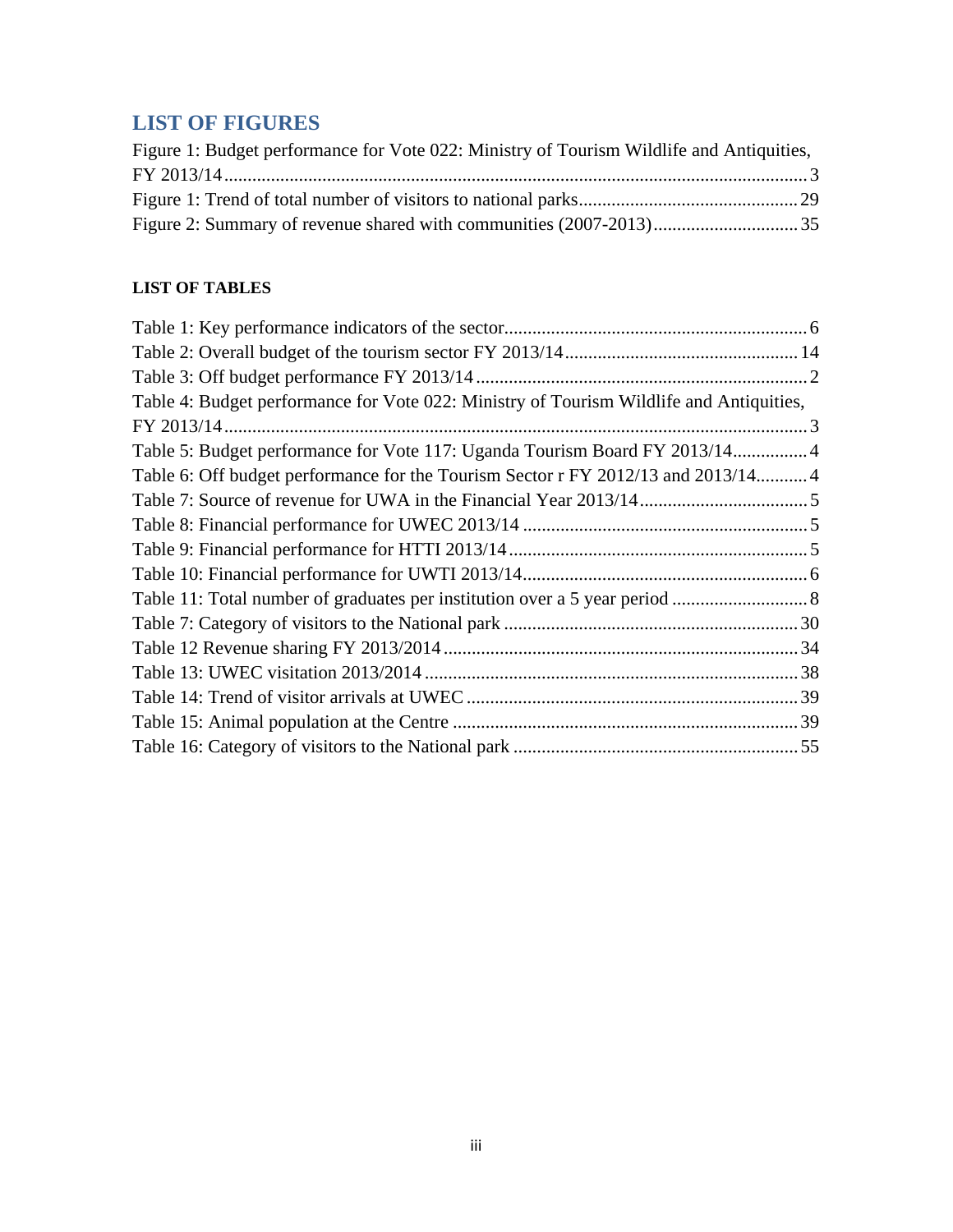## LIST OF FIGURES

Figure 1: Budget performance for Vote 022: Ministry of Tourism Wildlife and Antiquities, FY 2013/14 ........................................................................................................................... 3
Figure 1: Trend of total number of visitors to national parks............................................. 29
Figure 2: Summary of revenue shared with communities (2007-2013)............................... 35

**LIST OF TABLES**

Table 1: Key performance indicators of the sector................................................................ 6
Table 2: Overall budget of the tourism sector FY 2013/14................................................. 14
Table 3: Off budget performance FY 2013/14 ...................................................................... 2
Table 4: Budget performance for Vote 022: Ministry of Tourism Wildlife and Antiquities, FY 2013/14 ........................................................................................................................... 3
Table 5: Budget performance for Vote 117: Uganda Tourism Board FY 2013/14................ 4
Table 6: Off budget performance for the Tourism Sector r FY 2012/13 and 2013/14........... 4
Table 7: Source of revenue for UWA in the Financial Year 2013/14.................................... 5
Table 8: Financial performance for UWEC 2013/14 ............................................................. 5
Table 9: Financial performance for HTTI 2013/14................................................................ 5
Table 10: Financial performance for UWTI 2013/14............................................................. 6
Table 11: Total number of graduates per institution over a 5 year period ............................. 8
Table 7: Category of visitors to the National park ............................................................... 30
Table 12 Revenue sharing FY 2013/2014............................................................................ 34
Table 13: UWEC visitation 2013/2014 ................................................................................ 38
Table 14: Trend of visitor arrivals at UWEC ....................................................................... 39
Table 15: Animal population at the Centre .......................................................................... 39
Table 16: Category of visitors to the National park ............................................................. 55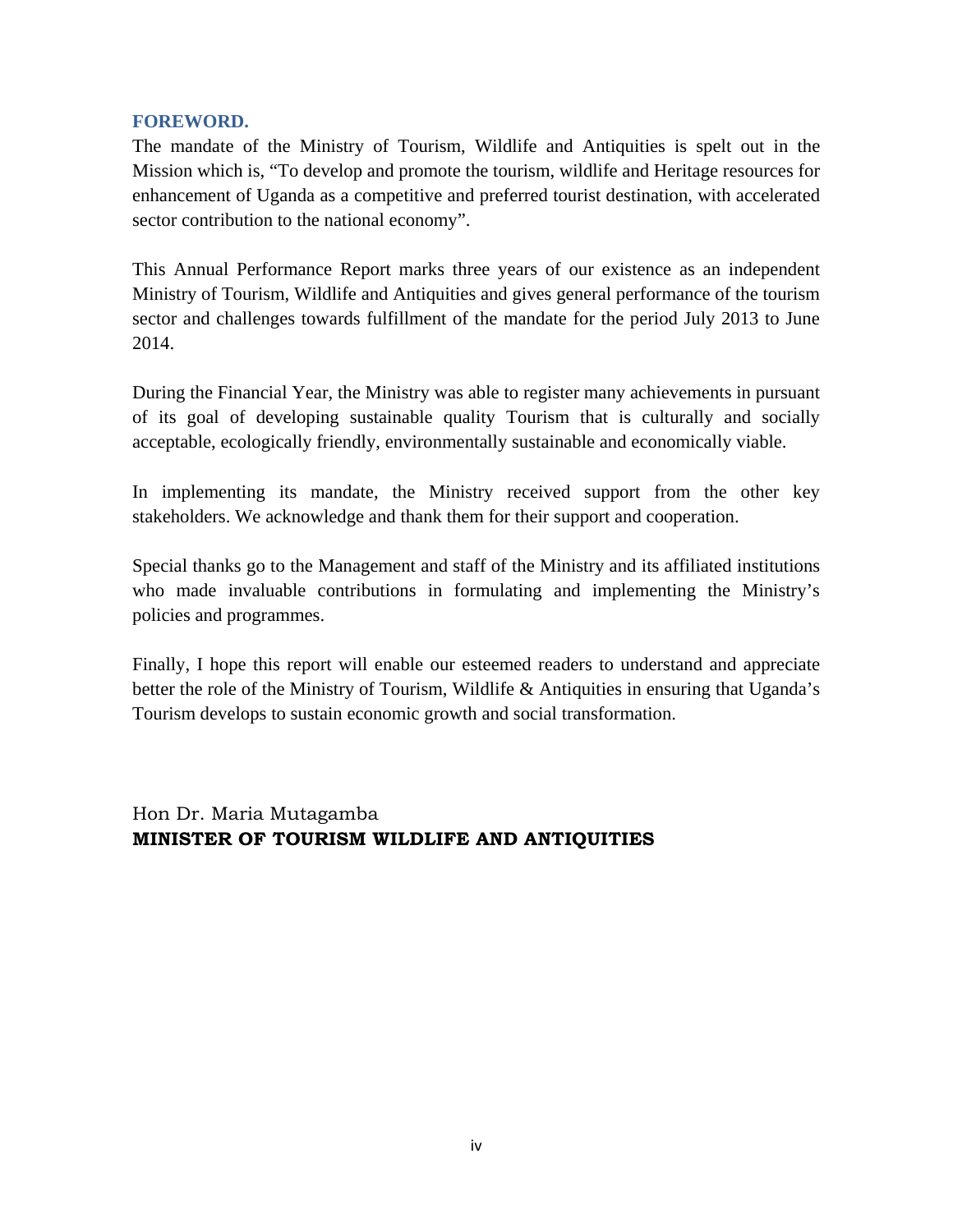## FOREWORD.

The mandate of the Ministry of Tourism, Wildlife and Antiquities is spelt out in the Mission which is, "To develop and promote the tourism, wildlife and Heritage resources for enhancement of Uganda as a competitive and preferred tourist destination, with accelerated sector contribution to the national economy".

This Annual Performance Report marks three years of our existence as an independent Ministry of Tourism, Wildlife and Antiquities and gives general performance of the tourism sector and challenges towards fulfillment of the mandate for the period July 2013 to June 2014.

During the Financial Year, the Ministry was able to register many achievements in pursuant of its goal of developing sustainable quality Tourism that is culturally and socially acceptable, ecologically friendly, environmentally sustainable and economically viable.

In implementing its mandate, the Ministry received support from the other key stakeholders. We acknowledge and thank them for their support and cooperation.

Special thanks go to the Management and staff of the Ministry and its affiliated institutions who made invaluable contributions in formulating and implementing the Ministry's policies and programmes.

Finally, I hope this report will enable our esteemed readers to understand and appreciate better the role of the Ministry of Tourism, Wildlife & Antiquities in ensuring that Uganda's Tourism develops to sustain economic growth and social transformation.

Hon Dr. Maria Mutagamba
**MINISTER OF TOURISM WILDLIFE AND ANTIQUITIES**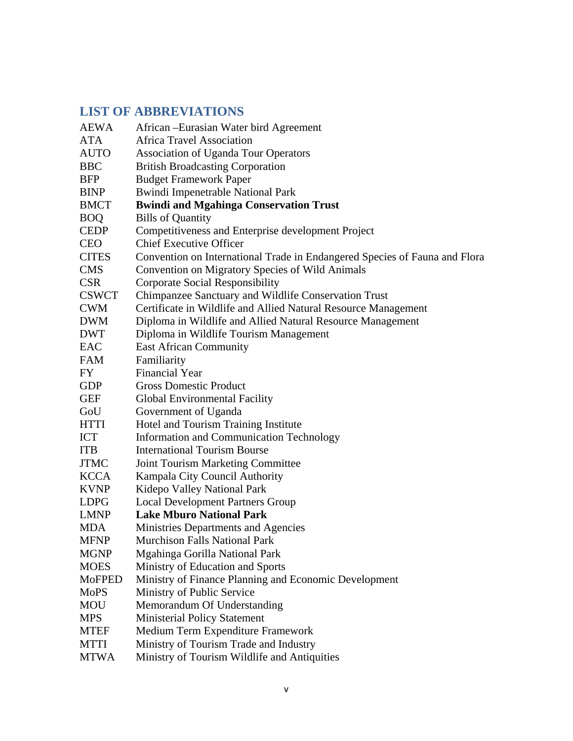## LIST OF ABBREVIATIONS

| | |
|---|---|
| AEWA | African –Eurasian Water bird Agreement |
| ATA | Africa Travel Association |
| AUTO | Association of Uganda Tour Operators |
| BBC | British Broadcasting Corporation |
| BFP | Budget Framework Paper |
| BINP | Bwindi Impenetrable National Park |
| BMCT | **Bwindi and Mgahinga Conservation Trust** |
| BOQ | Bills of Quantity |
| CEDP | Competitiveness and Enterprise development Project |
| CEO | Chief Executive Officer |
| CITES | Convention on International Trade in Endangered Species of Fauna and Flora |
| CMS | Convention on Migratory Species of Wild Animals |
| CSR | Corporate Social Responsibility |
| CSWCT | Chimpanzee Sanctuary and Wildlife Conservation Trust |
| CWM | Certificate in Wildlife and Allied Natural Resource Management |
| DWM | Diploma in Wildlife and Allied Natural Resource Management |
| DWT | Diploma in Wildlife Tourism Management |
| EAC | East African Community |
| FAM | Familiarity |
| FY | Financial Year |
| GDP | Gross Domestic Product |
| GEF | Global Environmental Facility |
| GoU | Government of Uganda |
| HTTI | Hotel and Tourism Training Institute |
| ICT | Information and Communication Technology |
| ITB | International Tourism Bourse |
| JTMC | Joint Tourism Marketing Committee |
| KCCA | Kampala City Council Authority |
| KVNP | Kidepo Valley National Park |
| LDPG | Local Development Partners Group |
| LMNP | **Lake Mburo National Park** |
| MDA | Ministries Departments and Agencies |
| MFNP | Murchison Falls National Park |
| MGNP | Mgahinga Gorilla National Park |
| MOES | Ministry of Education and Sports |
| MoFPED | Ministry of Finance Planning and Economic Development |
| MoPS | Ministry of Public Service |
| MOU | Memorandum Of Understanding |
| MPS | Ministerial Policy Statement |
| MTEF | Medium Term Expenditure Framework |
| MTTI | Ministry of Tourism Trade and Industry |
| MTWA | Ministry of Tourism Wildlife and Antiquities |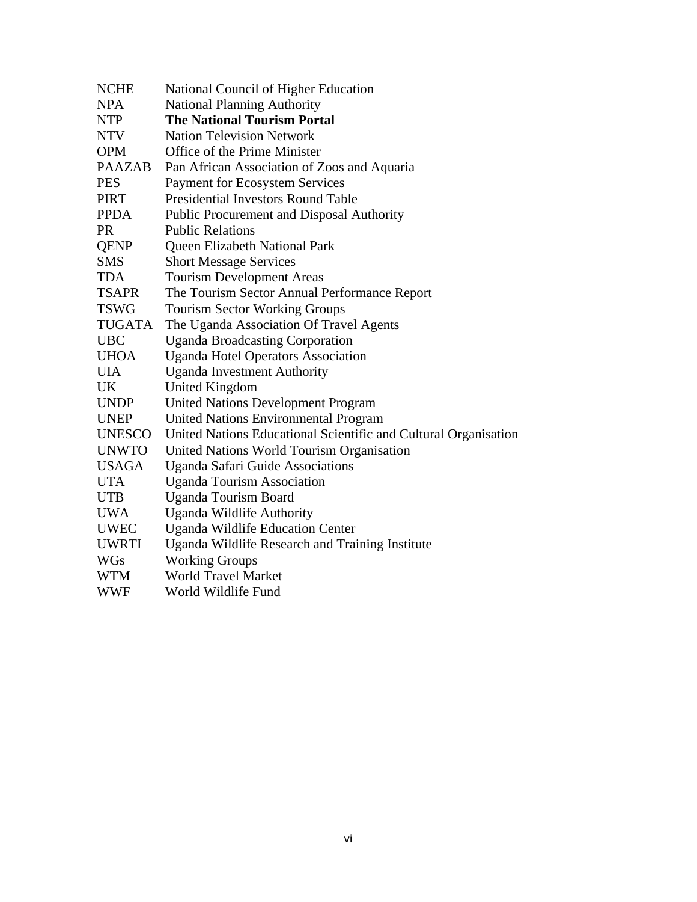| | |
|---|---|
| NCHE | National Council of Higher Education |
| NPA | National Planning Authority |
| NTP | **The National Tourism Portal** |
| NTV | Nation Television Network |
| OPM | Office of the Prime Minister |
| PAAZAB | Pan African Association of Zoos and Aquaria |
| PES | Payment for Ecosystem Services |
| PIRT | Presidential Investors Round Table |
| PPDA | Public Procurement and Disposal Authority |
| PR | Public Relations |
| QENP | Queen Elizabeth National Park |
| SMS | Short Message Services |
| TDA | Tourism Development Areas |
| TSAPR | The Tourism Sector Annual Performance Report |
| TSWG | Tourism Sector Working Groups |
| TUGATA | The Uganda Association Of Travel Agents |
| UBC | Uganda Broadcasting Corporation |
| UHOA | Uganda Hotel Operators Association |
| UIA | Uganda Investment Authority |
| UK | United Kingdom |
| UNDP | United Nations Development Program |
| UNEP | United Nations Environmental Program |
| UNESCO | United Nations Educational Scientific and Cultural Organisation |
| UNWTO | United Nations World Tourism Organisation |
| USAGA | Uganda Safari Guide Associations |
| UTA | Uganda Tourism Association |
| UTB | Uganda Tourism Board |
| UWA | Uganda Wildlife Authority |
| UWEC | Uganda Wildlife Education Center |
| UWRTI | Uganda Wildlife Research and Training Institute |
| WGs | Working Groups |
| WTM | World Travel Market |
| WWF | World Wildlife Fund |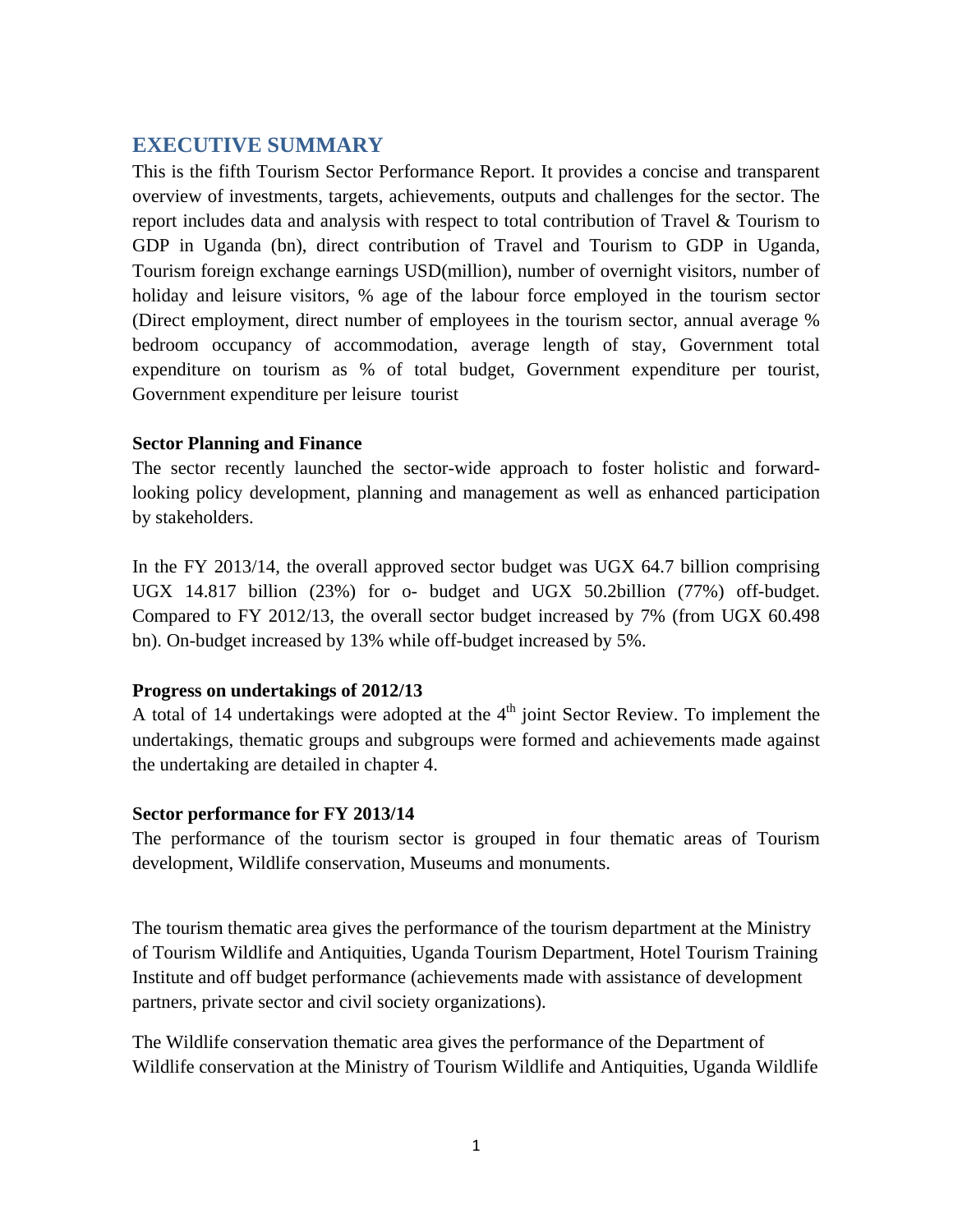## EXECUTIVE SUMMARY

This is the fifth Tourism Sector Performance Report. It provides a concise and transparent overview of investments, targets, achievements, outputs and challenges for the sector. The report includes data and analysis with respect to total contribution of Travel & Tourism to GDP in Uganda (bn), direct contribution of Travel and Tourism to GDP in Uganda, Tourism foreign exchange earnings USD(million), number of overnight visitors, number of holiday and leisure visitors, % age of the labour force employed in the tourism sector (Direct employment, direct number of employees in the tourism sector, annual average % bedroom occupancy of accommodation, average length of stay, Government total expenditure on tourism as % of total budget, Government expenditure per tourist, Government expenditure per leisure tourist

**Sector Planning and Finance**

The sector recently launched the sector-wide approach to foster holistic and forward-looking policy development, planning and management as well as enhanced participation by stakeholders.

In the FY 2013/14, the overall approved sector budget was UGX 64.7 billion comprising UGX 14.817 billion (23%) for o- budget and UGX 50.2billion (77%) off-budget. Compared to FY 2012/13, the overall sector budget increased by 7% (from UGX 60.498 bn). On-budget increased by 13% while off-budget increased by 5%.

**Progress on undertakings of 2012/13**

A total of 14 undertakings were adopted at the 4th joint Sector Review. To implement the undertakings, thematic groups and subgroups were formed and achievements made against the undertaking are detailed in chapter 4.

**Sector performance for FY 2013/14**

The performance of the tourism sector is grouped in four thematic areas of Tourism development, Wildlife conservation, Museums and monuments.

The tourism thematic area gives the performance of the tourism department at the Ministry of Tourism Wildlife and Antiquities, Uganda Tourism Department, Hotel Tourism Training Institute and off budget performance (achievements made with assistance of development partners, private sector and civil society organizations).

The Wildlife conservation thematic area gives the performance of the Department of Wildlife conservation at the Ministry of Tourism Wildlife and Antiquities, Uganda Wildlife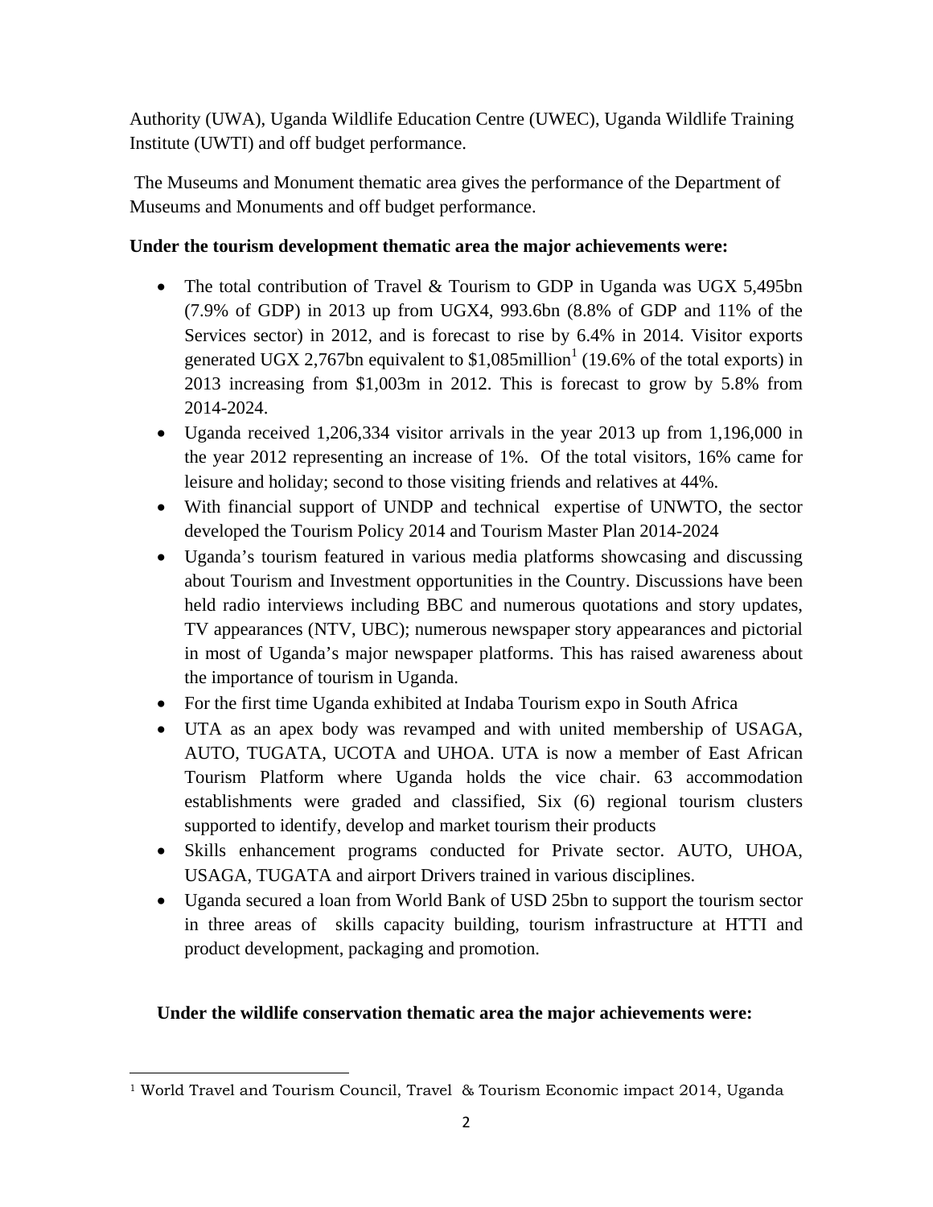Authority (UWA), Uganda Wildlife Education Centre (UWEC), Uganda Wildlife Training Institute (UWTI) and off budget performance.

The Museums and Monument thematic area gives the performance of the Department of Museums and Monuments and off budget performance.

**Under the tourism development thematic area the major achievements were:**

- The total contribution of Travel & Tourism to GDP in Uganda was UGX 5,495bn (7.9% of GDP) in 2013 up from UGX4, 993.6bn (8.8% of GDP and 11% of the Services sector) in 2012, and is forecast to rise by 6.4% in 2014. Visitor exports generated UGX 2,767bn equivalent to $1,085million[1] (19.6% of the total exports) in 2013 increasing from $1,003m in 2012. This is forecast to grow by 5.8% from 2014-2024.
- Uganda received 1,206,334 visitor arrivals in the year 2013 up from 1,196,000 in the year 2012 representing an increase of 1%. Of the total visitors, 16% came for leisure and holiday; second to those visiting friends and relatives at 44%.
- With financial support of UNDP and technical expertise of UNWTO, the sector developed the Tourism Policy 2014 and Tourism Master Plan 2014-2024
- Uganda's tourism featured in various media platforms showcasing and discussing about Tourism and Investment opportunities in the Country. Discussions have been held radio interviews including BBC and numerous quotations and story updates, TV appearances (NTV, UBC); numerous newspaper story appearances and pictorial in most of Uganda's major newspaper platforms. This has raised awareness about the importance of tourism in Uganda.
- For the first time Uganda exhibited at Indaba Tourism expo in South Africa
- UTA as an apex body was revamped and with united membership of USAGA, AUTO, TUGATA, UCOTA and UHOA. UTA is now a member of East African Tourism Platform where Uganda holds the vice chair. 63 accommodation establishments were graded and classified, Six (6) regional tourism clusters supported to identify, develop and market tourism their products
- Skills enhancement programs conducted for Private sector. AUTO, UHOA, USAGA, TUGATA and airport Drivers trained in various disciplines.
- Uganda secured a loan from World Bank of USD 25bn to support the tourism sector in three areas of skills capacity building, tourism infrastructure at HTTI and product development, packaging and promotion.

**Under the wildlife conservation thematic area the major achievements were:**

[1] World Travel and Tourism Council, Travel & Tourism Economic impact 2014, Uganda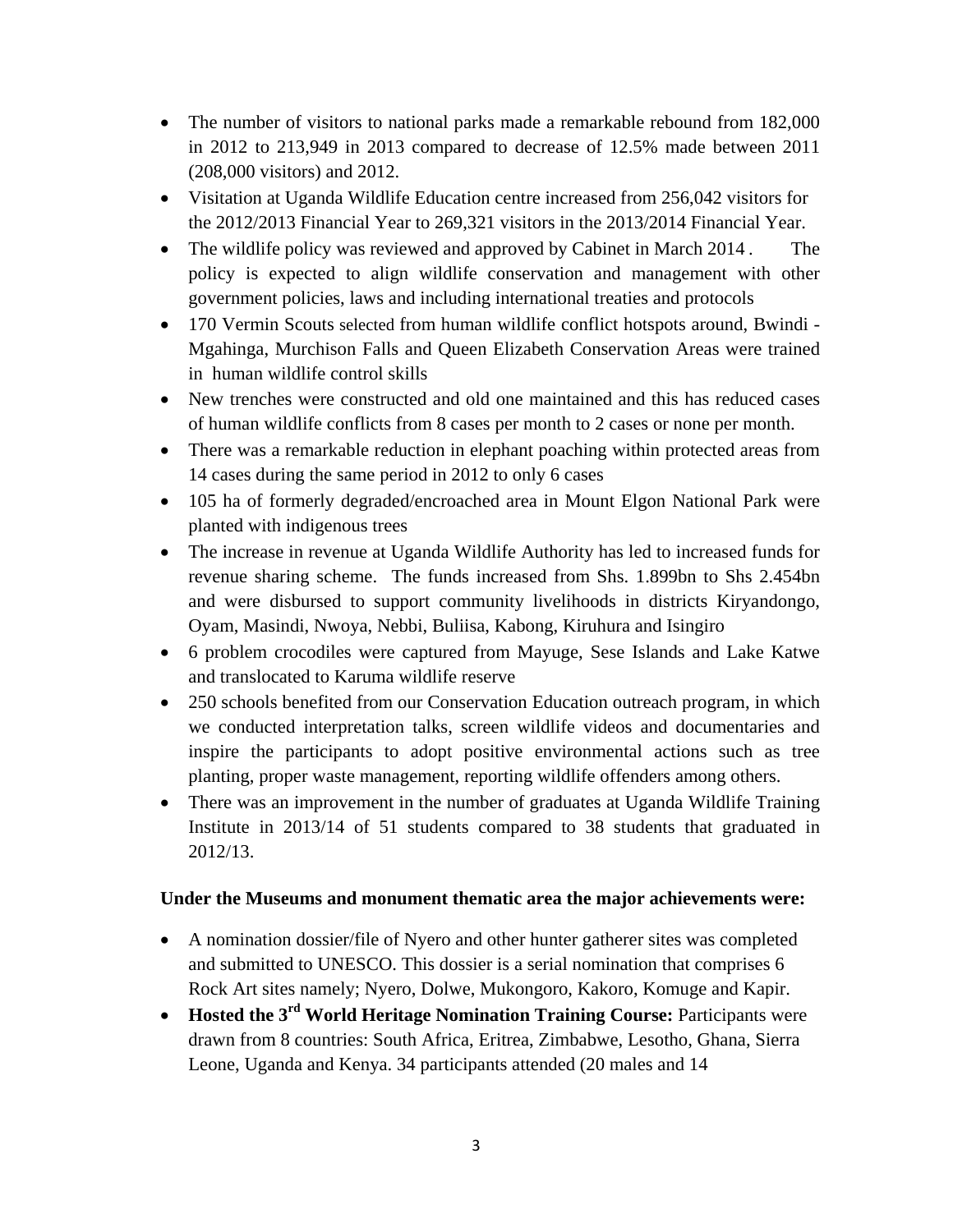- The number of visitors to national parks made a remarkable rebound from 182,000 in 2012 to 213,949 in 2013 compared to decrease of 12.5% made between 2011 (208,000 visitors) and 2012.
- Visitation at Uganda Wildlife Education centre increased from 256,042 visitors for the 2012/2013 Financial Year to 269,321 visitors in the 2013/2014 Financial Year.
- The wildlife policy was reviewed and approved by Cabinet in March 2014 . The policy is expected to align wildlife conservation and management with other government policies, laws and including international treaties and protocols
- 170 Vermin Scouts selected from human wildlife conflict hotspots around, Bwindi - Mgahinga, Murchison Falls and Queen Elizabeth Conservation Areas were trained in human wildlife control skills
- New trenches were constructed and old one maintained and this has reduced cases of human wildlife conflicts from 8 cases per month to 2 cases or none per month.
- There was a remarkable reduction in elephant poaching within protected areas from 14 cases during the same period in 2012 to only 6 cases
- 105 ha of formerly degraded/encroached area in Mount Elgon National Park were planted with indigenous trees
- The increase in revenue at Uganda Wildlife Authority has led to increased funds for revenue sharing scheme. The funds increased from Shs. 1.899bn to Shs 2.454bn and were disbursed to support community livelihoods in districts Kiryandongo, Oyam, Masindi, Nwoya, Nebbi, Buliisa, Kabong, Kiruhura and Isingiro
- 6 problem crocodiles were captured from Mayuge, Sese Islands and Lake Katwe and translocated to Karuma wildlife reserve
- 250 schools benefited from our Conservation Education outreach program, in which we conducted interpretation talks, screen wildlife videos and documentaries and inspire the participants to adopt positive environmental actions such as tree planting, proper waste management, reporting wildlife offenders among others.
- There was an improvement in the number of graduates at Uganda Wildlife Training Institute in 2013/14 of 51 students compared to 38 students that graduated in 2012/13.

**Under the Museums and monument thematic area the major achievements were:**

- A nomination dossier/file of Nyero and other hunter gatherer sites was completed and submitted to UNESCO. This dossier is a serial nomination that comprises 6 Rock Art sites namely; Nyero, Dolwe, Mukongoro, Kakoro, Komuge and Kapir.
- **Hosted the 3rd World Heritage Nomination Training Course:** Participants were drawn from 8 countries: South Africa, Eritrea, Zimbabwe, Lesotho, Ghana, Sierra Leone, Uganda and Kenya. 34 participants attended (20 males and 14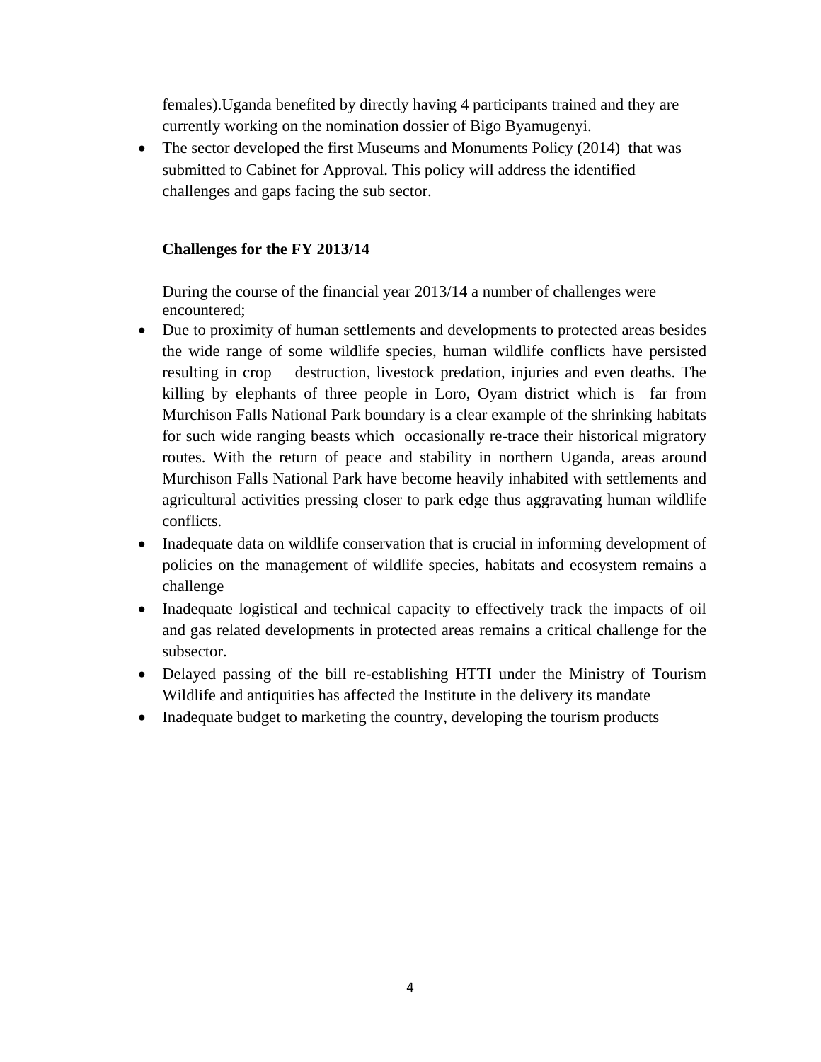females).Uganda benefited by directly having 4 participants trained and they are currently working on the nomination dossier of Bigo Byamugenyi.

- The sector developed the first Museums and Monuments Policy (2014) that was submitted to Cabinet for Approval. This policy will address the identified challenges and gaps facing the sub sector.

**Challenges for the FY 2013/14**

During the course of the financial year 2013/14 a number of challenges were encountered;

- Due to proximity of human settlements and developments to protected areas besides the wide range of some wildlife species, human wildlife conflicts have persisted resulting in crop destruction, livestock predation, injuries and even deaths. The killing by elephants of three people in Loro, Oyam district which is far from Murchison Falls National Park boundary is a clear example of the shrinking habitats for such wide ranging beasts which occasionally re-trace their historical migratory routes. With the return of peace and stability in northern Uganda, areas around Murchison Falls National Park have become heavily inhabited with settlements and agricultural activities pressing closer to park edge thus aggravating human wildlife conflicts.
- Inadequate data on wildlife conservation that is crucial in informing development of policies on the management of wildlife species, habitats and ecosystem remains a challenge
- Inadequate logistical and technical capacity to effectively track the impacts of oil and gas related developments in protected areas remains a critical challenge for the subsector.
- Delayed passing of the bill re-establishing HTTI under the Ministry of Tourism Wildlife and antiquities has affected the Institute in the delivery its mandate
- Inadequate budget to marketing the country, developing the tourism products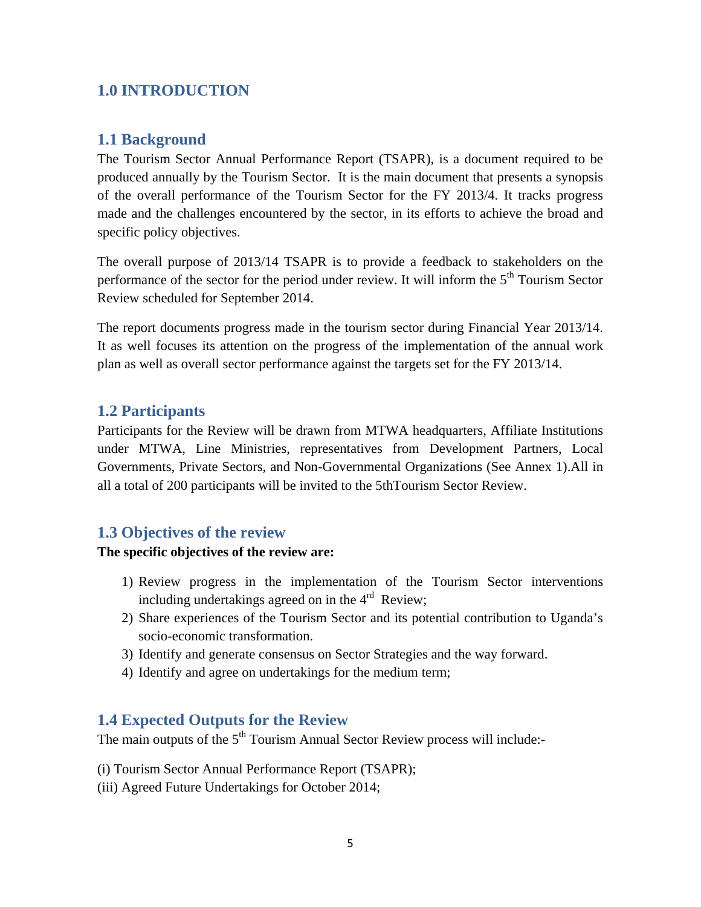# 1.0 INTRODUCTION

## 1.1 Background

The Tourism Sector Annual Performance Report (TSAPR), is a document required to be produced annually by the Tourism Sector. It is the main document that presents a synopsis of the overall performance of the Tourism Sector for the FY 2013/4. It tracks progress made and the challenges encountered by the sector, in its efforts to achieve the broad and specific policy objectives.

The overall purpose of 2013/14 TSAPR is to provide a feedback to stakeholders on the performance of the sector for the period under review. It will inform the 5th Tourism Sector Review scheduled for September 2014.

The report documents progress made in the tourism sector during Financial Year 2013/14. It as well focuses its attention on the progress of the implementation of the annual work plan as well as overall sector performance against the targets set for the FY 2013/14.

## 1.2 Participants

Participants for the Review will be drawn from MTWA headquarters, Affiliate Institutions under MTWA, Line Ministries, representatives from Development Partners, Local Governments, Private Sectors, and Non-Governmental Organizations (See Annex 1).All in all a total of 200 participants will be invited to the 5thTourism Sector Review.

## 1.3 Objectives of the review

**The specific objectives of the review are:**

1) Review progress in the implementation of the Tourism Sector interventions including undertakings agreed on in the 4rd Review;
2) Share experiences of the Tourism Sector and its potential contribution to Uganda's socio-economic transformation.
3) Identify and generate consensus on Sector Strategies and the way forward.
4) Identify and agree on undertakings for the medium term;

## 1.4 Expected Outputs for the Review

The main outputs of the 5th Tourism Annual Sector Review process will include:-

(i) Tourism Sector Annual Performance Report (TSAPR);
(iii) Agreed Future Undertakings for October 2014;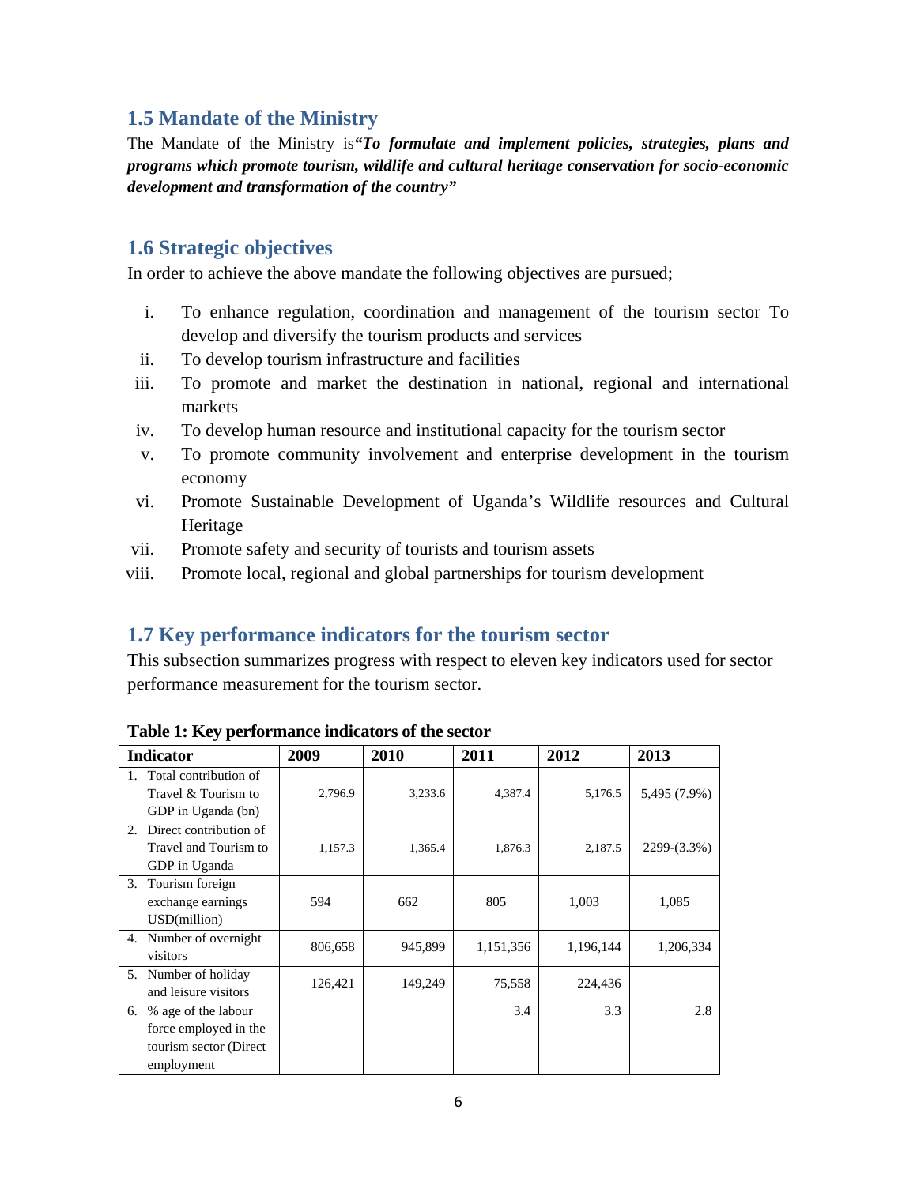## 1.5 Mandate of the Ministry

The Mandate of the Ministry is***"To formulate and implement policies, strategies, plans and programs which promote tourism, wildlife and cultural heritage conservation for socio-economic development and transformation of the country"***

## 1.6 Strategic objectives

In order to achieve the above mandate the following objectives are pursued;

i. To enhance regulation, coordination and management of the tourism sector To develop and diversify the tourism products and services
ii. To develop tourism infrastructure and facilities
iii. To promote and market the destination in national, regional and international markets
iv. To develop human resource and institutional capacity for the tourism sector
v. To promote community involvement and enterprise development in the tourism economy
vi. Promote Sustainable Development of Uganda's Wildlife resources and Cultural Heritage
vii. Promote safety and security of tourists and tourism assets
viii. Promote local, regional and global partnerships for tourism development

## 1.7 Key performance indicators for the tourism sector

This subsection summarizes progress with respect to eleven key indicators used for sector performance measurement for the tourism sector.

**Table 1: Key performance indicators of the sector**

| Indicator | 2009 | 2010 | 2011 | 2012 | 2013 |
|---|---|---|---|---|---|
| 1. Total contribution of Travel & Tourism to GDP in Uganda (bn) | 2,796.9 | 3,233.6 | 4,387.4 | 5,176.5 | 5,495 (7.9%) |
| 2. Direct contribution of Travel and Tourism to GDP in Uganda | 1,157.3 | 1,365.4 | 1,876.3 | 2,187.5 | 2299-(3.3%) |
| 3. Tourism foreign exchange earnings USD(million) | 594 | 662 | 805 | 1,003 | 1,085 |
| 4. Number of overnight visitors | 806,658 | 945,899 | 1,151,356 | 1,196,144 | 1,206,334 |
| 5. Number of holiday and leisure visitors | 126,421 | 149,249 | 75,558 | 224,436 | |
| 6. % age of the labour force employed in the tourism sector (Direct employment | | | 3.4 | 3.3 | 2.8 |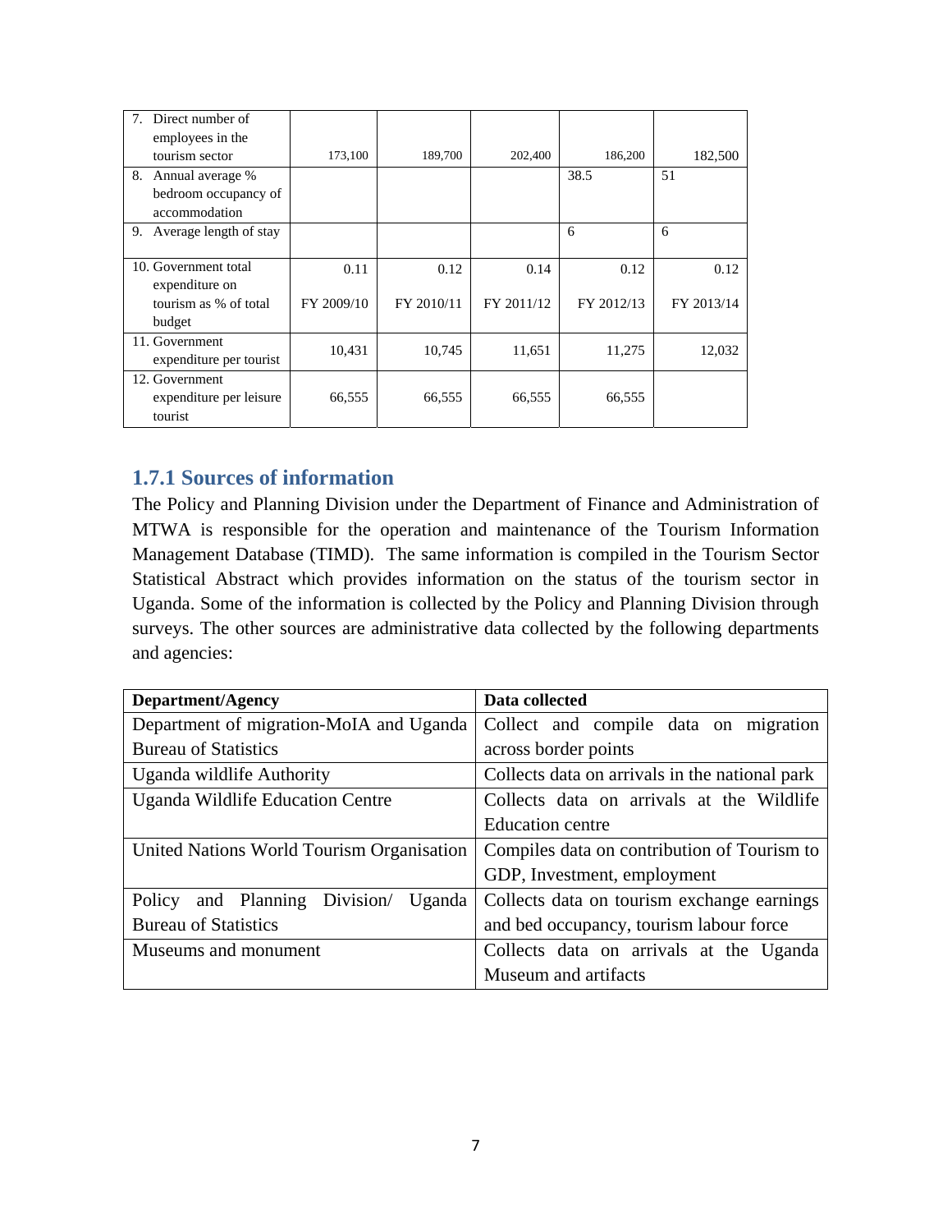| | | | | | |
|---|---|---|---|---|---|
| 7. Direct number of employees in the tourism sector | 173,100 | 189,700 | 202,400 | 186,200 | 182,500 |
| 8. Annual average % bedroom occupancy of accommodation | | | | 38.5 | 51 |
| 9. Average length of stay | | | | 6 | 6 |
| 10. Government total expenditure on tourism as % of total budget | 0.11<br>FY 2009/10 | 0.12<br>FY 2010/11 | 0.14<br>FY 2011/12 | 0.12<br>FY 2012/13 | 0.12<br>FY 2013/14 |
| 11. Government expenditure per tourist | 10,431 | 10,745 | 11,651 | 11,275 | 12,032 |
| 12. Government expenditure per leisure tourist | 66,555 | 66,555 | 66,555 | 66,555 | |

### 1.7.1 Sources of information

The Policy and Planning Division under the Department of Finance and Administration of MTWA is responsible for the operation and maintenance of the Tourism Information Management Database (TIMD). The same information is compiled in the Tourism Sector Statistical Abstract which provides information on the status of the tourism sector in Uganda. Some of the information is collected by the Policy and Planning Division through surveys. The other sources are administrative data collected by the following departments and agencies:

| Department/Agency | Data collected |
|---|---|
| Department of migration-MoIA and Uganda Bureau of Statistics | Collect and compile data on migration across border points |
| Uganda wildlife Authority | Collects data on arrivals in the national park |
| Uganda Wildlife Education Centre | Collects data on arrivals at the Wildlife Education centre |
| United Nations World Tourism Organisation | Compiles data on contribution of Tourism to GDP, Investment, employment |
| Policy and Planning Division/ Uganda Bureau of Statistics | Collects data on tourism exchange earnings and bed occupancy, tourism labour force |
| Museums and monument | Collects data on arrivals at the Uganda Museum and artifacts |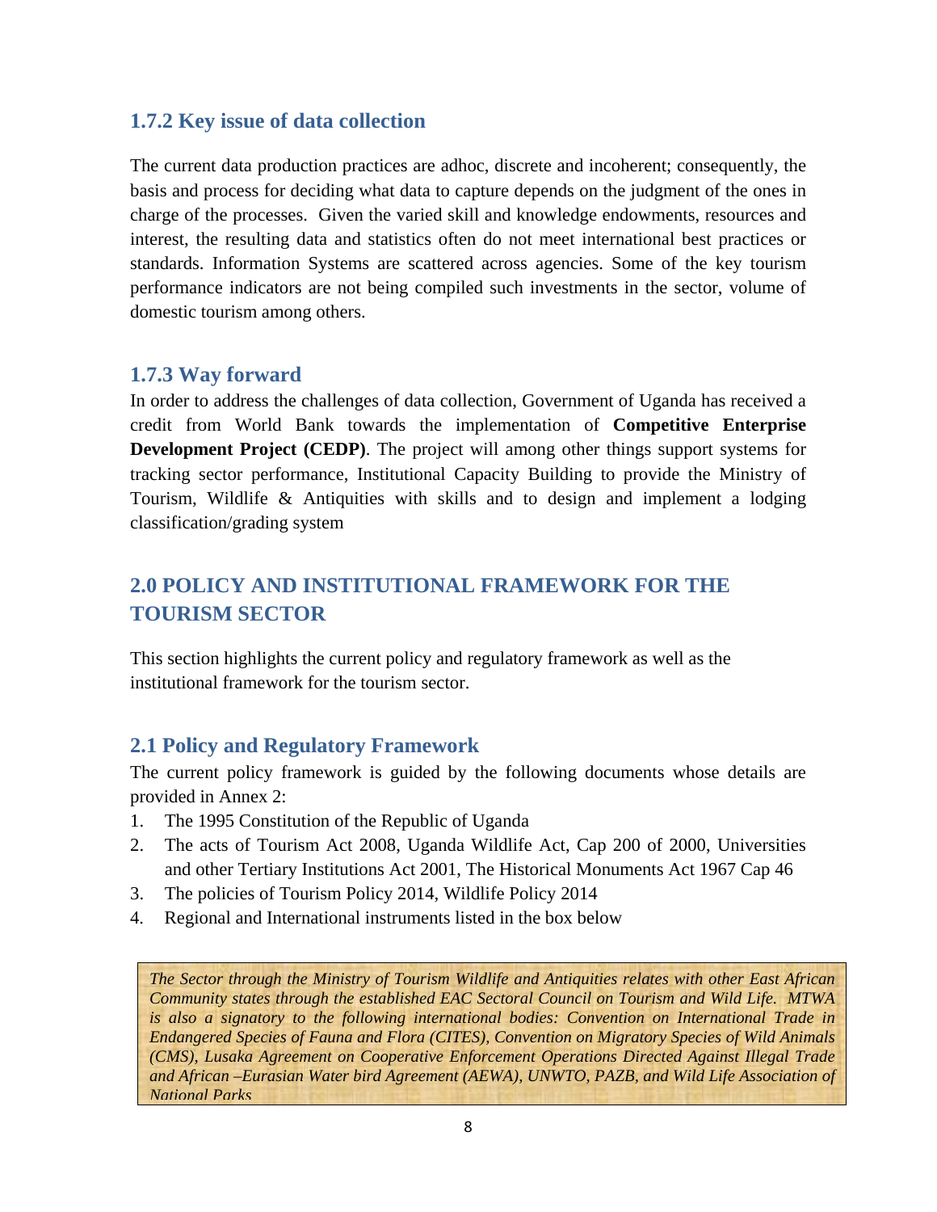### 1.7.2 Key issue of data collection

The current data production practices are adhoc, discrete and incoherent; consequently, the basis and process for deciding what data to capture depends on the judgment of the ones in charge of the processes. Given the varied skill and knowledge endowments, resources and interest, the resulting data and statistics often do not meet international best practices or standards. Information Systems are scattered across agencies. Some of the key tourism performance indicators are not being compiled such investments in the sector, volume of domestic tourism among others.

### 1.7.3 Way forward

In order to address the challenges of data collection, Government of Uganda has received a credit from World Bank towards the implementation of **Competitive Enterprise Development Project (CEDP)**. The project will among other things support systems for tracking sector performance, Institutional Capacity Building to provide the Ministry of Tourism, Wildlife & Antiquities with skills and to design and implement a lodging classification/grading system

## 2.0 POLICY AND INSTITUTIONAL FRAMEWORK FOR THE TOURISM SECTOR

This section highlights the current policy and regulatory framework as well as the institutional framework for the tourism sector.

### 2.1 Policy and Regulatory Framework

The current policy framework is guided by the following documents whose details are provided in Annex 2:

1. The 1995 Constitution of the Republic of Uganda
2. The acts of Tourism Act 2008, Uganda Wildlife Act, Cap 200 of 2000, Universities and other Tertiary Institutions Act 2001, The Historical Monuments Act 1967 Cap 46
3. The policies of Tourism Policy 2014, Wildlife Policy 2014
4. Regional and International instruments listed in the box below

*The Sector through the Ministry of Tourism Wildlife and Antiquities relates with other East African Community states through the established EAC Sectoral Council on Tourism and Wild Life. MTWA is also a signatory to the following international bodies: Convention on International Trade in Endangered Species of Fauna and Flora (CITES), Convention on Migratory Species of Wild Animals (CMS), Lusaka Agreement on Cooperative Enforcement Operations Directed Against Illegal Trade and African –Eurasian Water bird Agreement (AEWA), UNWTO, PAZB, and Wild Life Association of National Parks*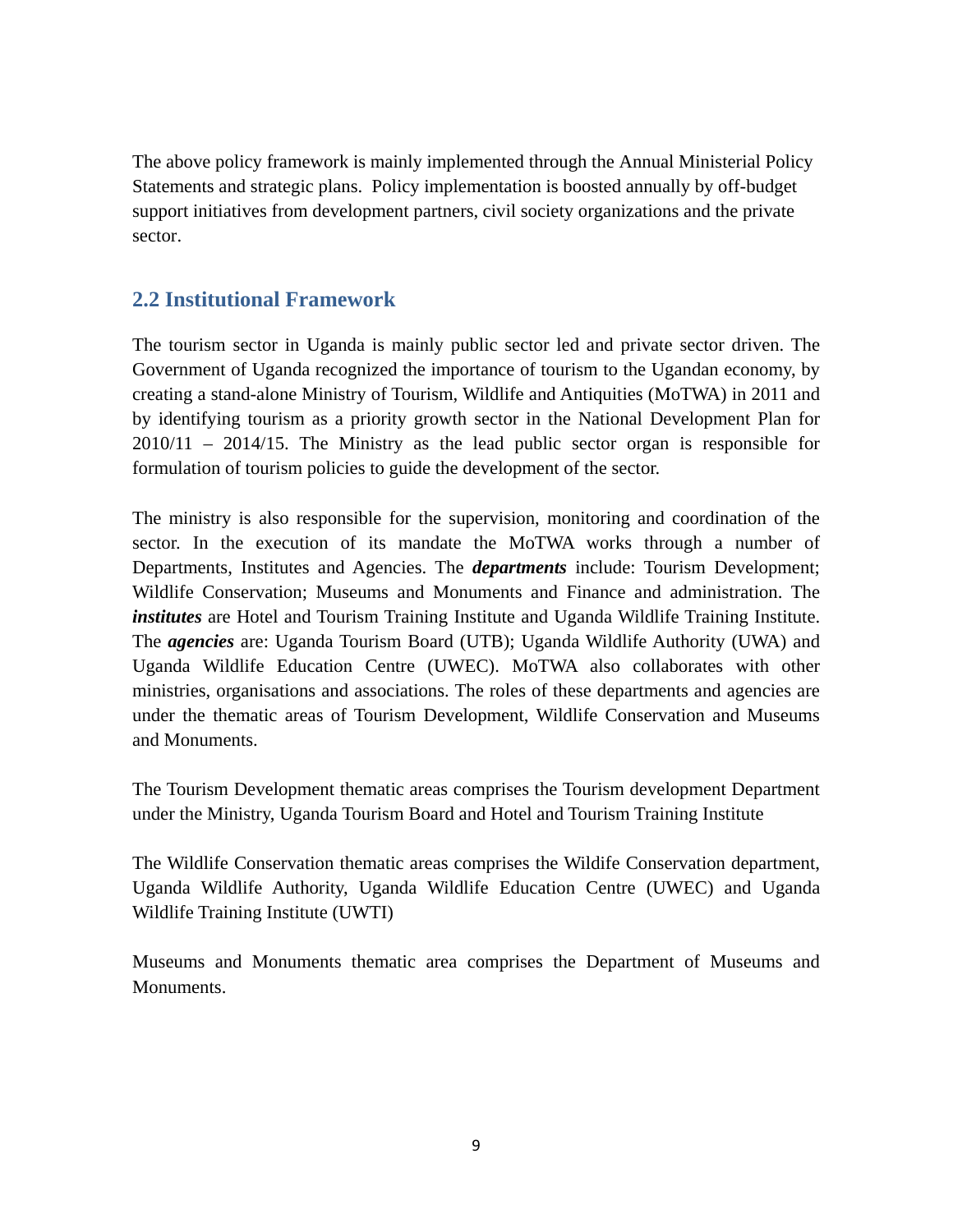The above policy framework is mainly implemented through the Annual Ministerial Policy Statements and strategic plans. Policy implementation is boosted annually by off-budget support initiatives from development partners, civil society organizations and the private sector.

## 2.2 Institutional Framework

The tourism sector in Uganda is mainly public sector led and private sector driven. The Government of Uganda recognized the importance of tourism to the Ugandan economy, by creating a stand-alone Ministry of Tourism, Wildlife and Antiquities (MoTWA) in 2011 and by identifying tourism as a priority growth sector in the National Development Plan for 2010/11 – 2014/15. The Ministry as the lead public sector organ is responsible for formulation of tourism policies to guide the development of the sector.

The ministry is also responsible for the supervision, monitoring and coordination of the sector. In the execution of its mandate the MoTWA works through a number of Departments, Institutes and Agencies. The ***departments*** include: Tourism Development; Wildlife Conservation; Museums and Monuments and Finance and administration. The ***institutes*** are Hotel and Tourism Training Institute and Uganda Wildlife Training Institute. The ***agencies*** are: Uganda Tourism Board (UTB); Uganda Wildlife Authority (UWA) and Uganda Wildlife Education Centre (UWEC). MoTWA also collaborates with other ministries, organisations and associations. The roles of these departments and agencies are under the thematic areas of Tourism Development, Wildlife Conservation and Museums and Monuments.

The Tourism Development thematic areas comprises the Tourism development Department under the Ministry, Uganda Tourism Board and Hotel and Tourism Training Institute

The Wildlife Conservation thematic areas comprises the Wildife Conservation department, Uganda Wildlife Authority, Uganda Wildlife Education Centre (UWEC) and Uganda Wildlife Training Institute (UWTI)

Museums and Monuments thematic area comprises the Department of Museums and Monuments.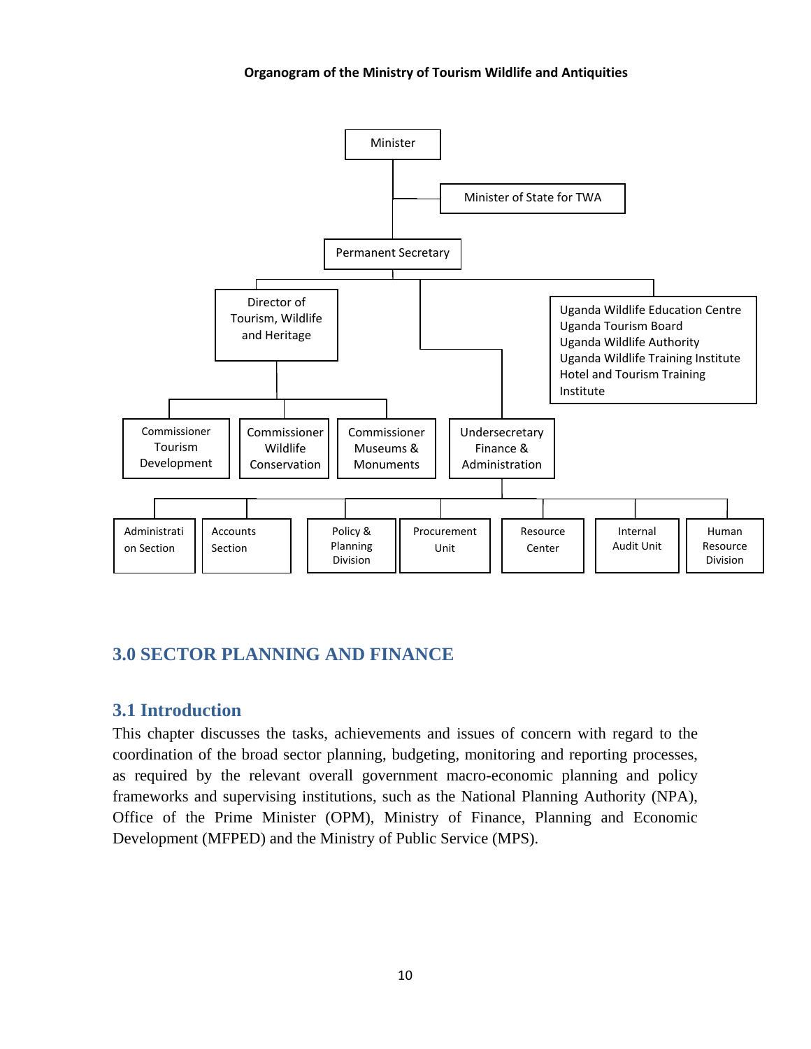**Organogram of the Ministry of Tourism Wildlife and Antiquities**

- Minister
  - Minister of State for TWA
  - Permanent Secretary
    - Director of Tourism, Wildlife and Heritage
      - Commissioner Tourism Development
      - Commissioner Wildlife Conservation
      - Commissioner Museums & Monuments
    - Undersecretary Finance & Administration
      - Administration Section
      - Accounts Section
      - Policy & Planning Division
      - Procurement Unit
      - Resource Center
      - Internal Audit Unit
      - Human Resource Division
    - Uganda Wildlife Education Centre; Uganda Tourism Board; Uganda Wildlife Authority; Uganda Wildlife Training Institute; Hotel and Tourism Training Institute

## 3.0 SECTOR PLANNING AND FINANCE

### 3.1 Introduction

This chapter discusses the tasks, achievements and issues of concern with regard to the coordination of the broad sector planning, budgeting, monitoring and reporting processes, as required by the relevant overall government macro-economic planning and policy frameworks and supervising institutions, such as the National Planning Authority (NPA), Office of the Prime Minister (OPM), Ministry of Finance, Planning and Economic Development (MFPED) and the Ministry of Public Service (MPS).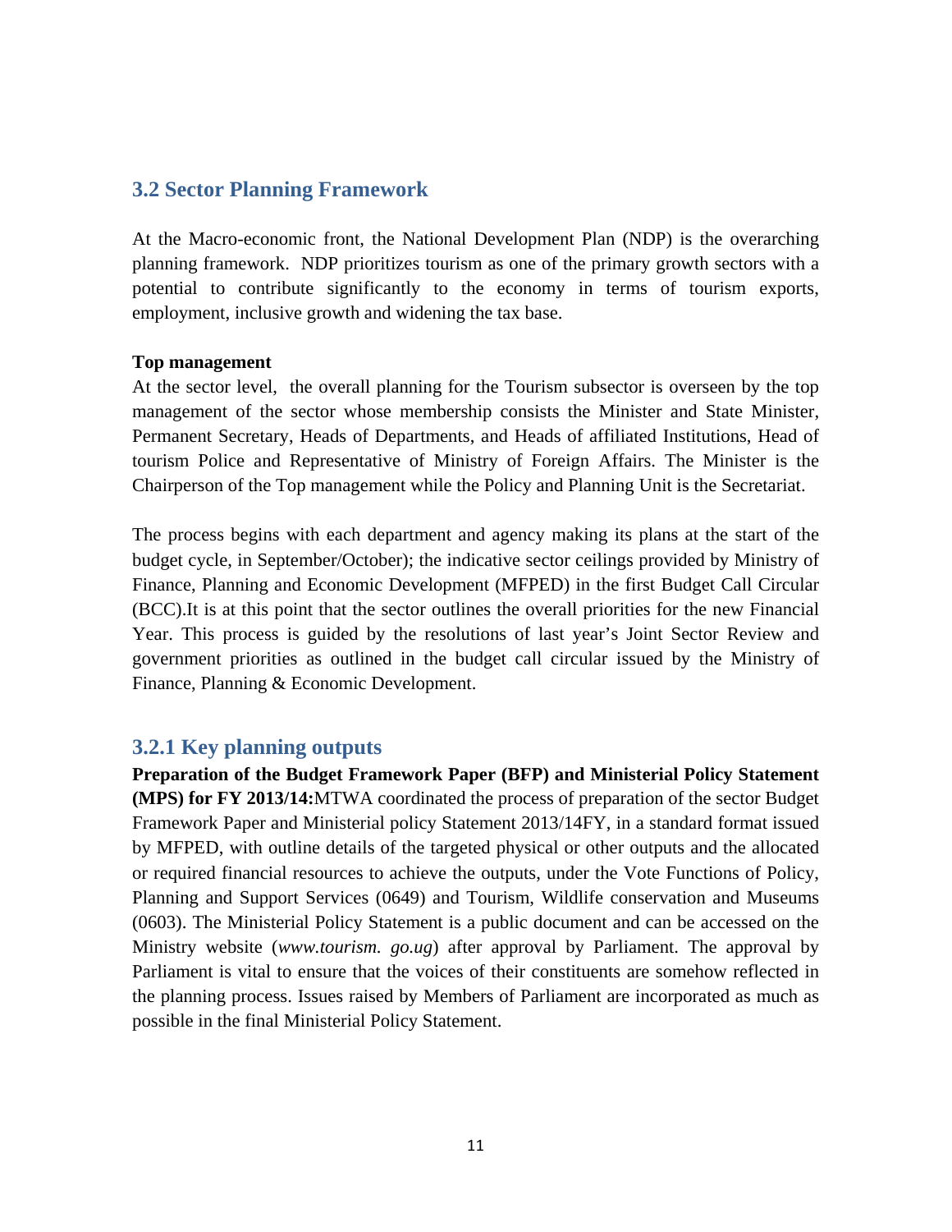## 3.2 Sector Planning Framework

At the Macro-economic front, the National Development Plan (NDP) is the overarching planning framework. NDP prioritizes tourism as one of the primary growth sectors with a potential to contribute significantly to the economy in terms of tourism exports, employment, inclusive growth and widening the tax base.

**Top management**

At the sector level, the overall planning for the Tourism subsector is overseen by the top management of the sector whose membership consists the Minister and State Minister, Permanent Secretary, Heads of Departments, and Heads of affiliated Institutions, Head of tourism Police and Representative of Ministry of Foreign Affairs. The Minister is the Chairperson of the Top management while the Policy and Planning Unit is the Secretariat.

The process begins with each department and agency making its plans at the start of the budget cycle, in September/October); the indicative sector ceilings provided by Ministry of Finance, Planning and Economic Development (MFPED) in the first Budget Call Circular (BCC).It is at this point that the sector outlines the overall priorities for the new Financial Year. This process is guided by the resolutions of last year's Joint Sector Review and government priorities as outlined in the budget call circular issued by the Ministry of Finance, Planning & Economic Development.

### 3.2.1 Key planning outputs

**Preparation of the Budget Framework Paper (BFP) and Ministerial Policy Statement (MPS) for FY 2013/14:**MTWA coordinated the process of preparation of the sector Budget Framework Paper and Ministerial policy Statement 2013/14FY, in a standard format issued by MFPED, with outline details of the targeted physical or other outputs and the allocated or required financial resources to achieve the outputs, under the Vote Functions of Policy, Planning and Support Services (0649) and Tourism, Wildlife conservation and Museums (0603). The Ministerial Policy Statement is a public document and can be accessed on the Ministry website (*www.tourism. go.ug*) after approval by Parliament. The approval by Parliament is vital to ensure that the voices of their constituents are somehow reflected in the planning process. Issues raised by Members of Parliament are incorporated as much as possible in the final Ministerial Policy Statement.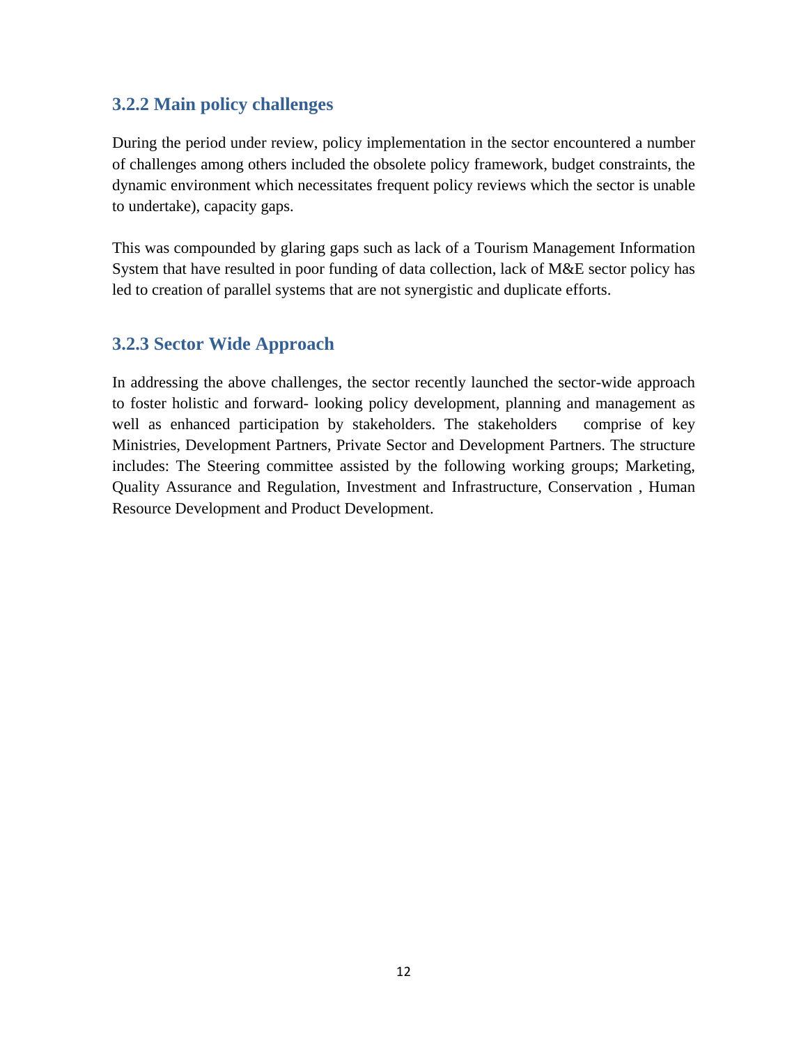### 3.2.2 Main policy challenges

During the period under review, policy implementation in the sector encountered a number of challenges among others included the obsolete policy framework, budget constraints, the dynamic environment which necessitates frequent policy reviews which the sector is unable to undertake), capacity gaps.

This was compounded by glaring gaps such as lack of a Tourism Management Information System that have resulted in poor funding of data collection, lack of M&E sector policy has led to creation of parallel systems that are not synergistic and duplicate efforts.

### 3.2.3 Sector Wide Approach

In addressing the above challenges, the sector recently launched the sector-wide approach to foster holistic and forward- looking policy development, planning and management as well as enhanced participation by stakeholders. The stakeholders comprise of key Ministries, Development Partners, Private Sector and Development Partners. The structure includes: The Steering committee assisted by the following working groups; Marketing, Quality Assurance and Regulation, Investment and Infrastructure, Conservation , Human Resource Development and Product Development.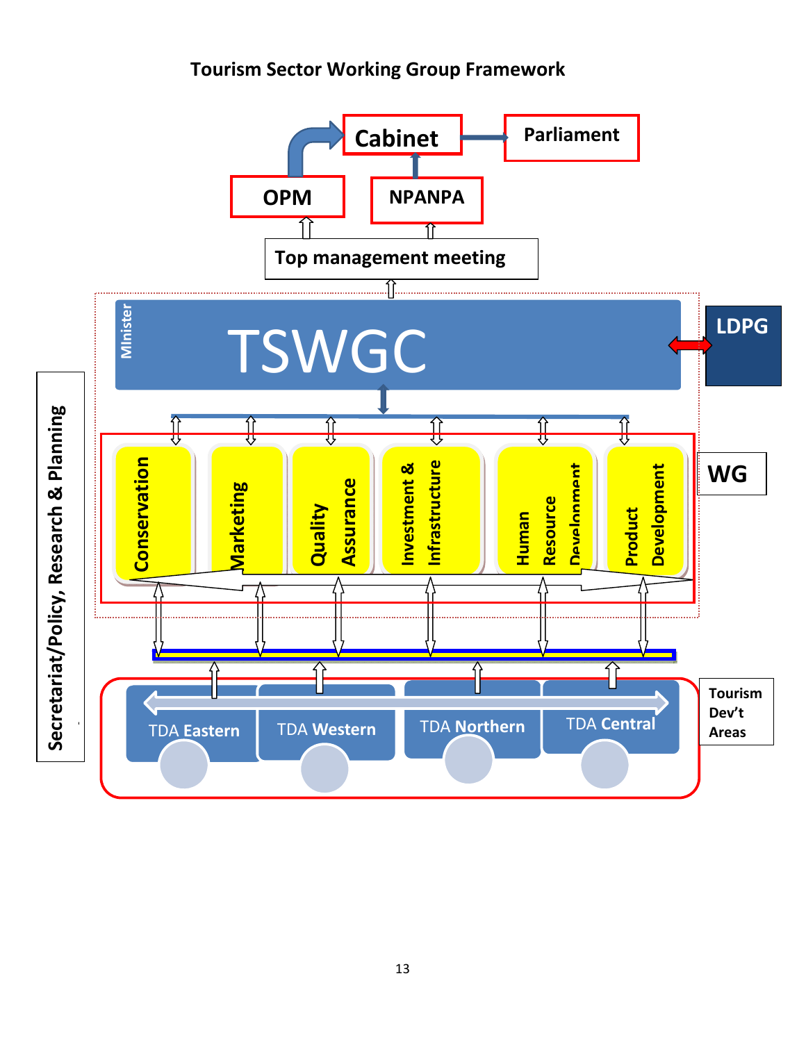**Tourism Sector Working Group Framework**

Cabinet

Parliament

OPM

NPANPA

Top management meeting

Minister

TSWGC

LDPG

Conservation

Marketing

Quality Assurance

Investment & Infrastructure

Human Resource Development

Product Development

WG

Secretariat/Policy, Research & Planning

TDA Eastern

TDA Western

TDA Northern

TDA Central

Tourism Dev't Areas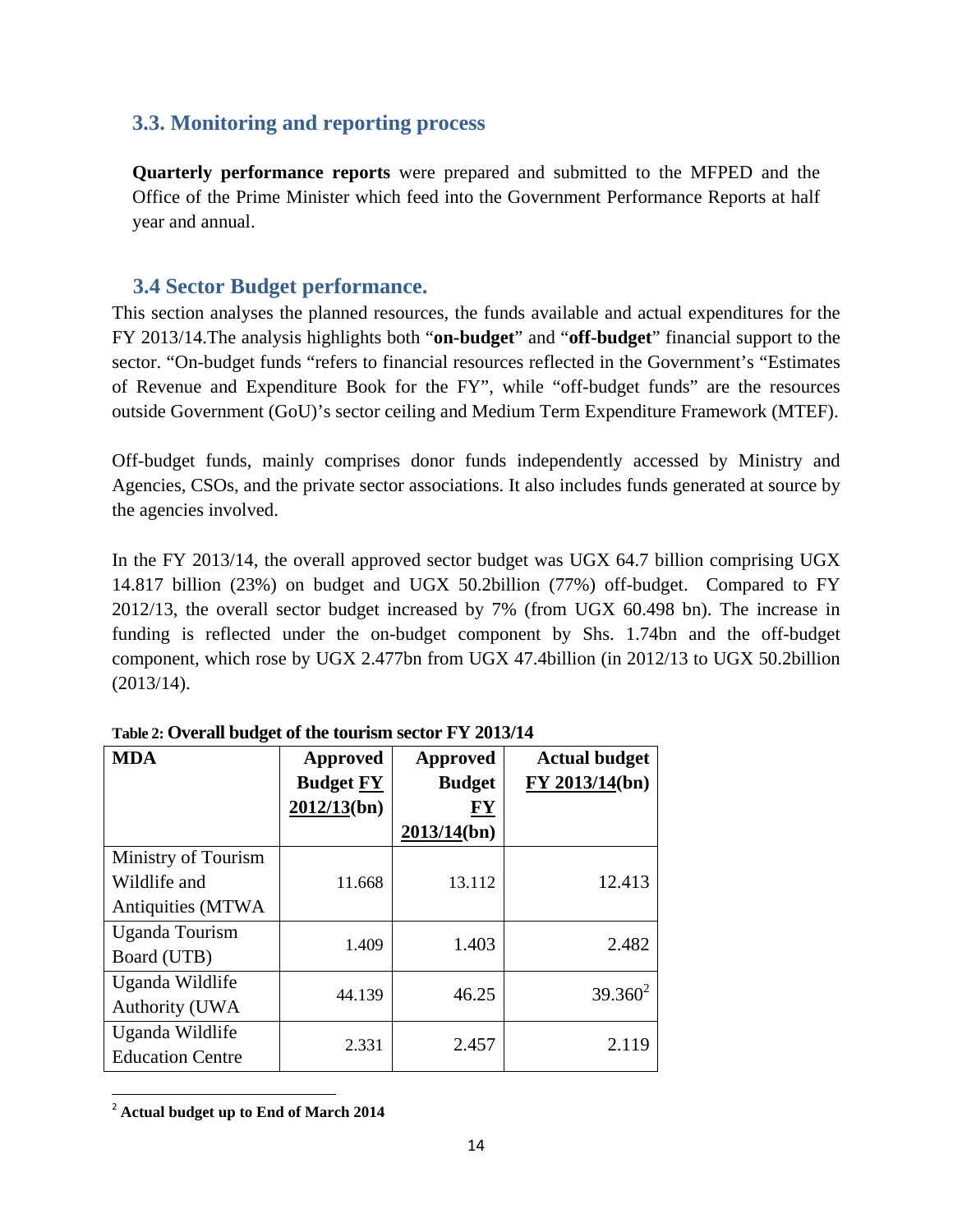## 3.3. Monitoring and reporting process

**Quarterly performance reports** were prepared and submitted to the MFPED and the Office of the Prime Minister which feed into the Government Performance Reports at half year and annual.

## 3.4 Sector Budget performance.

This section analyses the planned resources, the funds available and actual expenditures for the FY 2013/14.The analysis highlights both "**on-budget**" and "**off-budget**" financial support to the sector. "On-budget funds "refers to financial resources reflected in the Government's "Estimates of Revenue and Expenditure Book for the FY", while "off-budget funds" are the resources outside Government (GoU)'s sector ceiling and Medium Term Expenditure Framework (MTEF).

Off-budget funds, mainly comprises donor funds independently accessed by Ministry and Agencies, CSOs, and the private sector associations. It also includes funds generated at source by the agencies involved.

In the FY 2013/14, the overall approved sector budget was UGX 64.7 billion comprising UGX 14.817 billion (23%) on budget and UGX 50.2billion (77%) off-budget. Compared to FY 2012/13, the overall sector budget increased by 7% (from UGX 60.498 bn). The increase in funding is reflected under the on-budget component by Shs. 1.74bn and the off-budget component, which rose by UGX 2.477bn from UGX 47.4billion (in 2012/13 to UGX 50.2billion (2013/14).

**Table 2: Overall budget of the tourism sector FY 2013/14**

| MDA | Approved Budget FY 2012/13(bn) | Approved Budget FY 2013/14(bn) | Actual budget FY 2013/14(bn) |
|---|---|---|---|
| Ministry of Tourism Wildlife and Antiquities (MTWA | 11.668 | 13.112 | 12.413 |
| Uganda Tourism Board (UTB) | 1.409 | 1.403 | 2.482 |
| Uganda Wildlife Authority (UWA | 44.139 | 46.25 | 39.360[2] |
| Uganda Wildlife Education Centre | 2.331 | 2.457 | 2.119 |

[2] **Actual budget up to End of March 2014**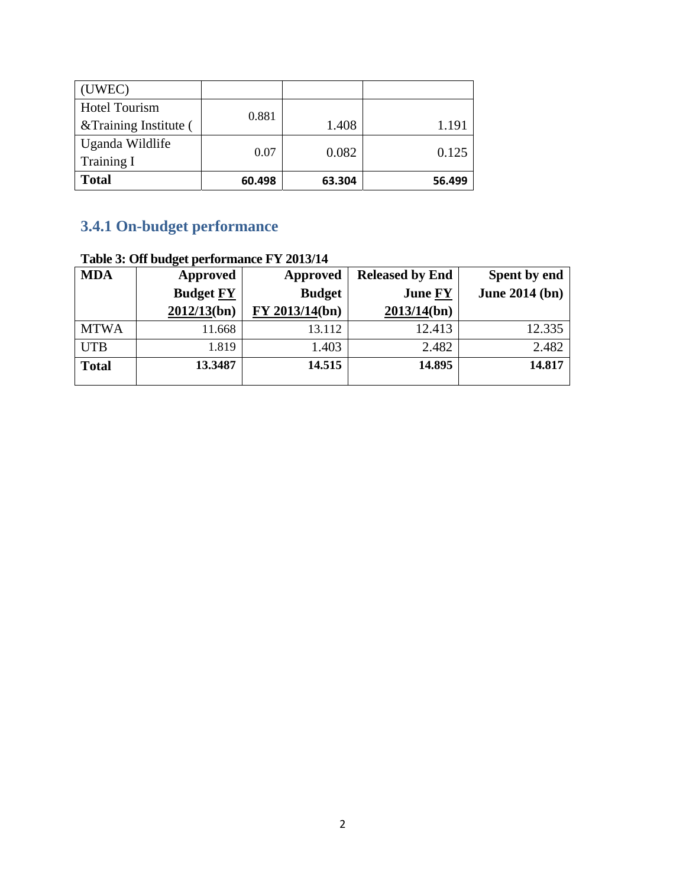| (UWEC) | | | |
|---|---|---|---|
| Hotel Tourism &Training Institute ( | 0.881 | 1.408 | 1.191 |
| Uganda Wildlife Training I | 0.07 | 0.082 | 0.125 |
| **Total** | **60.498** | **63.304** | **56.499** |

### 3.4.1 On-budget performance

**Table 3: Off budget performance FY 2013/14**

| MDA | Approved Budget FY 2012/13(bn) | Approved Budget FY 2013/14(bn) | Released by End June FY 2013/14(bn) | Spent by end June 2014 (bn) |
|---|---|---|---|---|
| MTWA | 11.668 | 13.112 | 12.413 | 12.335 |
| UTB | 1.819 | 1.403 | 2.482 | 2.482 |
| **Total** | **13.3487** | **14.515** | **14.895** | **14.817** |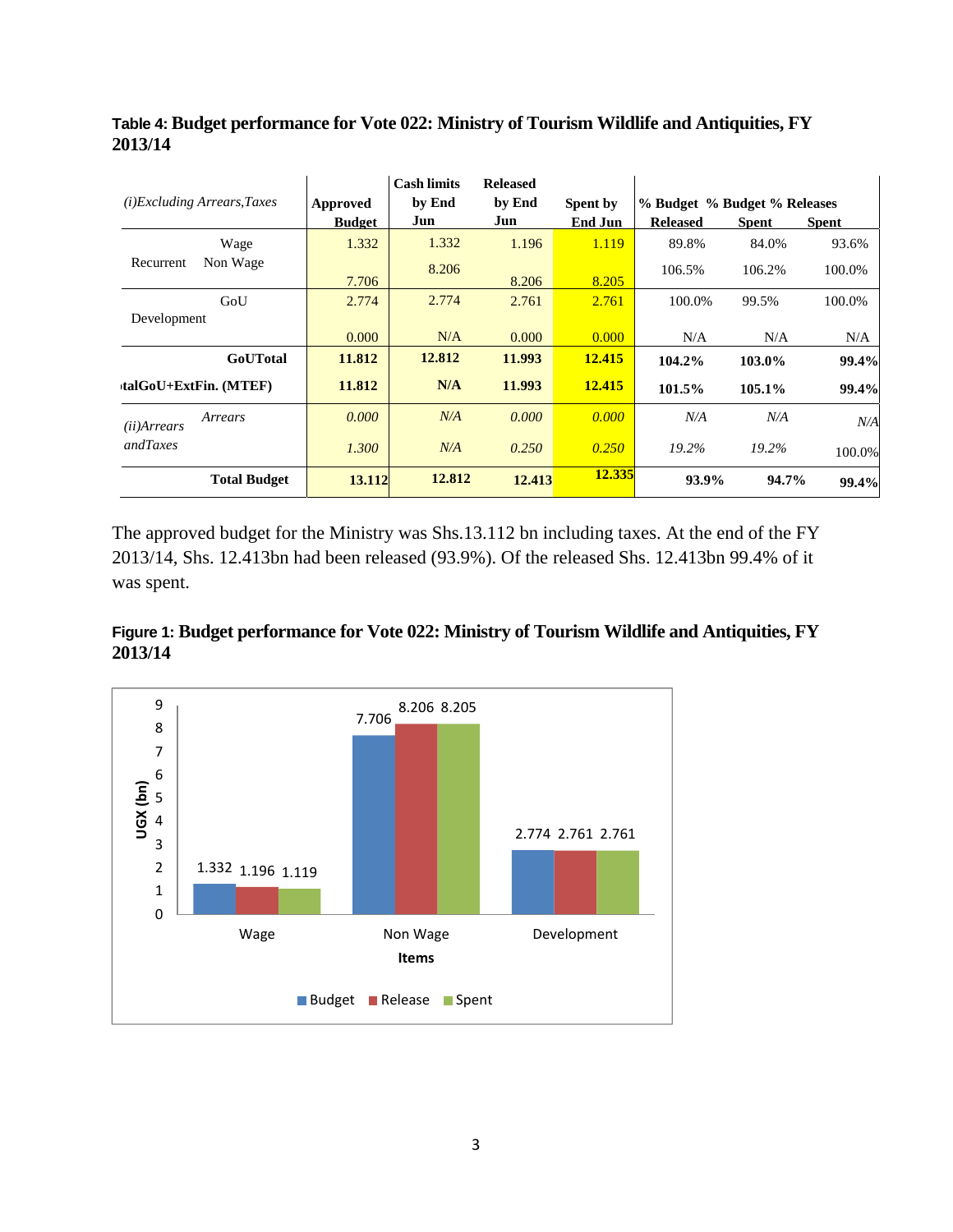**Table 4: Budget performance for Vote 022: Ministry of Tourism Wildlife and Antiquities, FY 2013/14**

| *(i)Excluding Arrears,Taxes* | | Approved Budget | Cash limits by End Jun | Released by End Jun | Spent by End Jun | % Budget Released | % Budget Spent | % Releases Spent |
|---|---|---|---|---|---|---|---|---|
| Recurrent | Wage | 1.332 | 1.332 | 1.196 | 1.119 | 89.8% | 84.0% | 93.6% |
| | Non Wage | 7.706 | 8.206 | 8.206 | 8.205 | 106.5% | 106.2% | 100.0% |
| Development | GoU | 2.774 | 2.774 | 2.761 | 2.761 | 100.0% | 99.5% | 100.0% |
| | | 0.000 | N/A | 0.000 | 0.000 | N/A | N/A | N/A |
| | **GoUTotal** | **11.812** | **12.812** | **11.993** | **12.415** | **104.2%** | **103.0%** | **99.4%** |
| **talGoU+ExtFin. (MTEF)** | | **11.812** | **N/A** | **11.993** | **12.415** | **101.5%** | **105.1%** | **99.4%** |
| *(ii)Arrears andTaxes* | *Arrears* | *0.000* | *N/A* | *0.000* | *0.000* | *N/A* | *N/A* | *N/A* |
| | | *1.300* | *N/A* | *0.250* | *0.250* | *19.2%* | *19.2%* | 100.0% |
| | **Total Budget** | **13.112** | **12.812** | **12.413** | **12.335** | **93.9%** | **94.7%** | **99.4%** |

The approved budget for the Ministry was Shs.13.112 bn including taxes. At the end of the FY 2013/14, Shs. 12.413bn had been released (93.9%). Of the released Shs. 12.413bn 99.4% of it was spent.

**Figure 1: Budget performance for Vote 022: Ministry of Tourism Wildlife and Antiquities, FY 2013/14**

| Items (UGX bn) | Budget | Release | Spent |
|---|---|---|---|
| Wage | 1.332 | 1.196 | 1.119 |
| Non Wage | 7.706 | 8.206 | 8.205 |
| Development | 2.774 | 2.761 | 2.761 |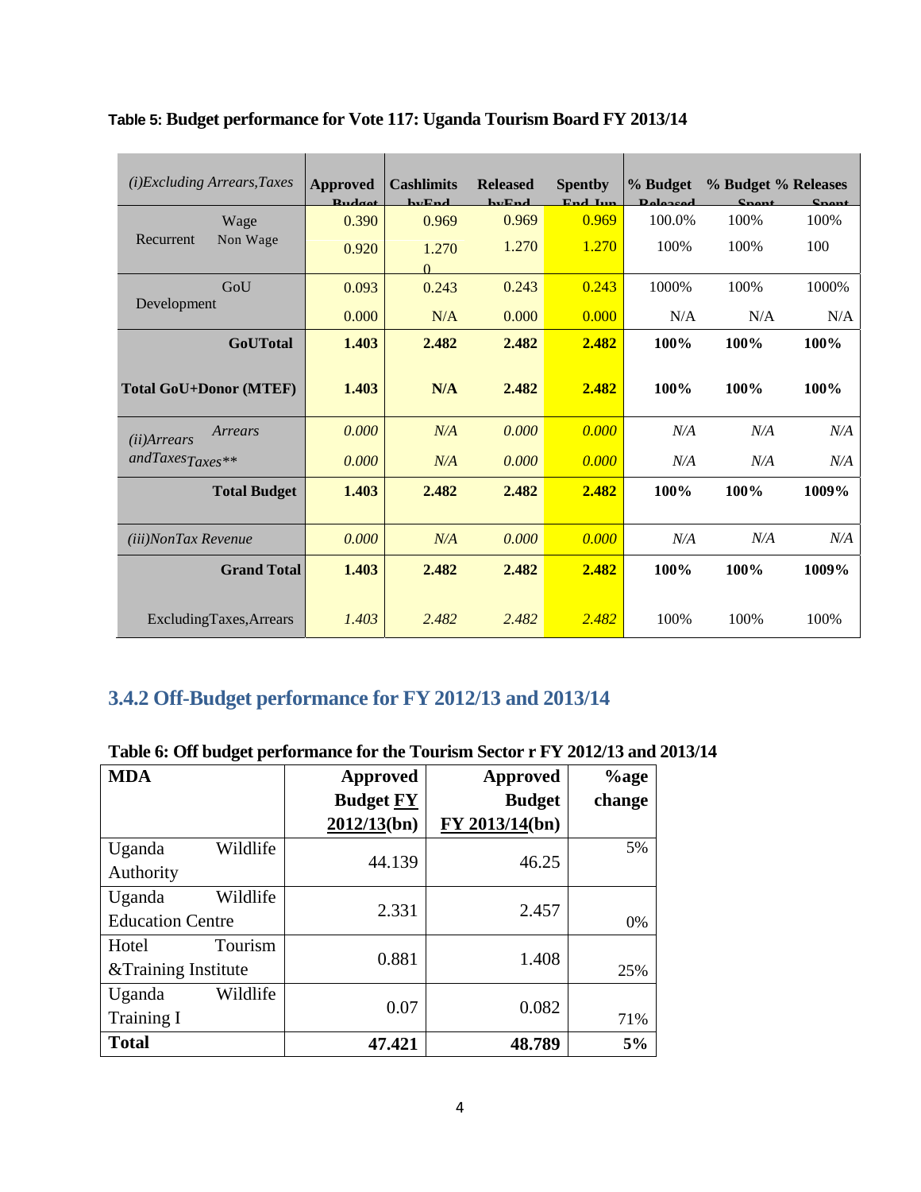**Table 5: Budget performance for Vote 117: Uganda Tourism Board FY 2013/14**

| *(i)Excluding Arrears,Taxes* | | Approved Budget | Cashlimits byEnd | Released byEnd | Spentby End Jun | % Budget Released | % Budget Spent | % Releases Spent |
|---|---|---|---|---|---|---|---|---|
| Recurrent | Wage | 0.390 | 0.969 | 0.969 | 0.969 | 100.0% | 100% | 100% |
| | Non Wage | 0.920 | 1.270 0 | 1.270 | 1.270 | 100% | 100% | 100 |
| Development | GoU | 0.093 | 0.243 | 0.243 | 0.243 | 1000% | 100% | 1000% |
| | | 0.000 | N/A | 0.000 | 0.000 | N/A | N/A | N/A |
| **GoUTotal** | | **1.403** | **2.482** | **2.482** | **2.482** | **100%** | **100%** | **100%** |
| **Total GoU+Donor (MTEF)** | | **1.403** | **N/A** | **2.482** | **2.482** | **100%** | **100%** | **100%** |
| *(ii)Arrears andTaxes* | *Arrears* | *0.000* | *N/A* | *0.000* | *0.000* | *N/A* | *N/A* | *N/A* |
| | *Taxes*** | *0.000* | *N/A* | *0.000* | *0.000* | *N/A* | *N/A* | *N/A* |
| **Total Budget** | | **1.403** | **2.482** | **2.482** | **2.482** | **100%** | **100%** | **1009%** |
| *(iii)NonTax Revenue* | | *0.000* | *N/A* | *0.000* | *0.000* | *N/A* | *N/A* | *N/A* |
| **Grand Total** | | **1.403** | **2.482** | **2.482** | **2.482** | **100%** | **100%** | **1009%** |
| ExcludingTaxes,Arrears | | *1.403* | *2.482* | *2.482* | *2.482* | 100% | 100% | 100% |

## 3.4.2 Off-Budget performance for FY 2012/13 and 2013/14

**Table 6: Off budget performance for the Tourism Sector r FY 2012/13 and 2013/14**

| MDA | Approved Budget FY 2012/13(bn) | Approved Budget FY 2013/14(bn) | %age change |
|---|---|---|---|
| Uganda Wildlife Authority | 44.139 | 46.25 | 5% |
| Uganda Wildlife Education Centre | 2.331 | 2.457 | 0% |
| Hotel Tourism &Training Institute | 0.881 | 1.408 | 25% |
| Uganda Wildlife Training I | 0.07 | 0.082 | 71% |
| **Total** | **47.421** | **48.789** | **5%** |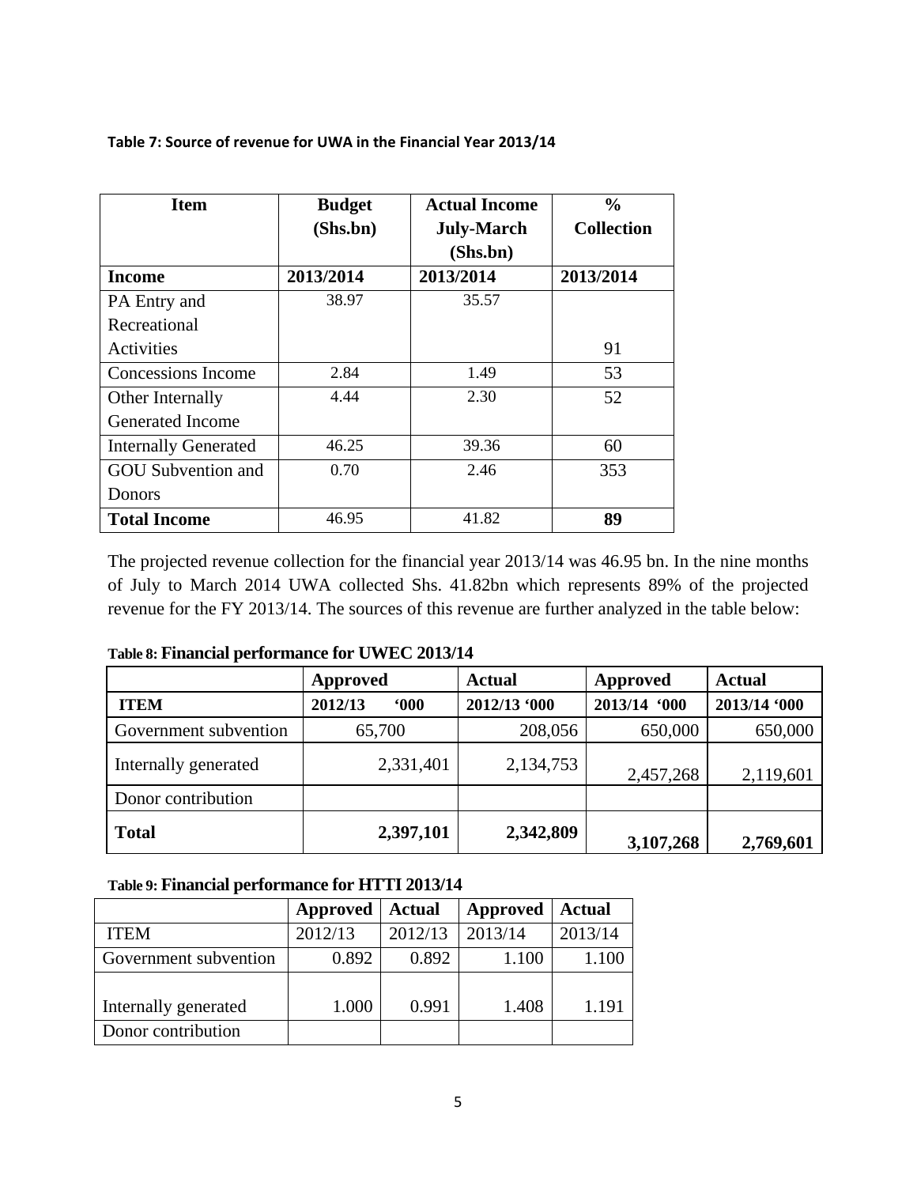**Table 7: Source of revenue for UWA in the Financial Year 2013/14**

| Item | Budget (Shs.bn) | Actual Income July-March (Shs.bn) | % Collection |
|---|---|---|---|
| **Income** | **2013/2014** | **2013/2014** | **2013/2014** |
| PA Entry and Recreational Activities | 38.97 | 35.57 | 91 |
| Concessions Income | 2.84 | 1.49 | 53 |
| Other Internally Generated Income | 4.44 | 2.30 | 52 |
| Internally Generated | 46.25 | 39.36 | 60 |
| GOU Subvention and Donors | 0.70 | 2.46 | 353 |
| **Total Income** | 46.95 | 41.82 | **89** |

The projected revenue collection for the financial year 2013/14 was 46.95 bn. In the nine months of July to March 2014 UWA collected Shs. 41.82bn which represents 89% of the projected revenue for the FY 2013/14. The sources of this revenue are further analyzed in the table below:

**Table 8: Financial performance for UWEC 2013/14**

| | **Approved** | **Actual** | **Approved** | **Actual** |
|---|---|---|---|---|
| **ITEM** | **2012/13 '000** | **2012/13 '000** | **2013/14 '000** | **2013/14 '000** |
| Government subvention | 65,700 | 208,056 | 650,000 | 650,000 |
| Internally generated | 2,331,401 | 2,134,753 | 2,457,268 | 2,119,601 |
| Donor contribution | | | | |
| **Total** | **2,397,101** | **2,342,809** | **3,107,268** | **2,769,601** |

**Table 9: Financial performance for HTTI 2013/14**

| | **Approved** | **Actual** | **Approved** | **Actual** |
|---|---|---|---|---|
| ITEM | 2012/13 | 2012/13 | 2013/14 | 2013/14 |
| Government subvention | 0.892 | 0.892 | 1.100 | 1.100 |
| Internally generated | 1.000 | 0.991 | 1.408 | 1.191 |
| Donor contribution | | | | |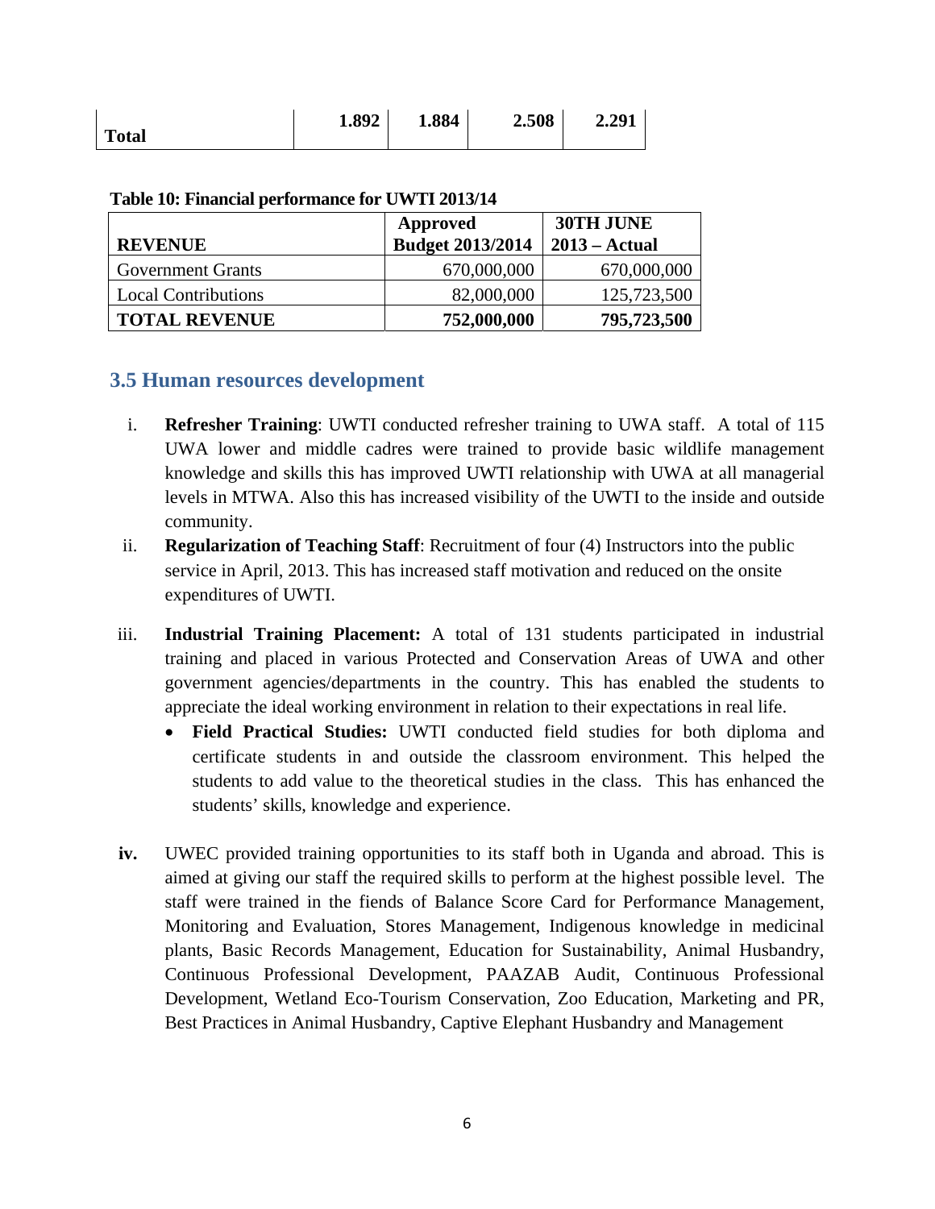| Total | 1.892 | 1.884 | 2.508 | 2.291 |
|---|---|---|---|---|

**Table 10: Financial performance for UWTI 2013/14**

| REVENUE | Approved Budget 2013/2014 | 30TH JUNE 2013 – Actual |
|---|---|---|
| Government Grants | 670,000,000 | 670,000,000 |
| Local Contributions | 82,000,000 | 125,723,500 |
| **TOTAL REVENUE** | **752,000,000** | **795,723,500** |

## 3.5 Human resources development

i. **Refresher Training**: UWTI conducted refresher training to UWA staff. A total of 115 UWA lower and middle cadres were trained to provide basic wildlife management knowledge and skills this has improved UWTI relationship with UWA at all managerial levels in MTWA. Also this has increased visibility of the UWTI to the inside and outside community.

ii. **Regularization of Teaching Staff**: Recruitment of four (4) Instructors into the public service in April, 2013. This has increased staff motivation and reduced on the onsite expenditures of UWTI.

iii. **Industrial Training Placement:** A total of 131 students participated in industrial training and placed in various Protected and Conservation Areas of UWA and other government agencies/departments in the country. This has enabled the students to appreciate the ideal working environment in relation to their expectations in real life.

   - **Field Practical Studies:** UWTI conducted field studies for both diploma and certificate students in and outside the classroom environment. This helped the students to add value to the theoretical studies in the class. This has enhanced the students' skills, knowledge and experience.

**iv.** UWEC provided training opportunities to its staff both in Uganda and abroad. This is aimed at giving our staff the required skills to perform at the highest possible level. The staff were trained in the fiends of Balance Score Card for Performance Management, Monitoring and Evaluation, Stores Management, Indigenous knowledge in medicinal plants, Basic Records Management, Education for Sustainability, Animal Husbandry, Continuous Professional Development, PAAZAB Audit, Continuous Professional Development, Wetland Eco-Tourism Conservation, Zoo Education, Marketing and PR, Best Practices in Animal Husbandry, Captive Elephant Husbandry and Management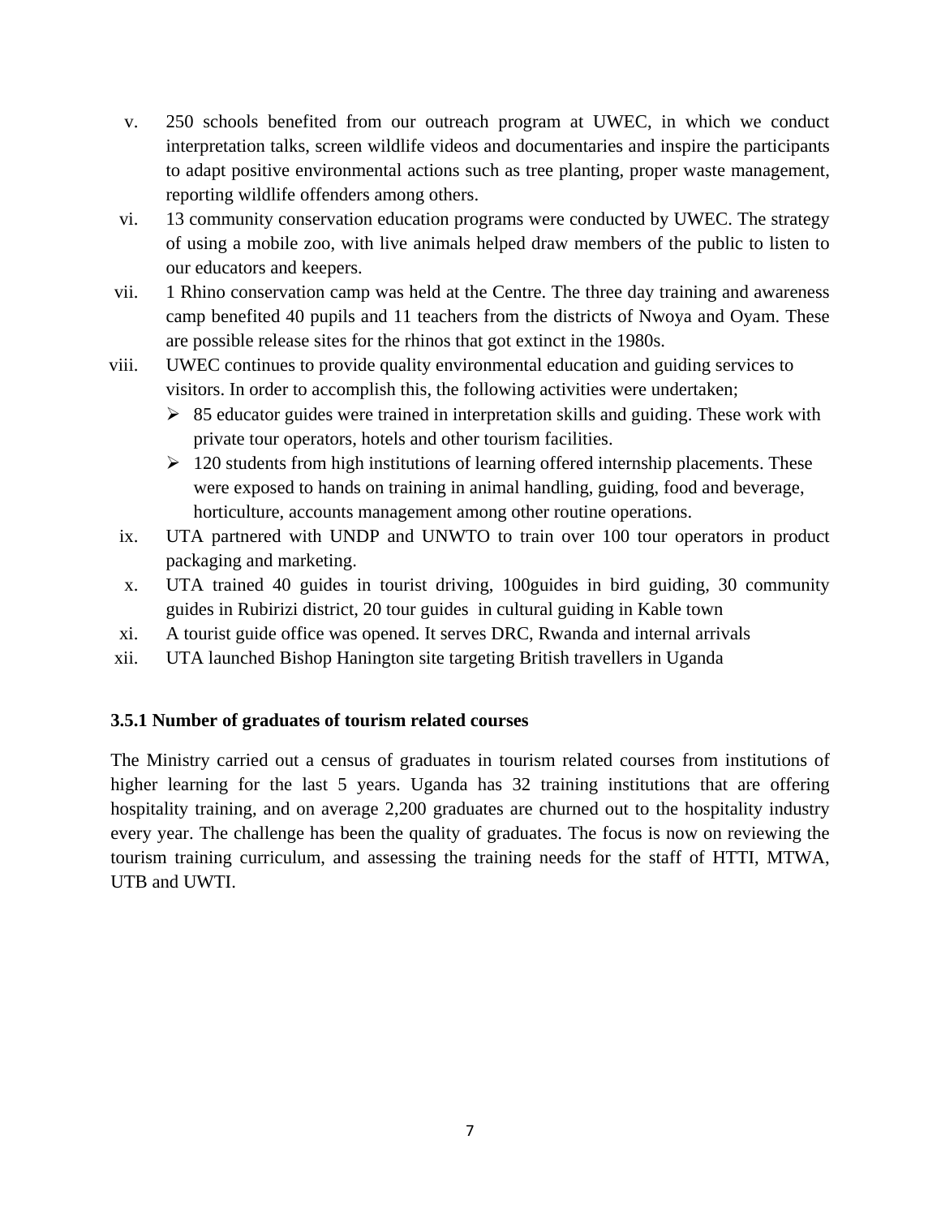v. 250 schools benefited from our outreach program at UWEC, in which we conduct interpretation talks, screen wildlife videos and documentaries and inspire the participants to adapt positive environmental actions such as tree planting, proper waste management, reporting wildlife offenders among others.

vi. 13 community conservation education programs were conducted by UWEC. The strategy of using a mobile zoo, with live animals helped draw members of the public to listen to our educators and keepers.

vii. 1 Rhino conservation camp was held at the Centre. The three day training and awareness camp benefited 40 pupils and 11 teachers from the districts of Nwoya and Oyam. These are possible release sites for the rhinos that got extinct in the 1980s.

viii. UWEC continues to provide quality environmental education and guiding services to visitors. In order to accomplish this, the following activities were undertaken;
   - 85 educator guides were trained in interpretation skills and guiding. These work with private tour operators, hotels and other tourism facilities.
   - 120 students from high institutions of learning offered internship placements. These were exposed to hands on training in animal handling, guiding, food and beverage, horticulture, accounts management among other routine operations.

ix. UTA partnered with UNDP and UNWTO to train over 100 tour operators in product packaging and marketing.

x. UTA trained 40 guides in tourist driving, 100guides in bird guiding, 30 community guides in Rubirizi district, 20 tour guides in cultural guiding in Kable town

xi. A tourist guide office was opened. It serves DRC, Rwanda and internal arrivals

xii. UTA launched Bishop Hanington site targeting British travellers in Uganda

### 3.5.1 Number of graduates of tourism related courses

The Ministry carried out a census of graduates in tourism related courses from institutions of higher learning for the last 5 years. Uganda has 32 training institutions that are offering hospitality training, and on average 2,200 graduates are churned out to the hospitality industry every year. The challenge has been the quality of graduates. The focus is now on reviewing the tourism training curriculum, and assessing the training needs for the staff of HTTI, MTWA, UTB and UWTI.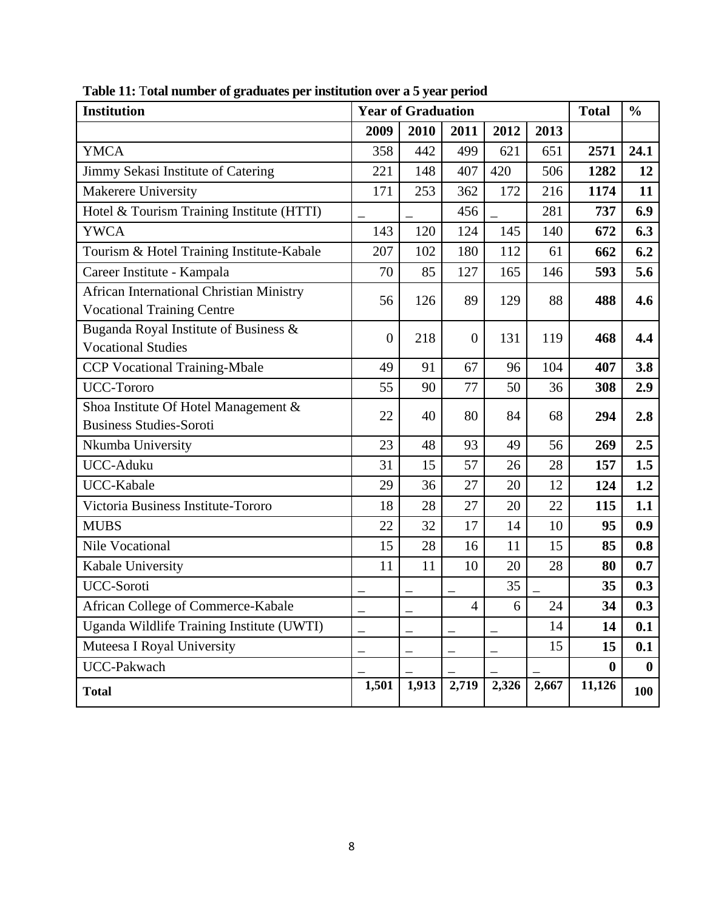**Table 11:** **Total number of graduates per institution over a 5 year period**

| Institution | Year of Graduation | | | | | Total | % |
|---|---|---|---|---|---|---|---|
| | 2009 | 2010 | 2011 | 2012 | 2013 | | |
| YMCA | 358 | 442 | 499 | 621 | 651 | **2571** | **24.1** |
| Jimmy Sekasi Institute of Catering | 221 | 148 | 407 | 420 | 506 | **1282** | **12** |
| Makerere University | 171 | 253 | 362 | 172 | 216 | **1174** | **11** |
| Hotel & Tourism Training Institute (HTTI) | _ | _ | 456 | _ | 281 | **737** | **6.9** |
| YWCA | 143 | 120 | 124 | 145 | 140 | **672** | **6.3** |
| Tourism & Hotel Training Institute-Kabale | 207 | 102 | 180 | 112 | 61 | **662** | **6.2** |
| Career Institute - Kampala | 70 | 85 | 127 | 165 | 146 | **593** | **5.6** |
| African International Christian Ministry Vocational Training Centre | 56 | 126 | 89 | 129 | 88 | **488** | **4.6** |
| Buganda Royal Institute of Business & Vocational Studies | 0 | 218 | 0 | 131 | 119 | **468** | **4.4** |
| CCP Vocational Training-Mbale | 49 | 91 | 67 | 96 | 104 | **407** | **3.8** |
| UCC-Tororo | 55 | 90 | 77 | 50 | 36 | **308** | **2.9** |
| Shoa Institute Of Hotel Management & Business Studies-Soroti | 22 | 40 | 80 | 84 | 68 | **294** | **2.8** |
| Nkumba University | 23 | 48 | 93 | 49 | 56 | **269** | **2.5** |
| UCC-Aduku | 31 | 15 | 57 | 26 | 28 | **157** | **1.5** |
| UCC-Kabale | 29 | 36 | 27 | 20 | 12 | **124** | **1.2** |
| Victoria Business Institute-Tororo | 18 | 28 | 27 | 20 | 22 | **115** | **1.1** |
| MUBS | 22 | 32 | 17 | 14 | 10 | **95** | **0.9** |
| Nile Vocational | 15 | 28 | 16 | 11 | 15 | **85** | **0.8** |
| Kabale University | 11 | 11 | 10 | 20 | 28 | **80** | **0.7** |
| UCC-Soroti | _ | _ | _ | 35 | _ | **35** | **0.3** |
| African College of Commerce-Kabale | _ | _ | 4 | 6 | 24 | **34** | **0.3** |
| Uganda Wildlife Training Institute (UWTI) | _ | _ | _ | _ | 14 | **14** | **0.1** |
| Muteesa I Royal University | _ | _ | _ | _ | 15 | **15** | **0.1** |
| UCC-Pakwach | _ | _ | _ | _ | _ | **0** | **0** |
| **Total** | **1,501** | **1,913** | **2,719** | **2,326** | **2,667** | **11,126** | **100** |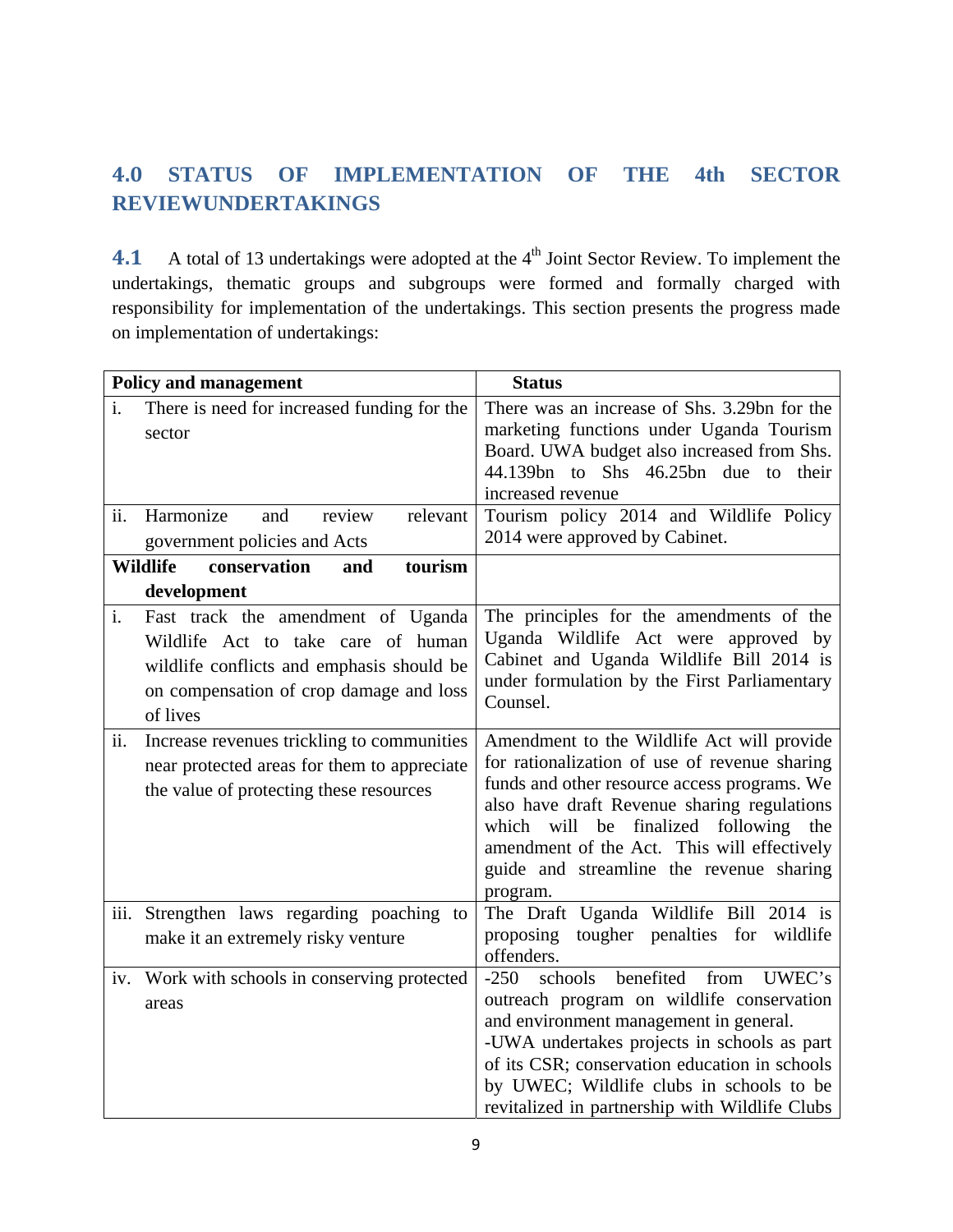## 4.0 STATUS OF IMPLEMENTATION OF THE 4th SECTOR REVIEWUNDERTAKINGS

**4.1** A total of 13 undertakings were adopted at the 4th Joint Sector Review. To implement the undertakings, thematic groups and subgroups were formed and formally charged with responsibility for implementation of the undertakings. This section presents the progress made on implementation of undertakings:

| **Policy and management** | **Status** |
|---|---|
| i. There is need for increased funding for the sector | There was an increase of Shs. 3.29bn for the marketing functions under Uganda Tourism Board. UWA budget also increased from Shs. 44.139bn to Shs 46.25bn due to their increased revenue |
| ii. Harmonize and review relevant government policies and Acts | Tourism policy 2014 and Wildlife Policy 2014 were approved by Cabinet. |
| **Wildlife conservation and tourism development** | |
| i. Fast track the amendment of Uganda Wildlife Act to take care of human wildlife conflicts and emphasis should be on compensation of crop damage and loss of lives | The principles for the amendments of the Uganda Wildlife Act were approved by Cabinet and Uganda Wildlife Bill 2014 is under formulation by the First Parliamentary Counsel. |
| ii. Increase revenues trickling to communities near protected areas for them to appreciate the value of protecting these resources | Amendment to the Wildlife Act will provide for rationalization of use of revenue sharing funds and other resource access programs. We also have draft Revenue sharing regulations which will be finalized following the amendment of the Act. This will effectively guide and streamline the revenue sharing program. |
| iii. Strengthen laws regarding poaching to make it an extremely risky venture | The Draft Uganda Wildlife Bill 2014 is proposing tougher penalties for wildlife offenders. |
| iv. Work with schools in conserving protected areas | -250 schools benefited from UWEC's outreach program on wildlife conservation and environment management in general.<br>-UWA undertakes projects in schools as part of its CSR; conservation education in schools by UWEC; Wildlife clubs in schools to be revitalized in partnership with Wildlife Clubs |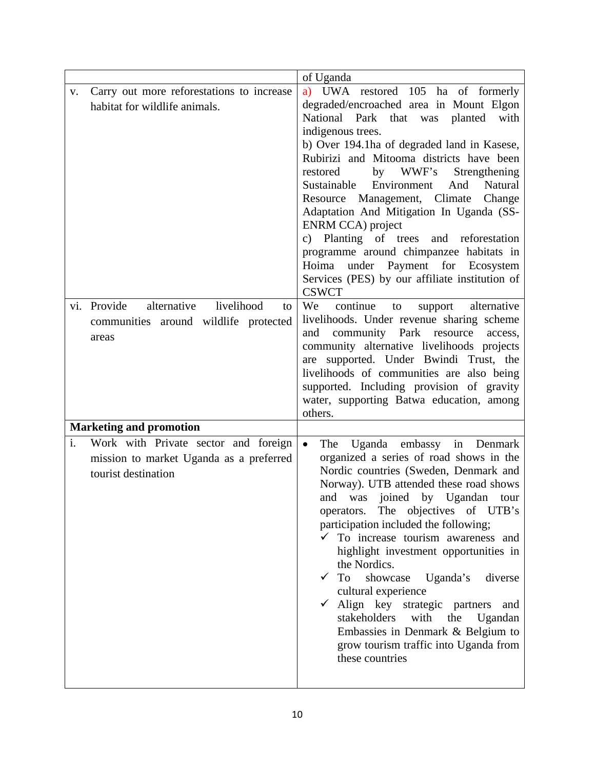| | |
|---|---|
| | of Uganda |
| v. Carry out more reforestations to increase habitat for wildlife animals. | a) UWA restored 105 ha of formerly degraded/encroached area in Mount Elgon National Park that was planted with indigenous trees.<br>b) Over 194.1ha of degraded land in Kasese, Rubirizi and Mitooma districts have been restored by WWF's Strengthening Sustainable Environment And Natural Resource Management, Climate Change Adaptation And Mitigation In Uganda (SS-ENRM CCA) project<br>c) Planting of trees and reforestation programme around chimpanzee habitats in Hoima under Payment for Ecosystem Services (PES) by our affiliate institution of CSWCT |
| vi. Provide alternative livelihood to communities around wildlife protected areas | We continue to support alternative livelihoods. Under revenue sharing scheme and community Park resource access, community alternative livelihoods projects are supported. Under Bwindi Trust, the livelihoods of communities are also being supported. Including provision of gravity water, supporting Batwa education, among others. |
| **Marketing and promotion** | |
| i. Work with Private sector and foreign mission to market Uganda as a preferred tourist destination | • The Uganda embassy in Denmark organized a series of road shows in the Nordic countries (Sweden, Denmark and Norway). UTB attended these road shows and was joined by Ugandan tour operators. The objectives of UTB's participation included the following;<br>✓ To increase tourism awareness and highlight investment opportunities in the Nordics.<br>✓ To showcase Uganda's diverse cultural experience<br>✓ Align key strategic partners and stakeholders with the Ugandan Embassies in Denmark & Belgium to grow tourism traffic into Uganda from these countries |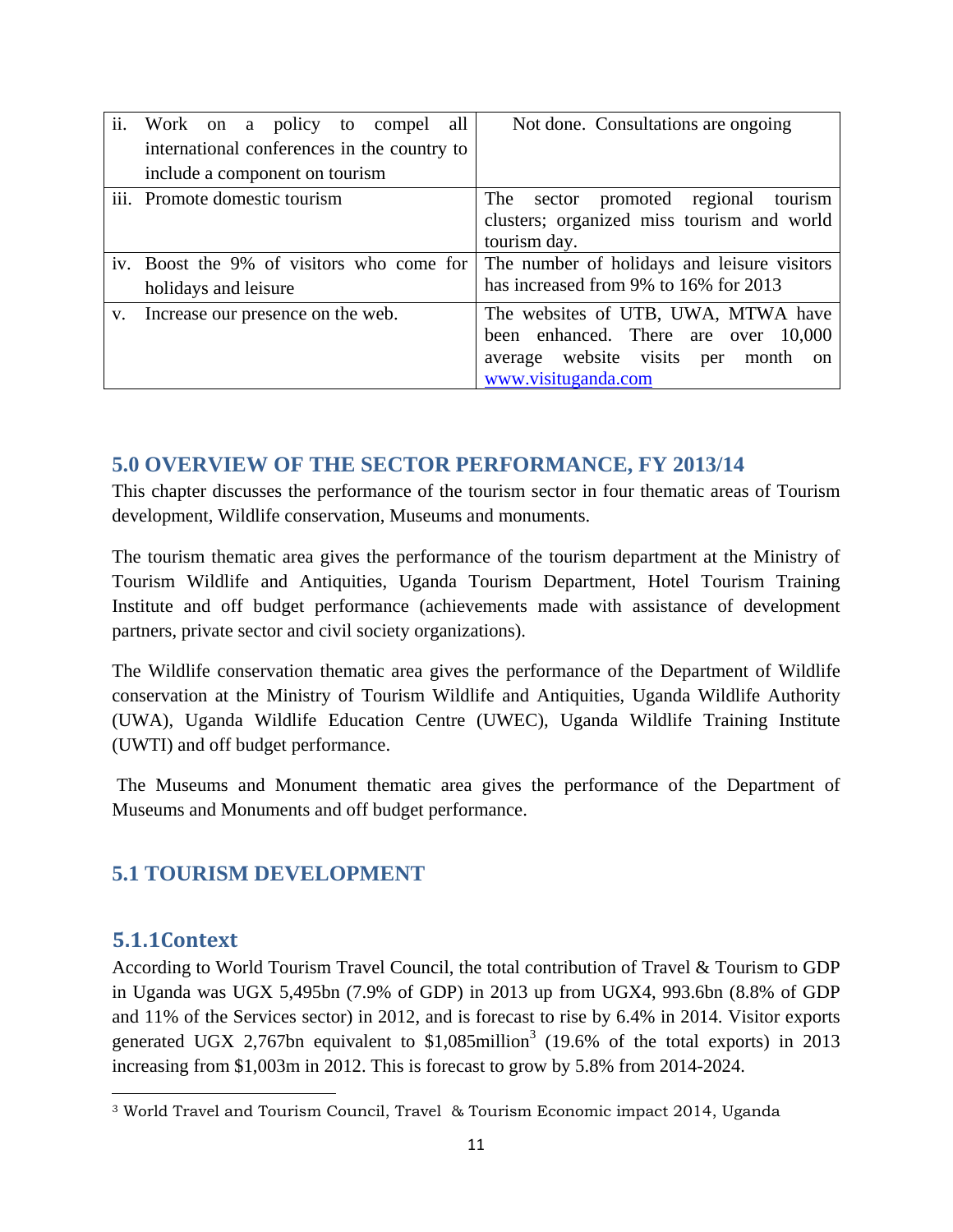| | |
|---|---|
| ii. Work on a policy to compel all international conferences in the country to include a component on tourism | Not done. Consultations are ongoing |
| iii. Promote domestic tourism | The sector promoted regional tourism clusters; organized miss tourism and world tourism day. |
| iv. Boost the 9% of visitors who come for holidays and leisure | The number of holidays and leisure visitors has increased from 9% to 16% for 2013 |
| v. Increase our presence on the web. | The websites of UTB, UWA, MTWA have been enhanced. There are over 10,000 average website visits per month on www.visituganda.com |

## 5.0 OVERVIEW OF THE SECTOR PERFORMANCE, FY 2013/14

This chapter discusses the performance of the tourism sector in four thematic areas of Tourism development, Wildlife conservation, Museums and monuments.

The tourism thematic area gives the performance of the tourism department at the Ministry of Tourism Wildlife and Antiquities, Uganda Tourism Department, Hotel Tourism Training Institute and off budget performance (achievements made with assistance of development partners, private sector and civil society organizations).

The Wildlife conservation thematic area gives the performance of the Department of Wildlife conservation at the Ministry of Tourism Wildlife and Antiquities, Uganda Wildlife Authority (UWA), Uganda Wildlife Education Centre (UWEC), Uganda Wildlife Training Institute (UWTI) and off budget performance.

The Museums and Monument thematic area gives the performance of the Department of Museums and Monuments and off budget performance.

## 5.1 TOURISM DEVELOPMENT

### 5.1.1Context

According to World Tourism Travel Council, the total contribution of Travel & Tourism to GDP in Uganda was UGX 5,495bn (7.9% of GDP) in 2013 up from UGX4, 993.6bn (8.8% of GDP and 11% of the Services sector) in 2012, and is forecast to rise by 6.4% in 2014. Visitor exports generated UGX 2,767bn equivalent to $1,085million[3] (19.6% of the total exports) in 2013 increasing from $1,003m in 2012. This is forecast to grow by 5.8% from 2014-2024.

[3] World Travel and Tourism Council, Travel & Tourism Economic impact 2014, Uganda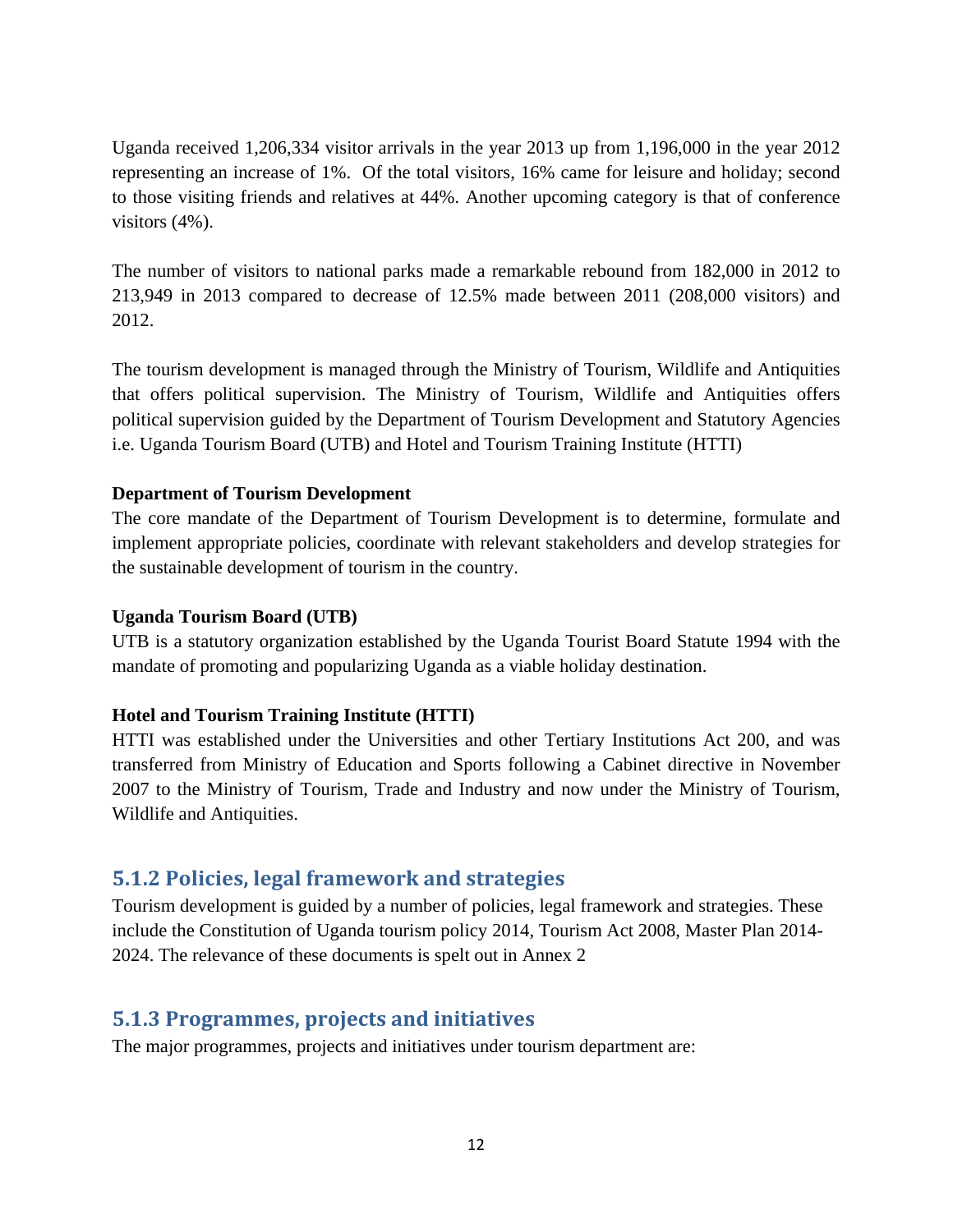Uganda received 1,206,334 visitor arrivals in the year 2013 up from 1,196,000 in the year 2012 representing an increase of 1%. Of the total visitors, 16% came for leisure and holiday; second to those visiting friends and relatives at 44%. Another upcoming category is that of conference visitors (4%).

The number of visitors to national parks made a remarkable rebound from 182,000 in 2012 to 213,949 in 2013 compared to decrease of 12.5% made between 2011 (208,000 visitors) and 2012.

The tourism development is managed through the Ministry of Tourism, Wildlife and Antiquities that offers political supervision. The Ministry of Tourism, Wildlife and Antiquities offers political supervision guided by the Department of Tourism Development and Statutory Agencies i.e. Uganda Tourism Board (UTB) and Hotel and Tourism Training Institute (HTTI)

**Department of Tourism Development**

The core mandate of the Department of Tourism Development is to determine, formulate and implement appropriate policies, coordinate with relevant stakeholders and develop strategies for the sustainable development of tourism in the country.

**Uganda Tourism Board (UTB)**

UTB is a statutory organization established by the Uganda Tourist Board Statute 1994 with the mandate of promoting and popularizing Uganda as a viable holiday destination.

**Hotel and Tourism Training Institute (HTTI)**

HTTI was established under the Universities and other Tertiary Institutions Act 200, and was transferred from Ministry of Education and Sports following a Cabinet directive in November 2007 to the Ministry of Tourism, Trade and Industry and now under the Ministry of Tourism, Wildlife and Antiquities.

### 5.1.2 Policies, legal framework and strategies

Tourism development is guided by a number of policies, legal framework and strategies. These include the Constitution of Uganda tourism policy 2014, Tourism Act 2008, Master Plan 2014-2024. The relevance of these documents is spelt out in Annex 2

### 5.1.3 Programmes, projects and initiatives

The major programmes, projects and initiatives under tourism department are: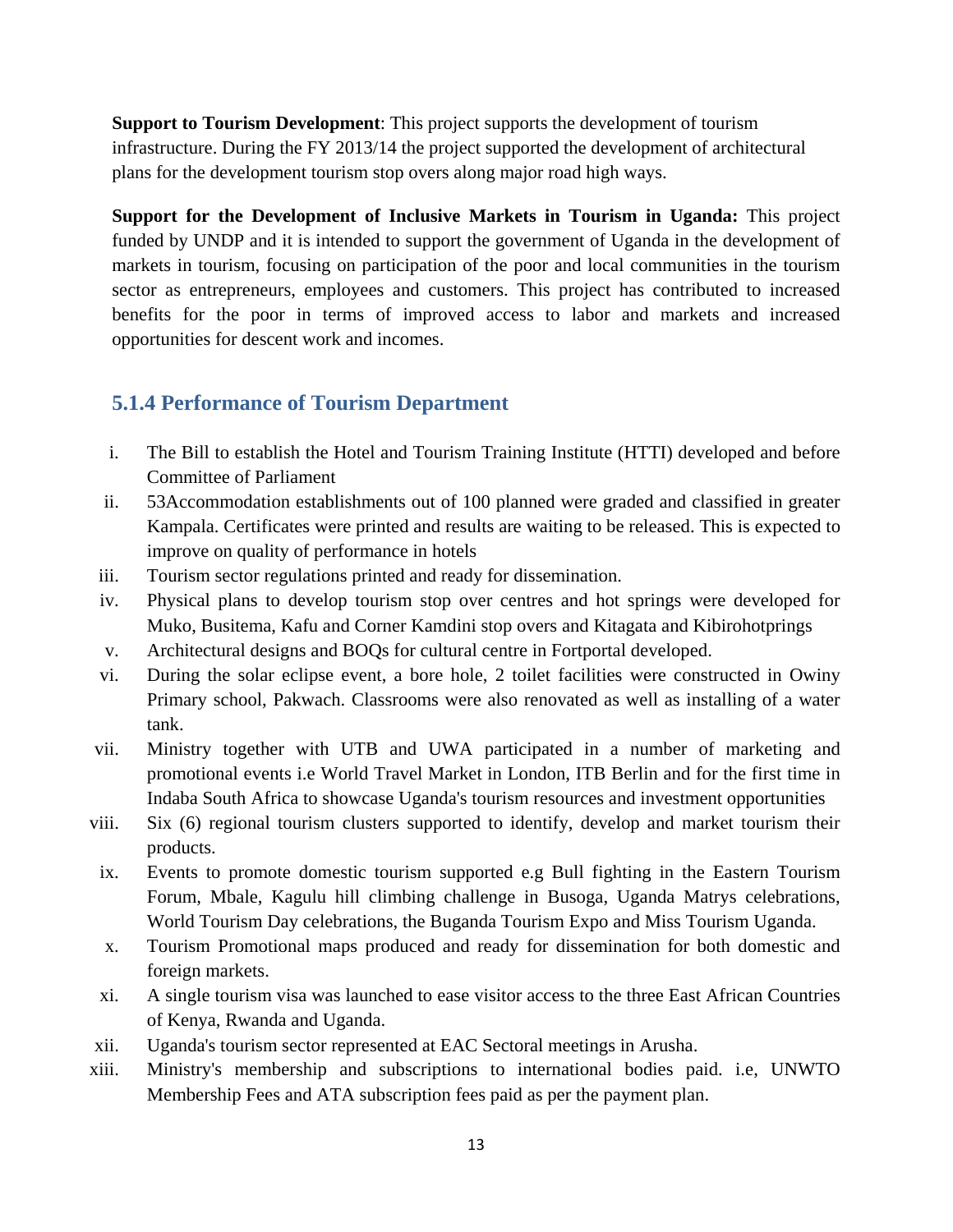**Support to Tourism Development**: This project supports the development of tourism infrastructure. During the FY 2013/14 the project supported the development of architectural plans for the development tourism stop overs along major road high ways.

**Support for the Development of Inclusive Markets in Tourism in Uganda:** This project funded by UNDP and it is intended to support the government of Uganda in the development of markets in tourism, focusing on participation of the poor and local communities in the tourism sector as entrepreneurs, employees and customers. This project has contributed to increased benefits for the poor in terms of improved access to labor and markets and increased opportunities for descent work and incomes.

### 5.1.4 Performance of Tourism Department

i. The Bill to establish the Hotel and Tourism Training Institute (HTTI) developed and before Committee of Parliament
ii. 53Accommodation establishments out of 100 planned were graded and classified in greater Kampala. Certificates were printed and results are waiting to be released. This is expected to improve on quality of performance in hotels
iii. Tourism sector regulations printed and ready for dissemination.
iv. Physical plans to develop tourism stop over centres and hot springs were developed for Muko, Busitema, Kafu and Corner Kamdini stop overs and Kitagata and Kibirohotprings
v. Architectural designs and BOQs for cultural centre in Fortportal developed.
vi. During the solar eclipse event, a bore hole, 2 toilet facilities were constructed in Owiny Primary school, Pakwach. Classrooms were also renovated as well as installing of a water tank.
vii. Ministry together with UTB and UWA participated in a number of marketing and promotional events i.e World Travel Market in London, ITB Berlin and for the first time in Indaba South Africa to showcase Uganda's tourism resources and investment opportunities
viii. Six (6) regional tourism clusters supported to identify, develop and market tourism their products.
ix. Events to promote domestic tourism supported e.g Bull fighting in the Eastern Tourism Forum, Mbale, Kagulu hill climbing challenge in Busoga, Uganda Matrys celebrations, World Tourism Day celebrations, the Buganda Tourism Expo and Miss Tourism Uganda.
x. Tourism Promotional maps produced and ready for dissemination for both domestic and foreign markets.
xi. A single tourism visa was launched to ease visitor access to the three East African Countries of Kenya, Rwanda and Uganda.
xii. Uganda's tourism sector represented at EAC Sectoral meetings in Arusha.
xiii. Ministry's membership and subscriptions to international bodies paid. i.e, UNWTO Membership Fees and ATA subscription fees paid as per the payment plan.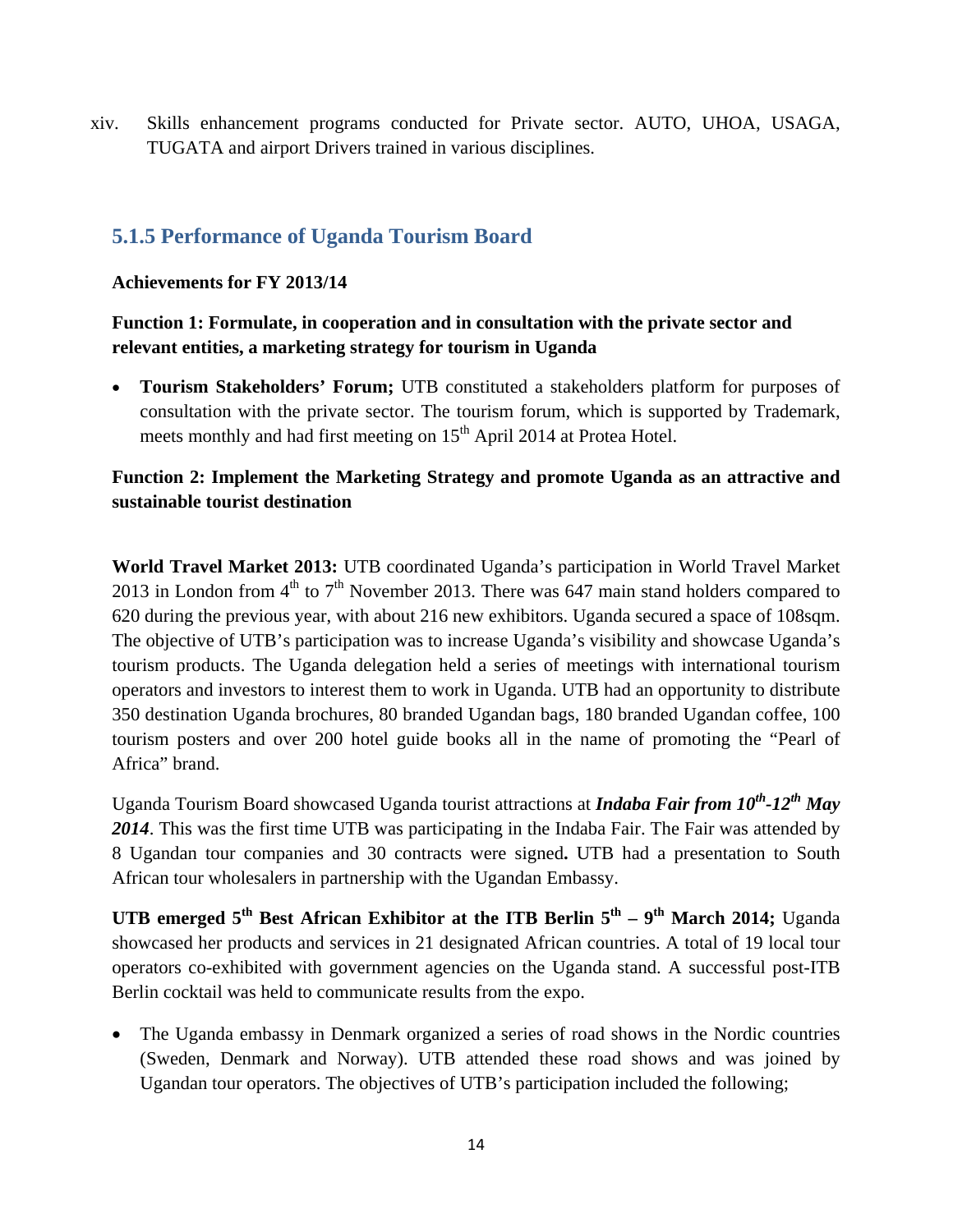xiv. Skills enhancement programs conducted for Private sector. AUTO, UHOA, USAGA, TUGATA and airport Drivers trained in various disciplines.

### 5.1.5 Performance of Uganda Tourism Board

**Achievements for FY 2013/14**

**Function 1: Formulate, in cooperation and in consultation with the private sector and relevant entities, a marketing strategy for tourism in Uganda**

- **Tourism Stakeholders' Forum;** UTB constituted a stakeholders platform for purposes of consultation with the private sector. The tourism forum, which is supported by Trademark, meets monthly and had first meeting on 15th April 2014 at Protea Hotel.

**Function 2: Implement the Marketing Strategy and promote Uganda as an attractive and sustainable tourist destination**

**World Travel Market 2013:** UTB coordinated Uganda's participation in World Travel Market 2013 in London from 4th to 7th November 2013. There was 647 main stand holders compared to 620 during the previous year, with about 216 new exhibitors. Uganda secured a space of 108sqm. The objective of UTB's participation was to increase Uganda's visibility and showcase Uganda's tourism products. The Uganda delegation held a series of meetings with international tourism operators and investors to interest them to work in Uganda. UTB had an opportunity to distribute 350 destination Uganda brochures, 80 branded Ugandan bags, 180 branded Ugandan coffee, 100 tourism posters and over 200 hotel guide books all in the name of promoting the "Pearl of Africa" brand.

Uganda Tourism Board showcased Uganda tourist attractions at ***Indaba Fair from 10th-12th May 2014***. This was the first time UTB was participating in the Indaba Fair. The Fair was attended by 8 Ugandan tour companies and 30 contracts were signed**.** UTB had a presentation to South African tour wholesalers in partnership with the Ugandan Embassy.

**UTB emerged 5th Best African Exhibitor at the ITB Berlin 5th – 9th March 2014;** Uganda showcased her products and services in 21 designated African countries. A total of 19 local tour operators co-exhibited with government agencies on the Uganda stand. A successful post-ITB Berlin cocktail was held to communicate results from the expo.

- The Uganda embassy in Denmark organized a series of road shows in the Nordic countries (Sweden, Denmark and Norway). UTB attended these road shows and was joined by Ugandan tour operators. The objectives of UTB's participation included the following;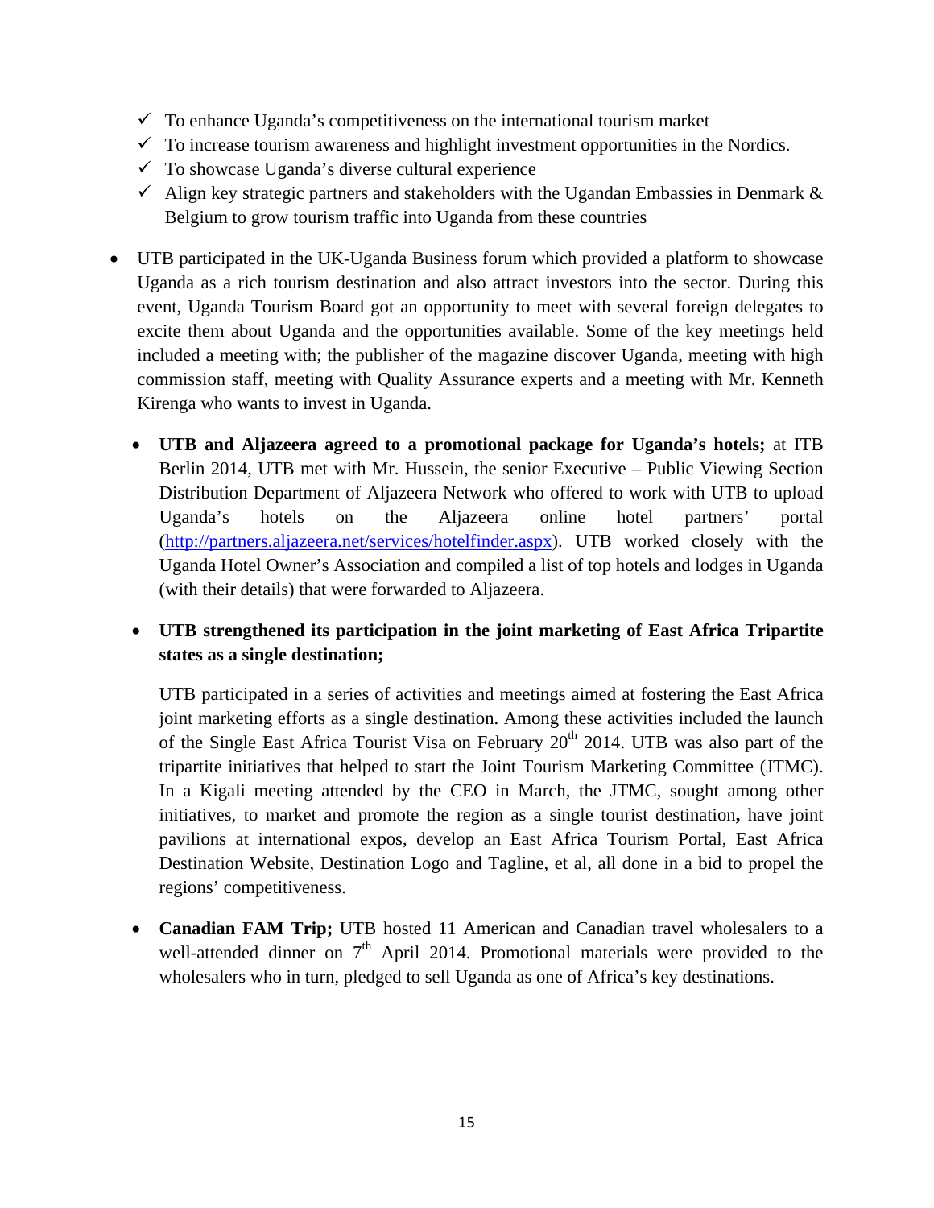- ✓ To enhance Uganda's competitiveness on the international tourism market
- ✓ To increase tourism awareness and highlight investment opportunities in the Nordics.
- ✓ To showcase Uganda's diverse cultural experience
- ✓ Align key strategic partners and stakeholders with the Ugandan Embassies in Denmark & Belgium to grow tourism traffic into Uganda from these countries

- UTB participated in the UK-Uganda Business forum which provided a platform to showcase Uganda as a rich tourism destination and also attract investors into the sector. During this event, Uganda Tourism Board got an opportunity to meet with several foreign delegates to excite them about Uganda and the opportunities available. Some of the key meetings held included a meeting with; the publisher of the magazine discover Uganda, meeting with high commission staff, meeting with Quality Assurance experts and a meeting with Mr. Kenneth Kirenga who wants to invest in Uganda.

  - **UTB and Aljazeera agreed to a promotional package for Uganda's hotels;** at ITB Berlin 2014, UTB met with Mr. Hussein, the senior Executive – Public Viewing Section Distribution Department of Aljazeera Network who offered to work with UTB to upload Uganda's hotels on the Aljazeera online hotel partners' portal (http://partners.aljazeera.net/services/hotelfinder.aspx). UTB worked closely with the Uganda Hotel Owner's Association and compiled a list of top hotels and lodges in Uganda (with their details) that were forwarded to Aljazeera.

  - **UTB strengthened its participation in the joint marketing of East Africa Tripartite states as a single destination;**

    UTB participated in a series of activities and meetings aimed at fostering the East Africa joint marketing efforts as a single destination. Among these activities included the launch of the Single East Africa Tourist Visa on February 20th 2014. UTB was also part of the tripartite initiatives that helped to start the Joint Tourism Marketing Committee (JTMC). In a Kigali meeting attended by the CEO in March, the JTMC, sought among other initiatives, to market and promote the region as a single tourist destination**,** have joint pavilions at international expos, develop an East Africa Tourism Portal, East Africa Destination Website, Destination Logo and Tagline, et al, all done in a bid to propel the regions' competitiveness.

  - **Canadian FAM Trip;** UTB hosted 11 American and Canadian travel wholesalers to a well-attended dinner on 7th April 2014. Promotional materials were provided to the wholesalers who in turn, pledged to sell Uganda as one of Africa's key destinations.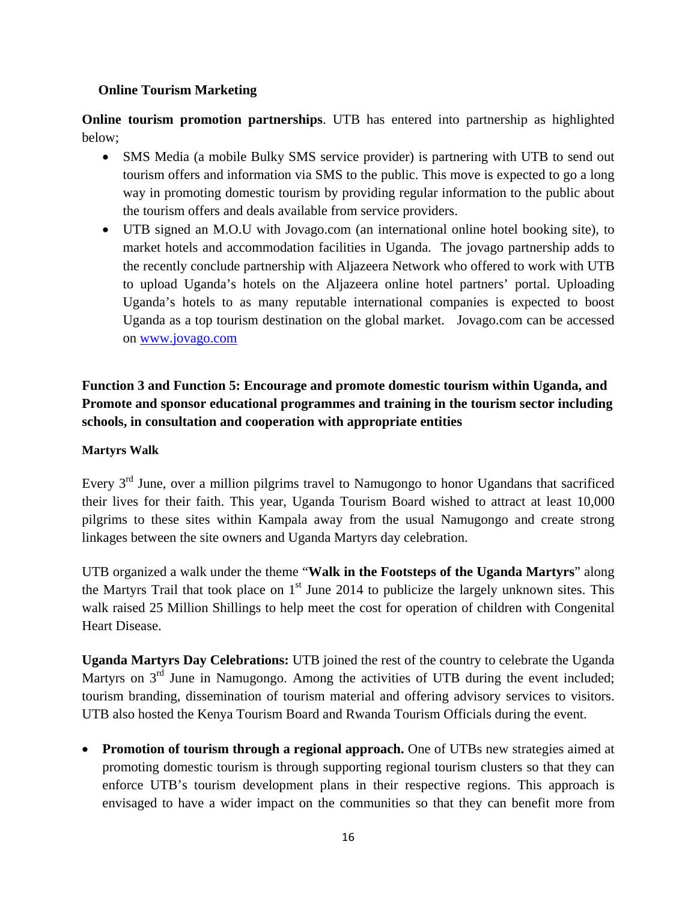**Online Tourism Marketing**

**Online tourism promotion partnerships**. UTB has entered into partnership as highlighted below;

- SMS Media (a mobile Bulky SMS service provider) is partnering with UTB to send out tourism offers and information via SMS to the public. This move is expected to go a long way in promoting domestic tourism by providing regular information to the public about the tourism offers and deals available from service providers.
- UTB signed an M.O.U with Jovago.com (an international online hotel booking site), to market hotels and accommodation facilities in Uganda. The jovago partnership adds to the recently conclude partnership with Aljazeera Network who offered to work with UTB to upload Uganda's hotels on the Aljazeera online hotel partners' portal. Uploading Uganda's hotels to as many reputable international companies is expected to boost Uganda as a top tourism destination on the global market. Jovago.com can be accessed on www.jovago.com

**Function 3 and Function 5: Encourage and promote domestic tourism within Uganda, and Promote and sponsor educational programmes and training in the tourism sector including schools, in consultation and cooperation with appropriate entities**

**Martyrs Walk**

Every 3rd June, over a million pilgrims travel to Namugongo to honor Ugandans that sacrificed their lives for their faith. This year, Uganda Tourism Board wished to attract at least 10,000 pilgrims to these sites within Kampala away from the usual Namugongo and create strong linkages between the site owners and Uganda Martyrs day celebration.

UTB organized a walk under the theme "**Walk in the Footsteps of the Uganda Martyrs**" along the Martyrs Trail that took place on 1st June 2014 to publicize the largely unknown sites. This walk raised 25 Million Shillings to help meet the cost for operation of children with Congenital Heart Disease.

**Uganda Martyrs Day Celebrations:** UTB joined the rest of the country to celebrate the Uganda Martyrs on 3rd June in Namugongo. Among the activities of UTB during the event included; tourism branding, dissemination of tourism material and offering advisory services to visitors. UTB also hosted the Kenya Tourism Board and Rwanda Tourism Officials during the event.

- **Promotion of tourism through a regional approach.** One of UTBs new strategies aimed at promoting domestic tourism is through supporting regional tourism clusters so that they can enforce UTB's tourism development plans in their respective regions. This approach is envisaged to have a wider impact on the communities so that they can benefit more from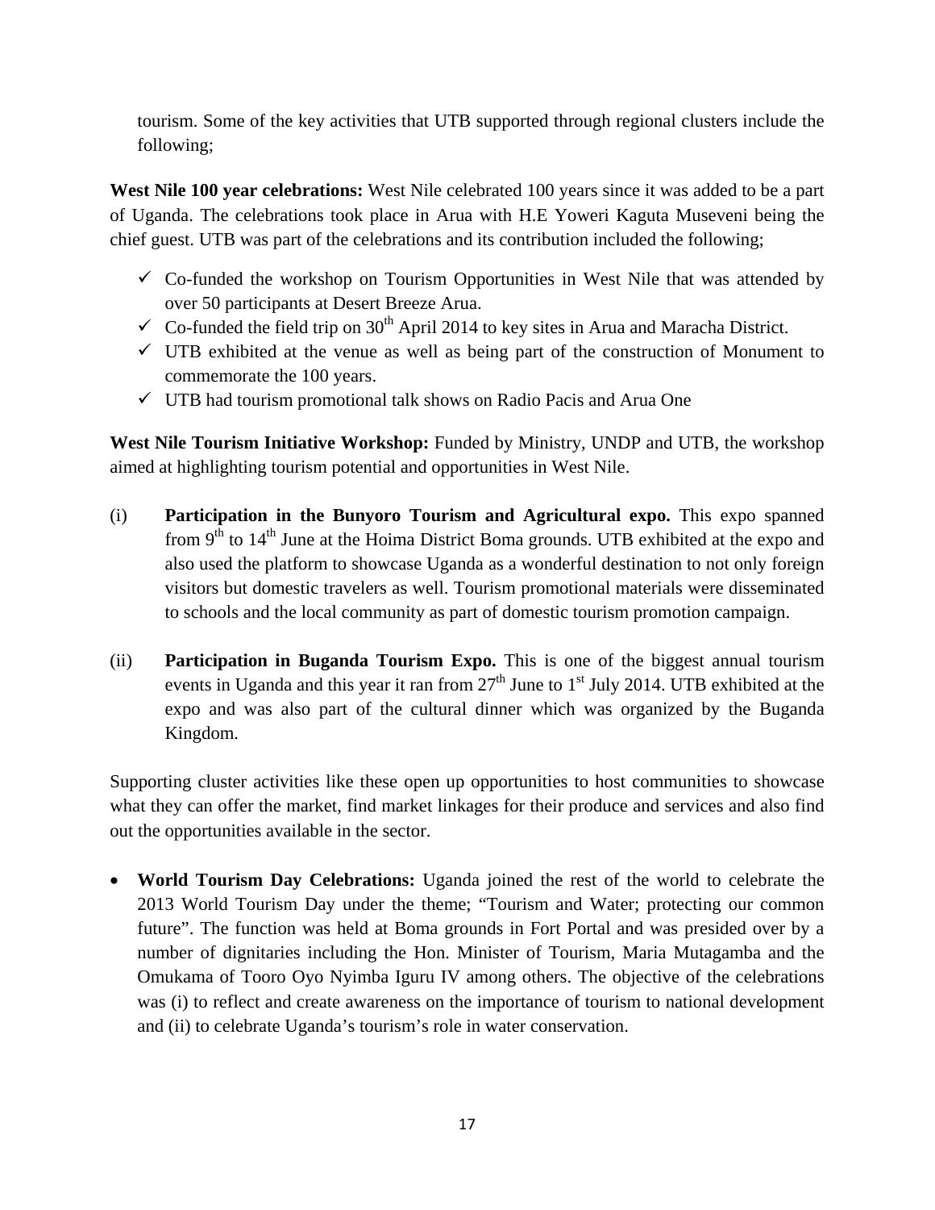tourism. Some of the key activities that UTB supported through regional clusters include the following;

**West Nile 100 year celebrations:** West Nile celebrated 100 years since it was added to be a part of Uganda. The celebrations took place in Arua with H.E Yoweri Kaguta Museveni being the chief guest. UTB was part of the celebrations and its contribution included the following;

- ✓ Co-funded the workshop on Tourism Opportunities in West Nile that was attended by over 50 participants at Desert Breeze Arua.
- ✓ Co-funded the field trip on 30th April 2014 to key sites in Arua and Maracha District.
- ✓ UTB exhibited at the venue as well as being part of the construction of Monument to commemorate the 100 years.
- ✓ UTB had tourism promotional talk shows on Radio Pacis and Arua One

**West Nile Tourism Initiative Workshop:** Funded by Ministry, UNDP and UTB, the workshop aimed at highlighting tourism potential and opportunities in West Nile.

(i) **Participation in the Bunyoro Tourism and Agricultural expo.** This expo spanned from 9th to 14th June at the Hoima District Boma grounds. UTB exhibited at the expo and also used the platform to showcase Uganda as a wonderful destination to not only foreign visitors but domestic travelers as well. Tourism promotional materials were disseminated to schools and the local community as part of domestic tourism promotion campaign.

(ii) **Participation in Buganda Tourism Expo.** This is one of the biggest annual tourism events in Uganda and this year it ran from 27th June to 1st July 2014. UTB exhibited at the expo and was also part of the cultural dinner which was organized by the Buganda Kingdom.

Supporting cluster activities like these open up opportunities to host communities to showcase what they can offer the market, find market linkages for their produce and services and also find out the opportunities available in the sector.

- **World Tourism Day Celebrations:** Uganda joined the rest of the world to celebrate the 2013 World Tourism Day under the theme; "Tourism and Water; protecting our common future". The function was held at Boma grounds in Fort Portal and was presided over by a number of dignitaries including the Hon. Minister of Tourism, Maria Mutagamba and the Omukama of Tooro Oyo Nyimba Iguru IV among others. The objective of the celebrations was (i) to reflect and create awareness on the importance of tourism to national development and (ii) to celebrate Uganda's tourism's role in water conservation.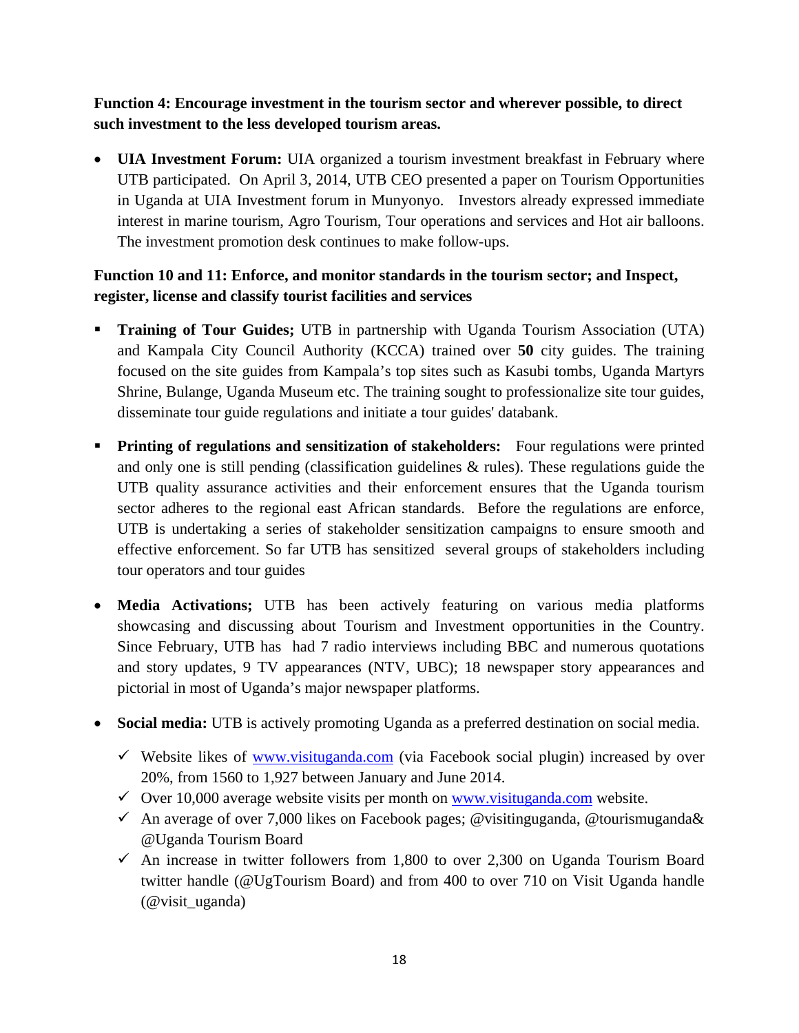**Function 4: Encourage investment in the tourism sector and wherever possible, to direct such investment to the less developed tourism areas.**

- **UIA Investment Forum:** UIA organized a tourism investment breakfast in February where UTB participated. On April 3, 2014, UTB CEO presented a paper on Tourism Opportunities in Uganda at UIA Investment forum in Munyonyo. Investors already expressed immediate interest in marine tourism, Agro Tourism, Tour operations and services and Hot air balloons. The investment promotion desk continues to make follow-ups.

**Function 10 and 11: Enforce, and monitor standards in the tourism sector; and Inspect, register, license and classify tourist facilities and services**

- **Training of Tour Guides;** UTB in partnership with Uganda Tourism Association (UTA) and Kampala City Council Authority (KCCA) trained over **50** city guides. The training focused on the site guides from Kampala's top sites such as Kasubi tombs, Uganda Martyrs Shrine, Bulange, Uganda Museum etc. The training sought to professionalize site tour guides, disseminate tour guide regulations and initiate a tour guides' databank.
- **Printing of regulations and sensitization of stakeholders:** Four regulations were printed and only one is still pending (classification guidelines & rules). These regulations guide the UTB quality assurance activities and their enforcement ensures that the Uganda tourism sector adheres to the regional east African standards. Before the regulations are enforce, UTB is undertaking a series of stakeholder sensitization campaigns to ensure smooth and effective enforcement. So far UTB has sensitized several groups of stakeholders including tour operators and tour guides

- **Media Activations;** UTB has been actively featuring on various media platforms showcasing and discussing about Tourism and Investment opportunities in the Country. Since February, UTB has had 7 radio interviews including BBC and numerous quotations and story updates, 9 TV appearances (NTV, UBC); 18 newspaper story appearances and pictorial in most of Uganda's major newspaper platforms.
- **Social media:** UTB is actively promoting Uganda as a preferred destination on social media.
  - ✓ Website likes of www.visituganda.com (via Facebook social plugin) increased by over 20%, from 1560 to 1,927 between January and June 2014.
  - ✓ Over 10,000 average website visits per month on www.visituganda.com website.
  - ✓ An average of over 7,000 likes on Facebook pages; @visitinguganda, @tourismuganda& @Uganda Tourism Board
  - ✓ An increase in twitter followers from 1,800 to over 2,300 on Uganda Tourism Board twitter handle (@UgTourism Board) and from 400 to over 710 on Visit Uganda handle (@visit_uganda)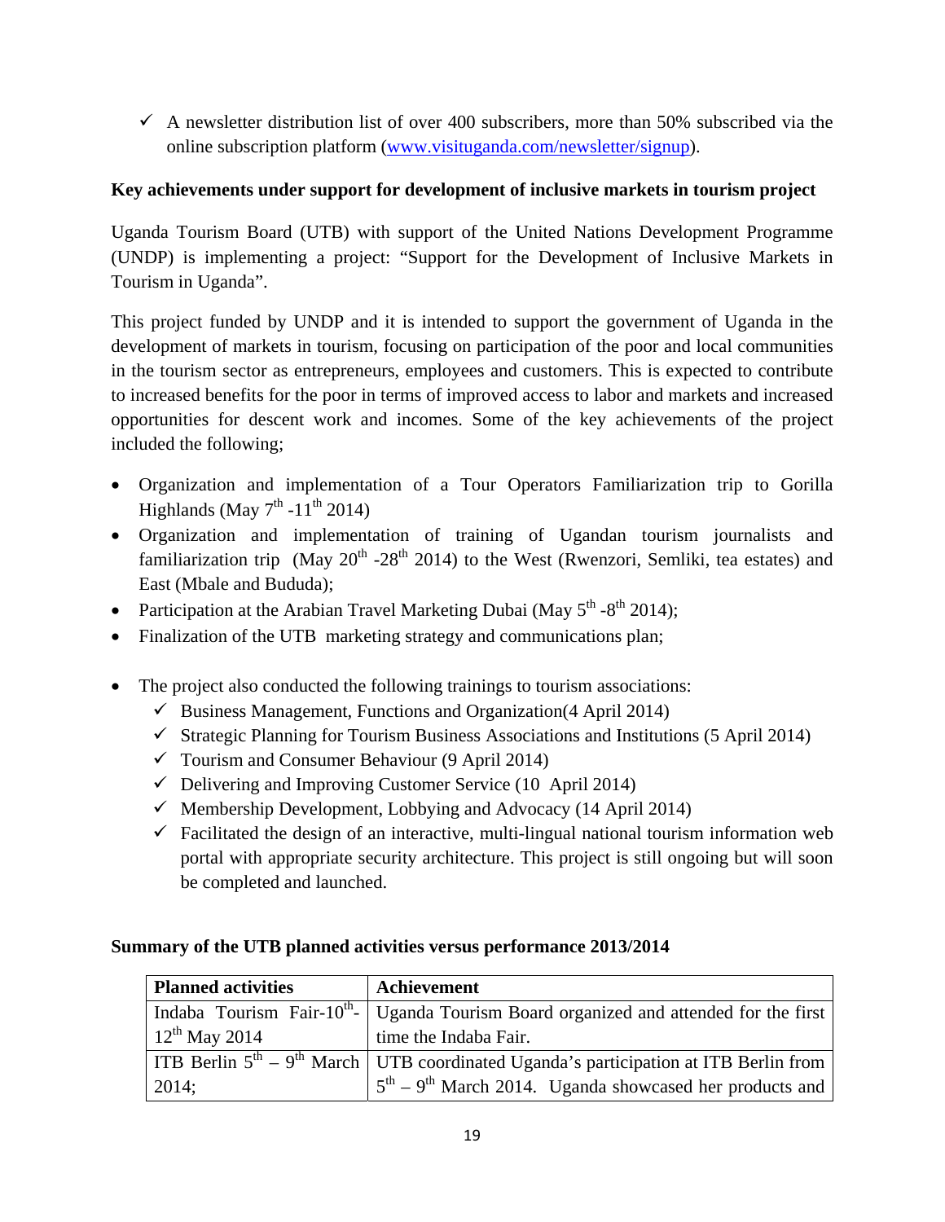- ✓ A newsletter distribution list of over 400 subscribers, more than 50% subscribed via the online subscription platform (www.visituganda.com/newsletter/signup).

**Key achievements under support for development of inclusive markets in tourism project**

Uganda Tourism Board (UTB) with support of the United Nations Development Programme (UNDP) is implementing a project: "Support for the Development of Inclusive Markets in Tourism in Uganda".

This project funded by UNDP and it is intended to support the government of Uganda in the development of markets in tourism, focusing on participation of the poor and local communities in the tourism sector as entrepreneurs, employees and customers. This is expected to contribute to increased benefits for the poor in terms of improved access to labor and markets and increased opportunities for descent work and incomes. Some of the key achievements of the project included the following;

- Organization and implementation of a Tour Operators Familiarization trip to Gorilla Highlands (May 7th -11th 2014)
- Organization and implementation of training of Ugandan tourism journalists and familiarization trip (May 20th -28th 2014) to the West (Rwenzori, Semliki, tea estates) and East (Mbale and Bududa);
- Participation at the Arabian Travel Marketing Dubai (May 5th -8th 2014);
- Finalization of the UTB marketing strategy and communications plan;

- The project also conducted the following trainings to tourism associations:
  - ✓ Business Management, Functions and Organization(4 April 2014)
  - ✓ Strategic Planning for Tourism Business Associations and Institutions (5 April 2014)
  - ✓ Tourism and Consumer Behaviour (9 April 2014)
  - ✓ Delivering and Improving Customer Service (10 April 2014)
  - ✓ Membership Development, Lobbying and Advocacy (14 April 2014)
  - ✓ Facilitated the design of an interactive, multi-lingual national tourism information web portal with appropriate security architecture. This project is still ongoing but will soon be completed and launched.

**Summary of the UTB planned activities versus performance 2013/2014**

| Planned activities | Achievement |
|---|---|
| Indaba Tourism Fair-10th-12th May 2014 | Uganda Tourism Board organized and attended for the first time the Indaba Fair. |
| ITB Berlin 5th – 9th March 2014; | UTB coordinated Uganda's participation at ITB Berlin from 5th – 9th March 2014. Uganda showcased her products and |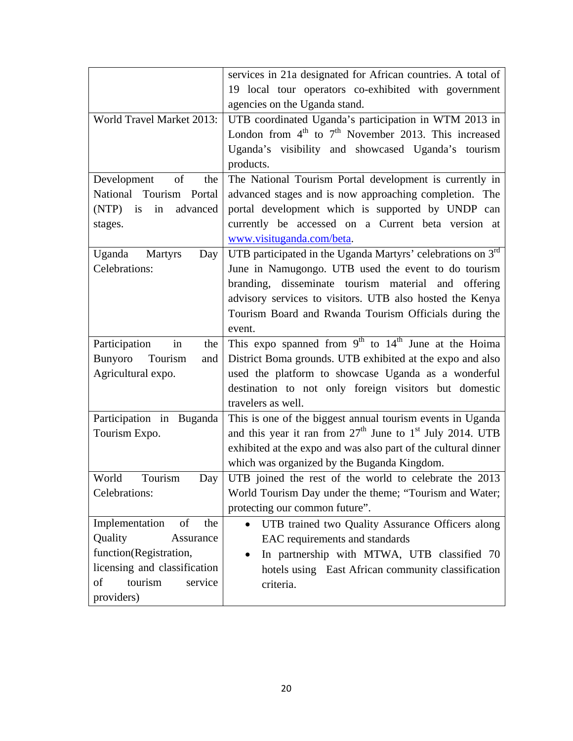| | |
|---|---|
| | services in 21a designated for African countries. A total of 19 local tour operators co-exhibited with government agencies on the Uganda stand. |
| World Travel Market 2013: | UTB coordinated Uganda's participation in WTM 2013 in London from 4th to 7th November 2013. This increased Uganda's visibility and showcased Uganda's tourism products. |
| Development of the National Tourism Portal (NTP) is in advanced stages. | The National Tourism Portal development is currently in advanced stages and is now approaching completion. The portal development which is supported by UNDP can currently be accessed on a Current beta version at [www.visituganda.com/beta](www.visituganda.com/beta). |
| Uganda Martyrs Day Celebrations: | UTB participated in the Uganda Martyrs' celebrations on 3rd June in Namugongo. UTB used the event to do tourism branding, disseminate tourism material and offering advisory services to visitors. UTB also hosted the Kenya Tourism Board and Rwanda Tourism Officials during the event. |
| Participation in the Bunyoro Tourism and Agricultural expo. | This expo spanned from 9th to 14th June at the Hoima District Boma grounds. UTB exhibited at the expo and also used the platform to showcase Uganda as a wonderful destination to not only foreign visitors but domestic travelers as well. |
| Participation in Buganda Tourism Expo. | This is one of the biggest annual tourism events in Uganda and this year it ran from 27th June to 1st July 2014. UTB exhibited at the expo and was also part of the cultural dinner which was organized by the Buganda Kingdom. |
| World Tourism Day Celebrations: | UTB joined the rest of the world to celebrate the 2013 World Tourism Day under the theme; "Tourism and Water; protecting our common future". |
| Implementation of the Quality Assurance function(Registration, licensing and classification of tourism service providers) | • UTB trained two Quality Assurance Officers along EAC requirements and standards<br>• In partnership with MTWA, UTB classified 70 hotels using East African community classification criteria. |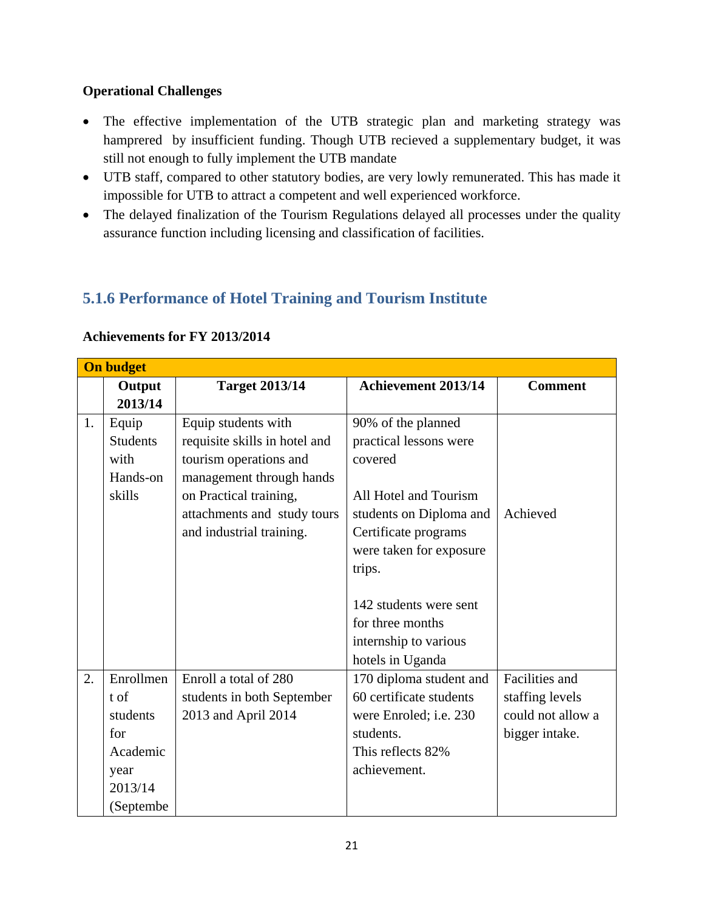**Operational Challenges**

- The effective implementation of the UTB strategic plan and marketing strategy was hamprered by insufficient funding. Though UTB recieved a supplementary budget, it was still not enough to fully implement the UTB mandate
- UTB staff, compared to other statutory bodies, are very lowly remunerated. This has made it impossible for UTB to attract a competent and well experienced workforce.
- The delayed finalization of the Tourism Regulations delayed all processes under the quality assurance function including licensing and classification of facilities.

### 5.1.6 Performance of Hotel Training and Tourism Institute

**Achievements for FY 2013/2014**

| **On budget** | | | | |
|---|---|---|---|---|
| | **Output 2013/14** | **Target 2013/14** | **Achievement 2013/14** | **Comment** |
| 1. | Equip Students with Hands-on skills | Equip students with requisite skills in hotel and tourism operations and management through hands on Practical training, attachments and study tours and industrial training. | 90% of the planned practical lessons were covered<br><br>All Hotel and Tourism students on Diploma and Certificate programs were taken for exposure trips.<br><br>142 students were sent for three months internship to various hotels in Uganda | Achieved |
| 2. | Enrollment of students for Academic year 2013/14 (Septembe | Enroll a total of 280 students in both September 2013 and April 2014 | 170 diploma student and 60 certificate students were Enroled; i.e. 230 students.<br>This reflects 82% achievement. | Facilities and staffing levels could not allow a bigger intake. |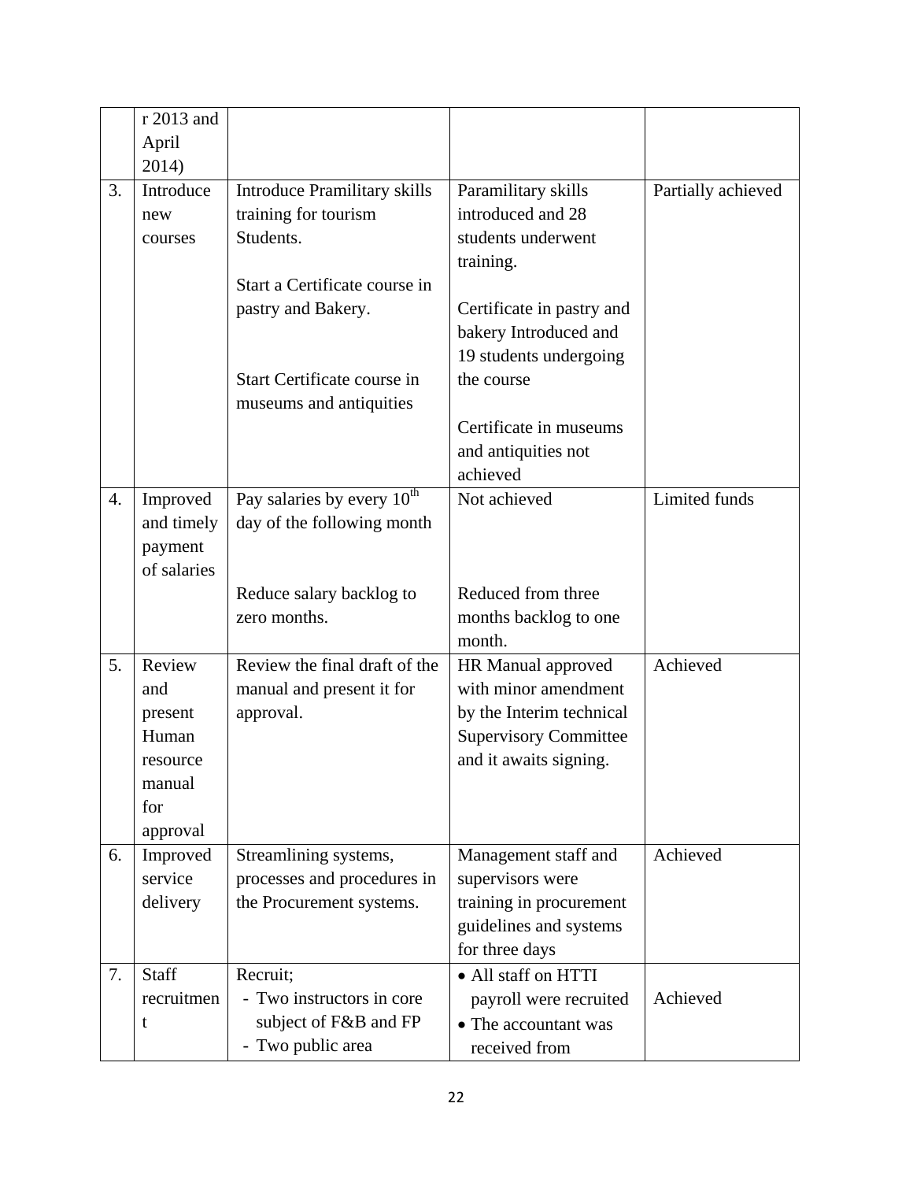| | | | | |
|---|---|---|---|---|
| | r 2013 and April 2014) | | | |
| 3. | Introduce new courses | Introduce Pramilitary skills training for tourism Students.<br><br>Start a Certificate course in pastry and Bakery.<br><br>Start Certificate course in museums and antiquities | Paramilitary skills introduced and 28 students underwent training.<br><br>Certificate in pastry and bakery Introduced and 19 students undergoing the course<br><br>Certificate in museums and antiquities not achieved | Partially achieved |
| 4. | Improved and timely payment of salaries | Pay salaries by every 10th day of the following month<br><br>Reduce salary backlog to zero months. | Not achieved<br><br>Reduced from three months backlog to one month. | Limited funds |
| 5. | Review and present Human resource manual for approval | Review the final draft of the manual and present it for approval. | HR Manual approved with minor amendment by the Interim technical Supervisory Committee and it awaits signing. | Achieved |
| 6. | Improved service delivery | Streamlining systems, processes and procedures in the Procurement systems. | Management staff and supervisors were training in procurement guidelines and systems for three days | Achieved |
| 7. | Staff recruitment | Recruit;<br>- Two instructors in core subject of F&B and FP<br>- Two public area | • All staff on HTTI payroll were recruited<br>• The accountant was received from | Achieved |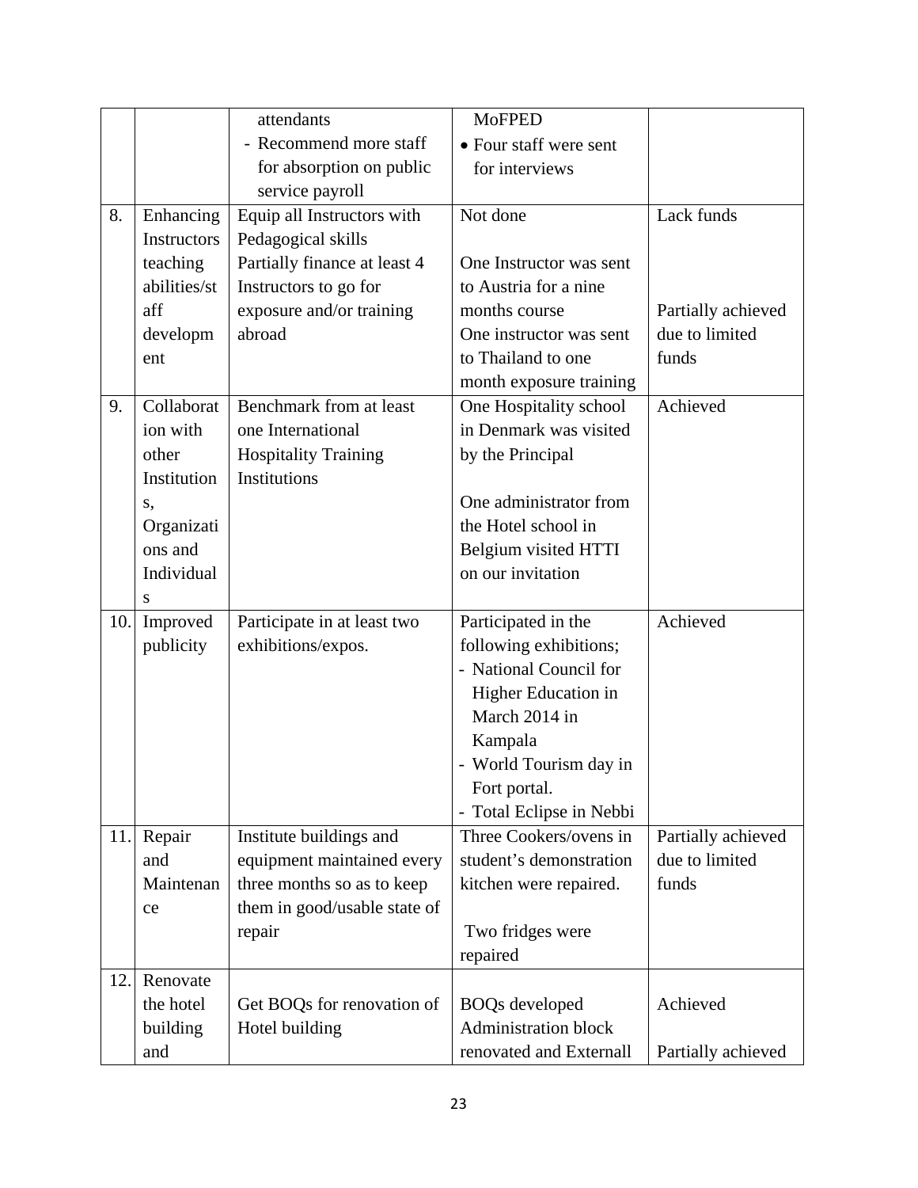| | | attendants<br>- Recommend more staff for absorption on public service payroll | MoFPED<br>• Four staff were sent for interviews | |
|---|---|---|---|---|
| 8. | Enhancing Instructors teaching abilities/staff development | Equip all Instructors with Pedagogical skills<br>Partially finance at least 4 Instructors to go for exposure and/or training abroad | Not done<br><br>One Instructor was sent to Austria for a nine months course<br>One instructor was sent to Thailand to one month exposure training | Lack funds<br><br>Partially achieved due to limited funds |
| 9. | Collaboration with other Institutions, Organizations and Individuals | Benchmark from at least one International Hospitality Training Institutions | One Hospitality school in Denmark was visited by the Principal<br><br>One administrator from the Hotel school in Belgium visited HTTI on our invitation | Achieved |
| 10. | Improved publicity | Participate in at least two exhibitions/expos. | Participated in the following exhibitions;<br>- National Council for Higher Education in March 2014 in Kampala<br>- World Tourism day in Fort portal.<br>- Total Eclipse in Nebbi | Achieved |
| 11. | Repair and Maintenance | Institute buildings and equipment maintained every three months so as to keep them in good/usable state of repair | Three Cookers/ovens in student's demonstration kitchen were repaired.<br><br>Two fridges were repaired | Partially achieved due to limited funds |
| 12. | Renovate the hotel building and | Get BOQs for renovation of Hotel building | BOQs developed<br>Administration block renovated and Externall | Achieved<br><br>Partially achieved |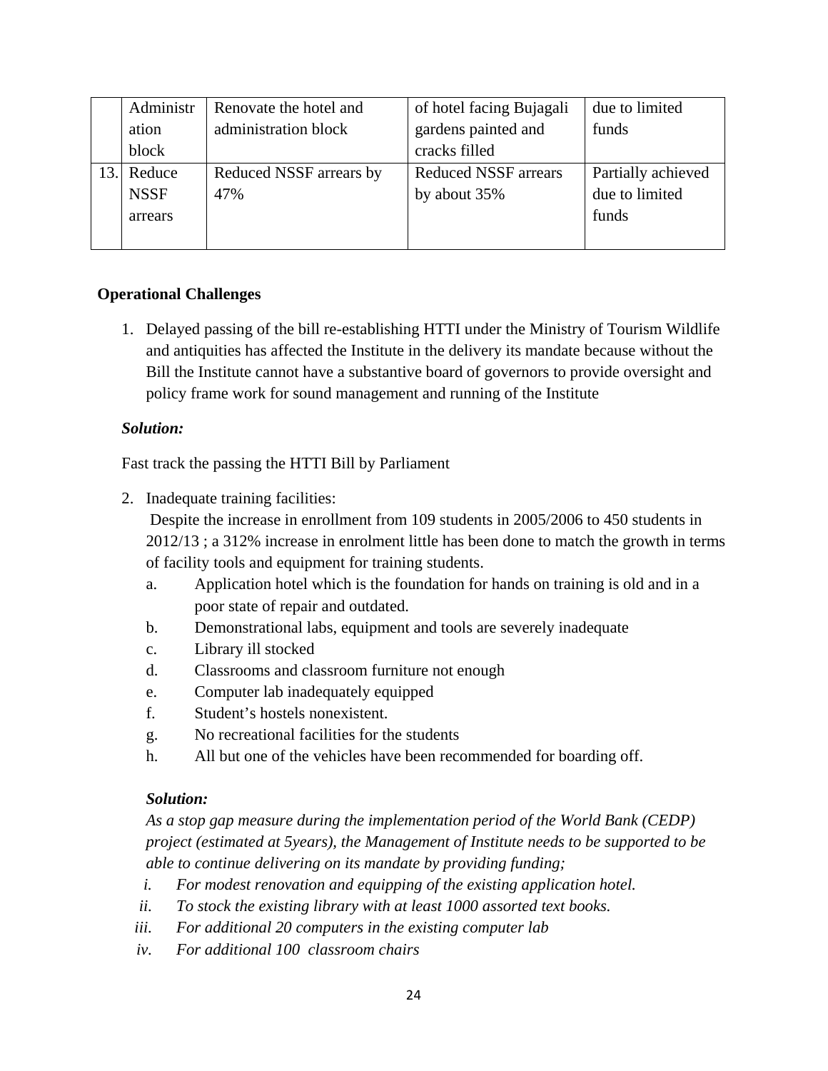|  | Administration block | Renovate the hotel and administration block | of hotel facing Bujagali gardens painted and cracks filled | due to limited funds |
|---|---|---|---|---|
| 13. | Reduce NSSF arrears | Reduced NSSF arrears by 47% | Reduced NSSF arrears by about 35% | Partially achieved due to limited funds |

**Operational Challenges**

1. Delayed passing of the bill re-establishing HTTI under the Ministry of Tourism Wildlife and antiquities has affected the Institute in the delivery its mandate because without the Bill the Institute cannot have a substantive board of governors to provide oversight and policy frame work for sound management and running of the Institute

***Solution:***

Fast track the passing the HTTI Bill by Parliament

2. Inadequate training facilities:
   Despite the increase in enrollment from 109 students in 2005/2006 to 450 students in 2012/13 ; a 312% increase in enrolment little has been done to match the growth in terms of facility tools and equipment for training students.
   a. Application hotel which is the foundation for hands on training is old and in a poor state of repair and outdated.
   b. Demonstrational labs, equipment and tools are severely inadequate
   c. Library ill stocked
   d. Classrooms and classroom furniture not enough
   e. Computer lab inadequately equipped
   f. Student's hostels nonexistent.
   g. No recreational facilities for the students
   h. All but one of the vehicles have been recommended for boarding off.

   ***Solution:***

   *As a stop gap measure during the implementation period of the World Bank (CEDP) project (estimated at 5years), the Management of Institute needs to be supported to be able to continue delivering on its mandate by providing funding;*

   i. *For modest renovation and equipping of the existing application hotel.*
   ii. *To stock the existing library with at least 1000 assorted text books.*
   iii. *For additional 20 computers in the existing computer lab*
   iv. *For additional 100 classroom chairs*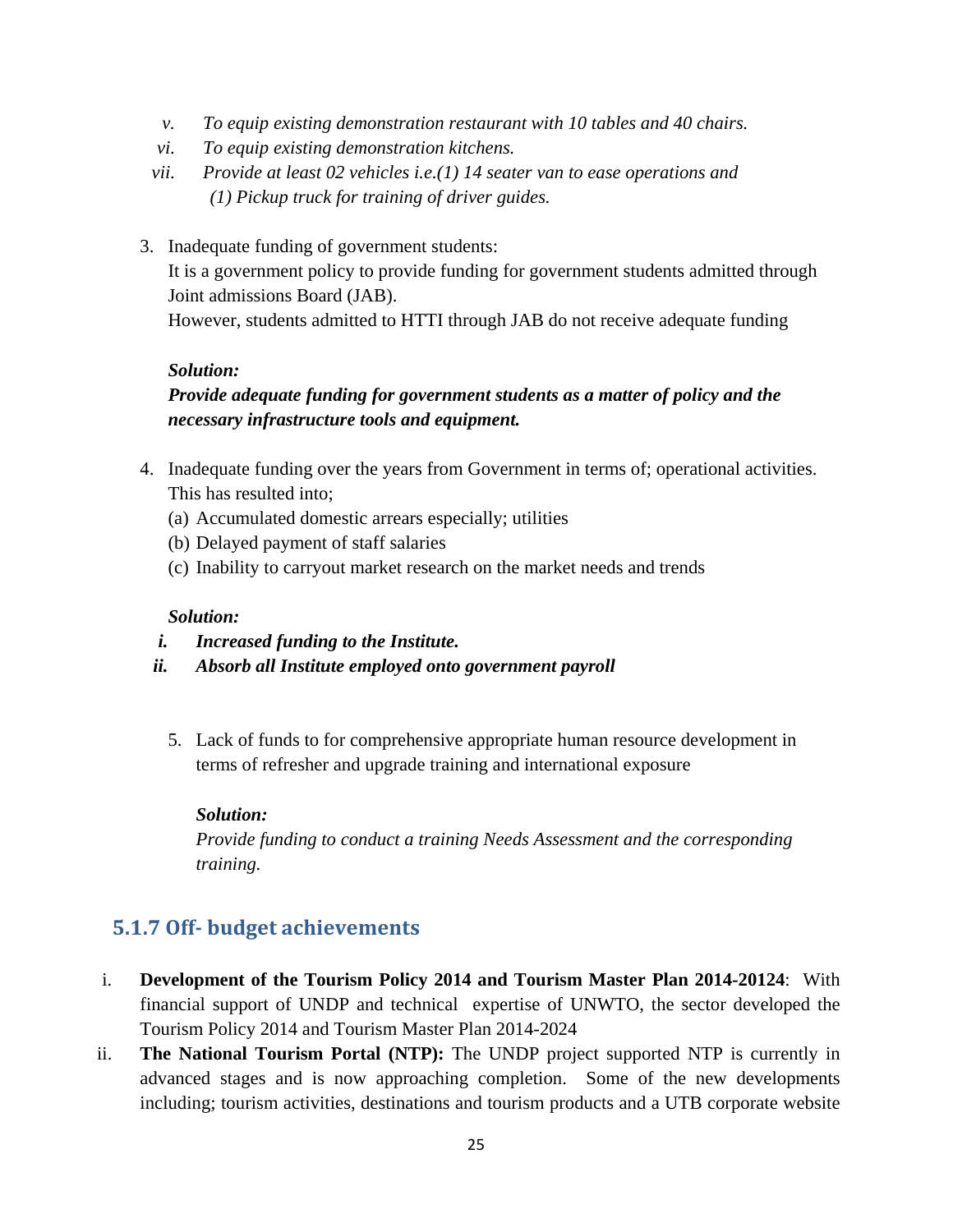v. *To equip existing demonstration restaurant with 10 tables and 40 chairs.*

vi. *To equip existing demonstration kitchens.*

vii. *Provide at least 02 vehicles i.e.(1) 14 seater van to ease operations and (1) Pickup truck for training of driver guides.*

3. Inadequate funding of government students:
   It is a government policy to provide funding for government students admitted through Joint admissions Board (JAB).
   However, students admitted to HTTI through JAB do not receive adequate funding

   ***Solution:***
   ***Provide adequate funding for government students as a matter of policy and the necessary infrastructure tools and equipment.***

4. Inadequate funding over the years from Government in terms of; operational activities. This has resulted into;
   (a) Accumulated domestic arrears especially; utilities
   (b) Delayed payment of staff salaries
   (c) Inability to carryout market research on the market needs and trends

   ***Solution:***

   i. ***Increased funding to the Institute.***
   ii. ***Absorb all Institute employed onto government payroll***

5. Lack of funds to for comprehensive appropriate human resource development in terms of refresher and upgrade training and international exposure

   ***Solution:***
   *Provide funding to conduct a training Needs Assessment and the corresponding training.*

### 5.1.7 Off- budget achievements

i. **Development of the Tourism Policy 2014 and Tourism Master Plan 2014-20124**: With financial support of UNDP and technical expertise of UNWTO, the sector developed the Tourism Policy 2014 and Tourism Master Plan 2014-2024

ii. **The National Tourism Portal (NTP):** The UNDP project supported NTP is currently in advanced stages and is now approaching completion. Some of the new developments including; tourism activities, destinations and tourism products and a UTB corporate website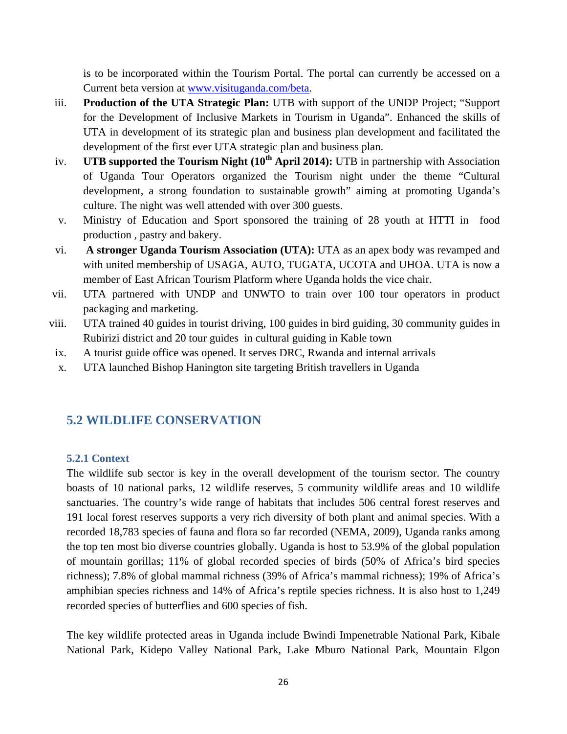is to be incorporated within the Tourism Portal. The portal can currently be accessed on a Current beta version at www.visituganda.com/beta.

iii. **Production of the UTA Strategic Plan:** UTB with support of the UNDP Project; "Support for the Development of Inclusive Markets in Tourism in Uganda". Enhanced the skills of UTA in development of its strategic plan and business plan development and facilitated the development of the first ever UTA strategic plan and business plan.

iv. **UTB supported the Tourism Night (10th April 2014):** UTB in partnership with Association of Uganda Tour Operators organized the Tourism night under the theme "Cultural development, a strong foundation to sustainable growth" aiming at promoting Uganda's culture. The night was well attended with over 300 guests.

v. Ministry of Education and Sport sponsored the training of 28 youth at HTTI in food production , pastry and bakery.

vi. **A stronger Uganda Tourism Association (UTA):** UTA as an apex body was revamped and with united membership of USAGA, AUTO, TUGATA, UCOTA and UHOA. UTA is now a member of East African Tourism Platform where Uganda holds the vice chair.

vii. UTA partnered with UNDP and UNWTO to train over 100 tour operators in product packaging and marketing.

viii. UTA trained 40 guides in tourist driving, 100 guides in bird guiding, 30 community guides in Rubirizi district and 20 tour guides in cultural guiding in Kable town

ix. A tourist guide office was opened. It serves DRC, Rwanda and internal arrivals

x. UTA launched Bishop Hanington site targeting British travellers in Uganda

## 5.2 WILDLIFE CONSERVATION

### 5.2.1 Context

The wildlife sub sector is key in the overall development of the tourism sector. The country boasts of 10 national parks, 12 wildlife reserves, 5 community wildlife areas and 10 wildlife sanctuaries. The country's wide range of habitats that includes 506 central forest reserves and 191 local forest reserves supports a very rich diversity of both plant and animal species. With a recorded 18,783 species of fauna and flora so far recorded (NEMA, 2009), Uganda ranks among the top ten most bio diverse countries globally. Uganda is host to 53.9% of the global population of mountain gorillas; 11% of global recorded species of birds (50% of Africa's bird species richness); 7.8% of global mammal richness (39% of Africa's mammal richness); 19% of Africa's amphibian species richness and 14% of Africa's reptile species richness. It is also host to 1,249 recorded species of butterflies and 600 species of fish.

The key wildlife protected areas in Uganda include Bwindi Impenetrable National Park, Kibale National Park, Kidepo Valley National Park, Lake Mburo National Park, Mountain Elgon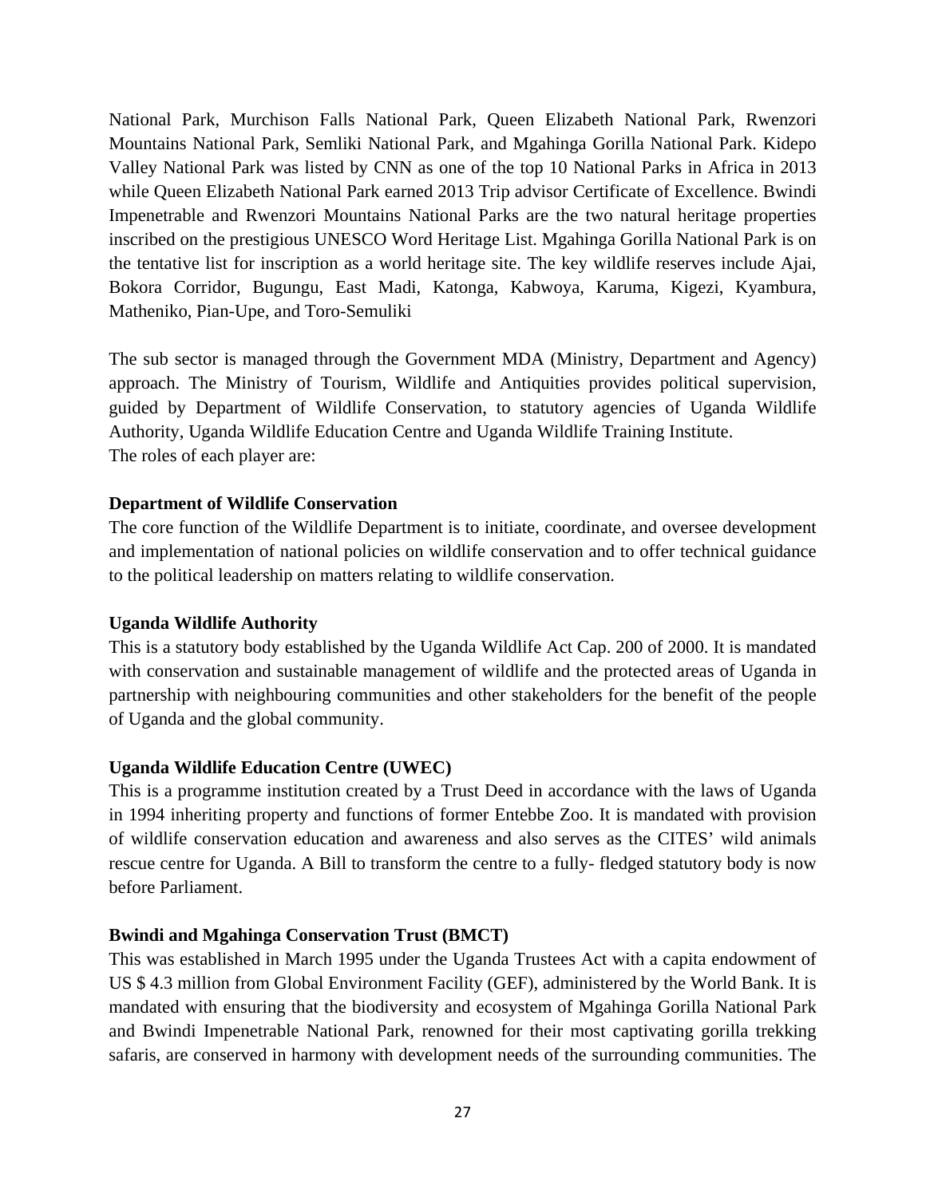National Park, Murchison Falls National Park, Queen Elizabeth National Park, Rwenzori Mountains National Park, Semliki National Park, and Mgahinga Gorilla National Park. Kidepo Valley National Park was listed by CNN as one of the top 10 National Parks in Africa in 2013 while Queen Elizabeth National Park earned 2013 Trip advisor Certificate of Excellence. Bwindi Impenetrable and Rwenzori Mountains National Parks are the two natural heritage properties inscribed on the prestigious UNESCO Word Heritage List. Mgahinga Gorilla National Park is on the tentative list for inscription as a world heritage site. The key wildlife reserves include Ajai, Bokora Corridor, Bugungu, East Madi, Katonga, Kabwoya, Karuma, Kigezi, Kyambura, Matheniko, Pian-Upe, and Toro-Semuliki

The sub sector is managed through the Government MDA (Ministry, Department and Agency) approach. The Ministry of Tourism, Wildlife and Antiquities provides political supervision, guided by Department of Wildlife Conservation, to statutory agencies of Uganda Wildlife Authority, Uganda Wildlife Education Centre and Uganda Wildlife Training Institute.
The roles of each player are:

**Department of Wildlife Conservation**

The core function of the Wildlife Department is to initiate, coordinate, and oversee development and implementation of national policies on wildlife conservation and to offer technical guidance to the political leadership on matters relating to wildlife conservation.

**Uganda Wildlife Authority**

This is a statutory body established by the Uganda Wildlife Act Cap. 200 of 2000. It is mandated with conservation and sustainable management of wildlife and the protected areas of Uganda in partnership with neighbouring communities and other stakeholders for the benefit of the people of Uganda and the global community.

**Uganda Wildlife Education Centre (UWEC)**

This is a programme institution created by a Trust Deed in accordance with the laws of Uganda in 1994 inheriting property and functions of former Entebbe Zoo. It is mandated with provision of wildlife conservation education and awareness and also serves as the CITES' wild animals rescue centre for Uganda. A Bill to transform the centre to a fully- fledged statutory body is now before Parliament.

**Bwindi and Mgahinga Conservation Trust (BMCT)**

This was established in March 1995 under the Uganda Trustees Act with a capita endowment of US $ 4.3 million from Global Environment Facility (GEF), administered by the World Bank. It is mandated with ensuring that the biodiversity and ecosystem of Mgahinga Gorilla National Park and Bwindi Impenetrable National Park, renowned for their most captivating gorilla trekking safaris, are conserved in harmony with development needs of the surrounding communities. The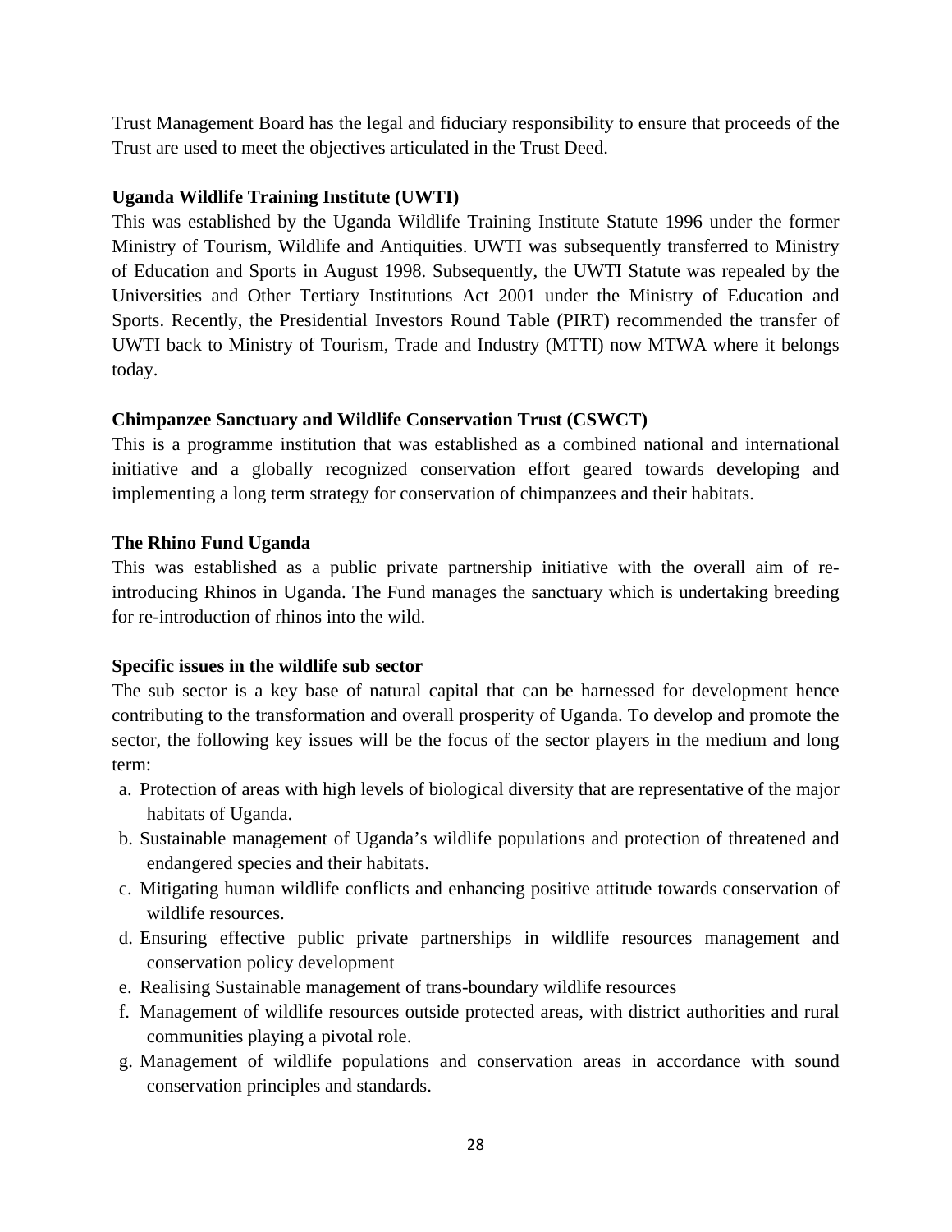Trust Management Board has the legal and fiduciary responsibility to ensure that proceeds of the Trust are used to meet the objectives articulated in the Trust Deed.

**Uganda Wildlife Training Institute (UWTI)**

This was established by the Uganda Wildlife Training Institute Statute 1996 under the former Ministry of Tourism, Wildlife and Antiquities. UWTI was subsequently transferred to Ministry of Education and Sports in August 1998. Subsequently, the UWTI Statute was repealed by the Universities and Other Tertiary Institutions Act 2001 under the Ministry of Education and Sports. Recently, the Presidential Investors Round Table (PIRT) recommended the transfer of UWTI back to Ministry of Tourism, Trade and Industry (MTTI) now MTWA where it belongs today.

**Chimpanzee Sanctuary and Wildlife Conservation Trust (CSWCT)**

This is a programme institution that was established as a combined national and international initiative and a globally recognized conservation effort geared towards developing and implementing a long term strategy for conservation of chimpanzees and their habitats.

**The Rhino Fund Uganda**

This was established as a public private partnership initiative with the overall aim of re-introducing Rhinos in Uganda. The Fund manages the sanctuary which is undertaking breeding for re-introduction of rhinos into the wild.

**Specific issues in the wildlife sub sector**

The sub sector is a key base of natural capital that can be harnessed for development hence contributing to the transformation and overall prosperity of Uganda. To develop and promote the sector, the following key issues will be the focus of the sector players in the medium and long term:

a. Protection of areas with high levels of biological diversity that are representative of the major habitats of Uganda.
b. Sustainable management of Uganda's wildlife populations and protection of threatened and endangered species and their habitats.
c. Mitigating human wildlife conflicts and enhancing positive attitude towards conservation of wildlife resources.
d. Ensuring effective public private partnerships in wildlife resources management and conservation policy development
e. Realising Sustainable management of trans-boundary wildlife resources
f. Management of wildlife resources outside protected areas, with district authorities and rural communities playing a pivotal role.
g. Management of wildlife populations and conservation areas in accordance with sound conservation principles and standards.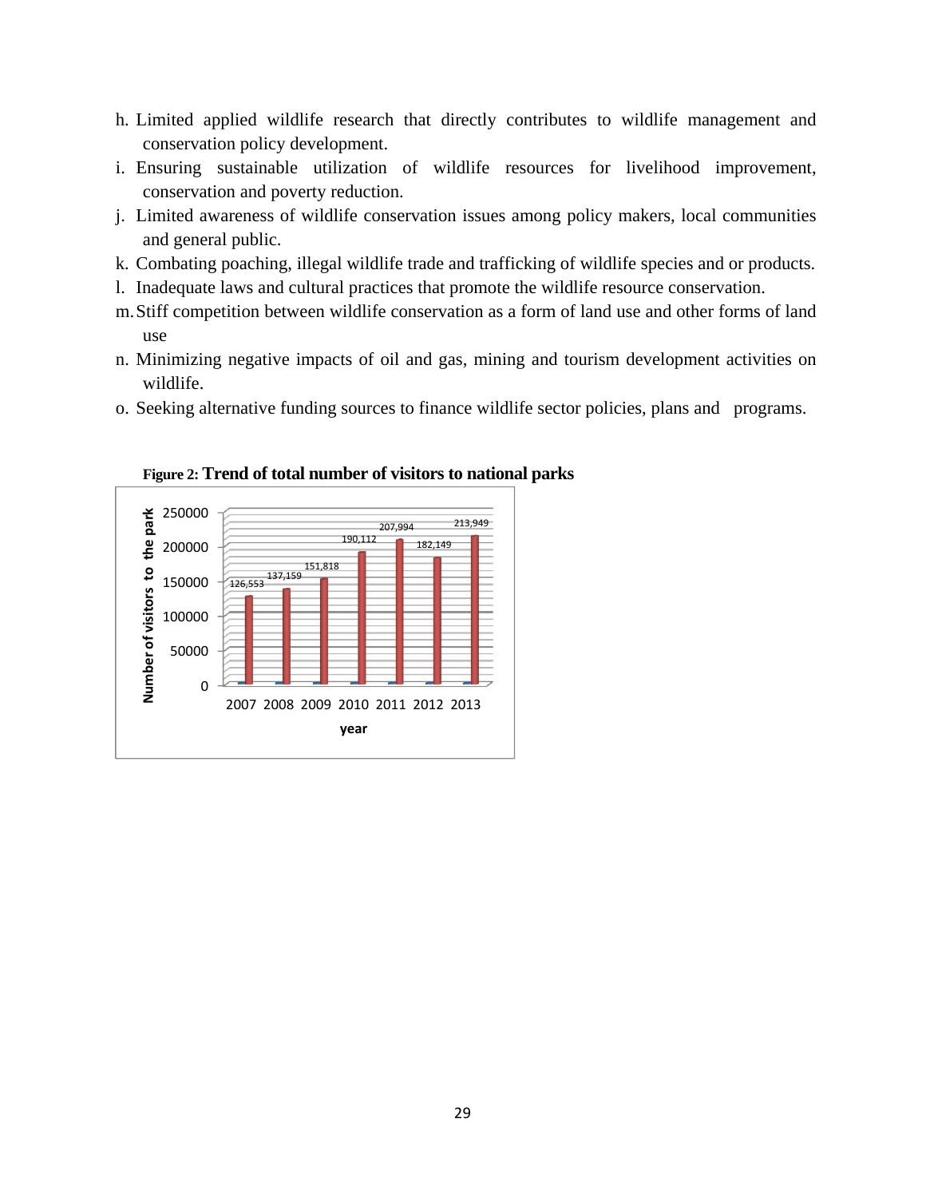h. Limited applied wildlife research that directly contributes to wildlife management and conservation policy development.
i. Ensuring sustainable utilization of wildlife resources for livelihood improvement, conservation and poverty reduction.
j. Limited awareness of wildlife conservation issues among policy makers, local communities and general public.
k. Combating poaching, illegal wildlife trade and trafficking of wildlife species and or products.
l. Inadequate laws and cultural practices that promote the wildlife resource conservation.
m. Stiff competition between wildlife conservation as a form of land use and other forms of land use
n. Minimizing negative impacts of oil and gas, mining and tourism development activities on wildlife.
o. Seeking alternative funding sources to finance wildlife sector policies, plans and programs.

**Figure 2: Trend of total number of visitors to national parks**

| year | Number of visitors to the park |
|---|---|
| 2007 | 126,553 |
| 2008 | 137,159 |
| 2009 | 151,818 |
| 2010 | 190,112 |
| 2011 | 207,994 |
| 2012 | 182,149 |
| 2013 | 213,949 |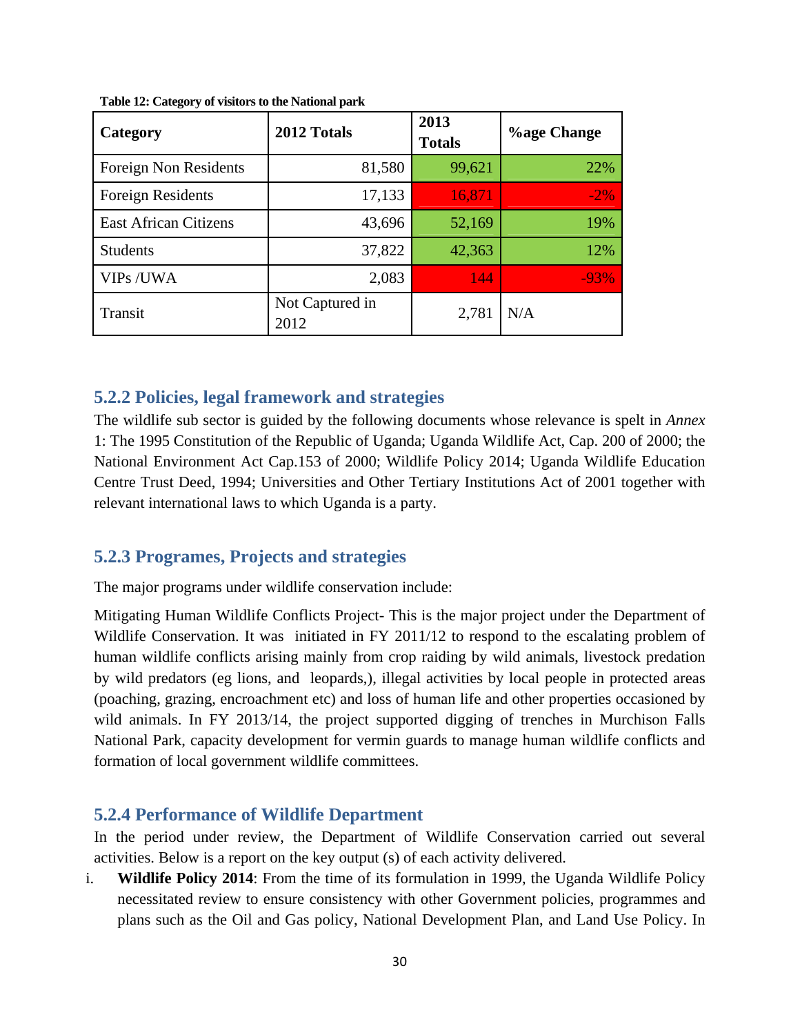**Table 12: Category of visitors to the National park**

| Category | 2012 Totals | 2013 Totals | %age Change |
|---|---|---|---|
| Foreign Non Residents | 81,580 | 99,621 | 22% |
| Foreign Residents | 17,133 | 16,871 | -2% |
| East African Citizens | 43,696 | 52,169 | 19% |
| Students | 37,822 | 42,363 | 12% |
| VIPs /UWA | 2,083 | 144 | -93% |
| Transit | Not Captured in 2012 | 2,781 | N/A |

### 5.2.2 Policies, legal framework and strategies

The wildlife sub sector is guided by the following documents whose relevance is spelt in *Annex* 1: The 1995 Constitution of the Republic of Uganda; Uganda Wildlife Act, Cap. 200 of 2000; the National Environment Act Cap.153 of 2000; Wildlife Policy 2014; Uganda Wildlife Education Centre Trust Deed, 1994; Universities and Other Tertiary Institutions Act of 2001 together with relevant international laws to which Uganda is a party.

### 5.2.3 Programes, Projects and strategies

The major programs under wildlife conservation include:

Mitigating Human Wildlife Conflicts Project- This is the major project under the Department of Wildlife Conservation. It was initiated in FY 2011/12 to respond to the escalating problem of human wildlife conflicts arising mainly from crop raiding by wild animals, livestock predation by wild predators (eg lions, and leopards,), illegal activities by local people in protected areas (poaching, grazing, encroachment etc) and loss of human life and other properties occasioned by wild animals. In FY 2013/14, the project supported digging of trenches in Murchison Falls National Park, capacity development for vermin guards to manage human wildlife conflicts and formation of local government wildlife committees.

### 5.2.4 Performance of Wildlife Department

In the period under review, the Department of Wildlife Conservation carried out several activities. Below is a report on the key output (s) of each activity delivered.

i. **Wildlife Policy 2014**: From the time of its formulation in 1999, the Uganda Wildlife Policy necessitated review to ensure consistency with other Government policies, programmes and plans such as the Oil and Gas policy, National Development Plan, and Land Use Policy. In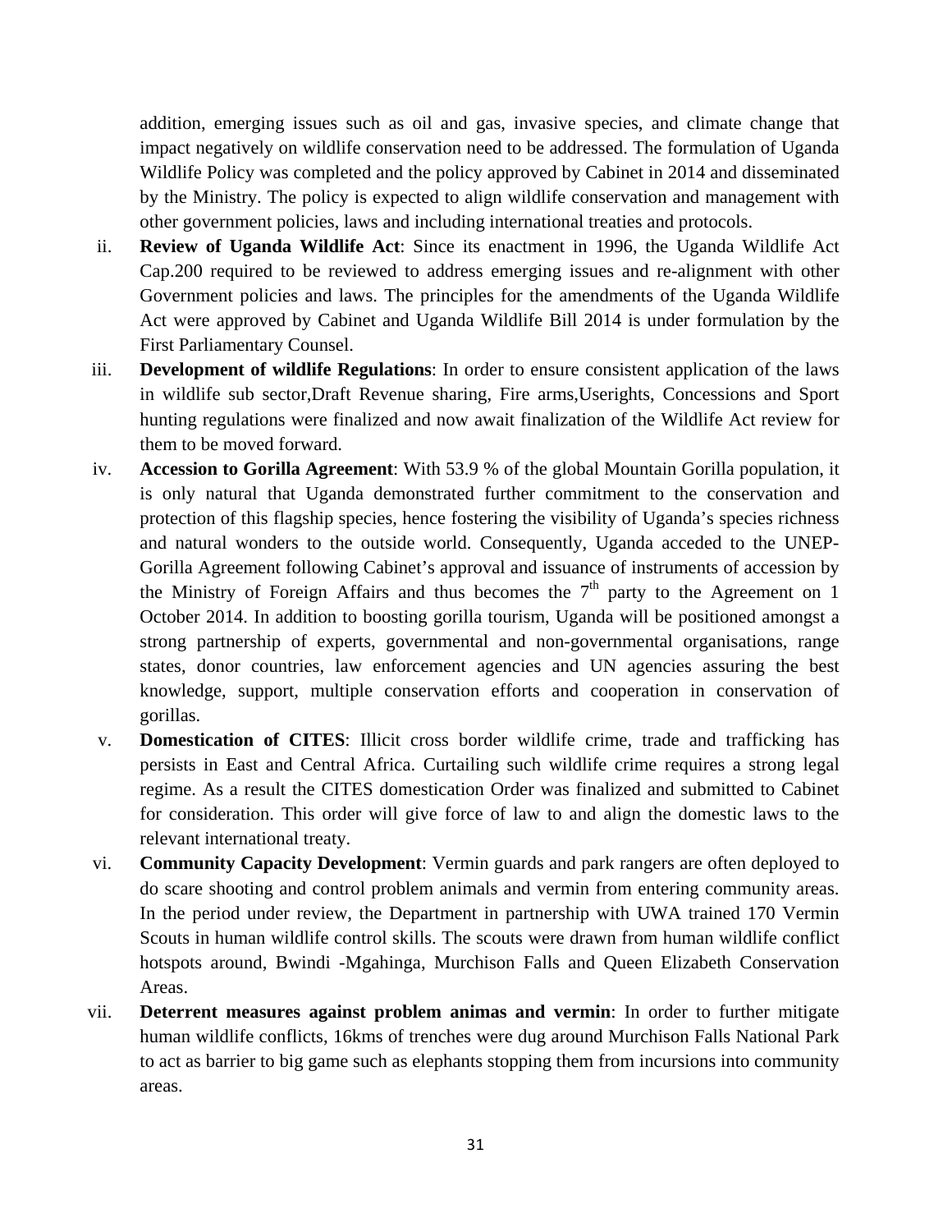addition, emerging issues such as oil and gas, invasive species, and climate change that impact negatively on wildlife conservation need to be addressed. The formulation of Uganda Wildlife Policy was completed and the policy approved by Cabinet in 2014 and disseminated by the Ministry. The policy is expected to align wildlife conservation and management with other government policies, laws and including international treaties and protocols.

ii. **Review of Uganda Wildlife Act**: Since its enactment in 1996, the Uganda Wildlife Act Cap.200 required to be reviewed to address emerging issues and re-alignment with other Government policies and laws. The principles for the amendments of the Uganda Wildlife Act were approved by Cabinet and Uganda Wildlife Bill 2014 is under formulation by the First Parliamentary Counsel.

iii. **Development of wildlife Regulations**: In order to ensure consistent application of the laws in wildlife sub sector,Draft Revenue sharing, Fire arms,Userights, Concessions and Sport hunting regulations were finalized and now await finalization of the Wildlife Act review for them to be moved forward.

iv. **Accession to Gorilla Agreement**: With 53.9 % of the global Mountain Gorilla population, it is only natural that Uganda demonstrated further commitment to the conservation and protection of this flagship species, hence fostering the visibility of Uganda's species richness and natural wonders to the outside world. Consequently, Uganda acceded to the UNEP-Gorilla Agreement following Cabinet's approval and issuance of instruments of accession by the Ministry of Foreign Affairs and thus becomes the 7th party to the Agreement on 1 October 2014. In addition to boosting gorilla tourism, Uganda will be positioned amongst a strong partnership of experts, governmental and non-governmental organisations, range states, donor countries, law enforcement agencies and UN agencies assuring the best knowledge, support, multiple conservation efforts and cooperation in conservation of gorillas.

v. **Domestication of CITES**: Illicit cross border wildlife crime, trade and trafficking has persists in East and Central Africa. Curtailing such wildlife crime requires a strong legal regime. As a result the CITES domestication Order was finalized and submitted to Cabinet for consideration. This order will give force of law to and align the domestic laws to the relevant international treaty.

vi. **Community Capacity Development**: Vermin guards and park rangers are often deployed to do scare shooting and control problem animals and vermin from entering community areas. In the period under review, the Department in partnership with UWA trained 170 Vermin Scouts in human wildlife control skills. The scouts were drawn from human wildlife conflict hotspots around, Bwindi -Mgahinga, Murchison Falls and Queen Elizabeth Conservation Areas.

vii. **Deterrent measures against problem animas and vermin**: In order to further mitigate human wildlife conflicts, 16kms of trenches were dug around Murchison Falls National Park to act as barrier to big game such as elephants stopping them from incursions into community areas.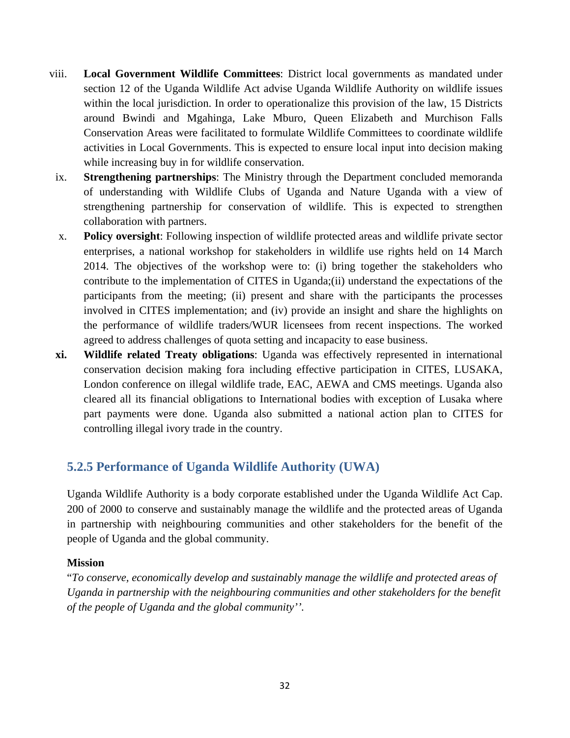viii. **Local Government Wildlife Committees**: District local governments as mandated under section 12 of the Uganda Wildlife Act advise Uganda Wildlife Authority on wildlife issues within the local jurisdiction. In order to operationalize this provision of the law, 15 Districts around Bwindi and Mgahinga, Lake Mburo, Queen Elizabeth and Murchison Falls Conservation Areas were facilitated to formulate Wildlife Committees to coordinate wildlife activities in Local Governments. This is expected to ensure local input into decision making while increasing buy in for wildlife conservation.

ix. **Strengthening partnerships**: The Ministry through the Department concluded memoranda of understanding with Wildlife Clubs of Uganda and Nature Uganda with a view of strengthening partnership for conservation of wildlife. This is expected to strengthen collaboration with partners.

x. **Policy oversight**: Following inspection of wildlife protected areas and wildlife private sector enterprises, a national workshop for stakeholders in wildlife use rights held on 14 March 2014. The objectives of the workshop were to: (i) bring together the stakeholders who contribute to the implementation of CITES in Uganda;(ii) understand the expectations of the participants from the meeting; (ii) present and share with the participants the processes involved in CITES implementation; and (iv) provide an insight and share the highlights on the performance of wildlife traders/WUR licensees from recent inspections. The worked agreed to address challenges of quota setting and incapacity to ease business.

**xi.** **Wildlife related Treaty obligations**: Uganda was effectively represented in international conservation decision making fora including effective participation in CITES, LUSAKA, London conference on illegal wildlife trade, EAC, AEWA and CMS meetings. Uganda also cleared all its financial obligations to International bodies with exception of Lusaka where part payments were done. Uganda also submitted a national action plan to CITES for controlling illegal ivory trade in the country.

### 5.2.5 Performance of Uganda Wildlife Authority (UWA)

Uganda Wildlife Authority is a body corporate established under the Uganda Wildlife Act Cap. 200 of 2000 to conserve and sustainably manage the wildlife and the protected areas of Uganda in partnership with neighbouring communities and other stakeholders for the benefit of the people of Uganda and the global community.

**Mission**

"*To conserve, economically develop and sustainably manage the wildlife and protected areas of Uganda in partnership with the neighbouring communities and other stakeholders for the benefit of the people of Uganda and the global community*''.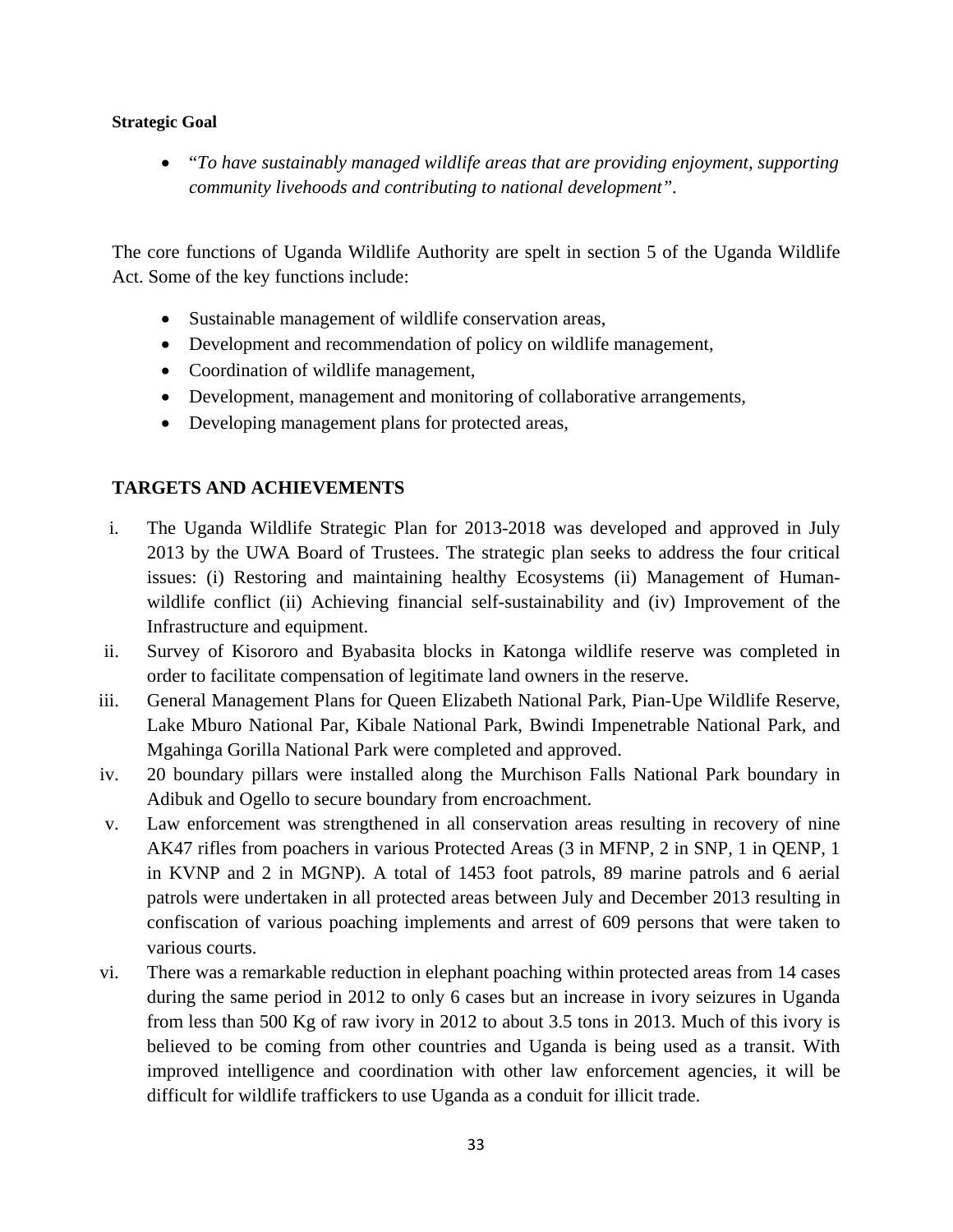**Strategic Goal**

- "*To have sustainably managed wildlife areas that are providing enjoyment, supporting community livehoods and contributing to national development"*.

The core functions of Uganda Wildlife Authority are spelt in section 5 of the Uganda Wildlife Act. Some of the key functions include:

- Sustainable management of wildlife conservation areas,
- Development and recommendation of policy on wildlife management,
- Coordination of wildlife management,
- Development, management and monitoring of collaborative arrangements,
- Developing management plans for protected areas,

**TARGETS AND ACHIEVEMENTS**

i. The Uganda Wildlife Strategic Plan for 2013-2018 was developed and approved in July 2013 by the UWA Board of Trustees. The strategic plan seeks to address the four critical issues: (i) Restoring and maintaining healthy Ecosystems (ii) Management of Human-wildlife conflict (ii) Achieving financial self-sustainability and (iv) Improvement of the Infrastructure and equipment.
ii. Survey of Kisororo and Byabasita blocks in Katonga wildlife reserve was completed in order to facilitate compensation of legitimate land owners in the reserve.
iii. General Management Plans for Queen Elizabeth National Park, Pian-Upe Wildlife Reserve, Lake Mburo National Par, Kibale National Park, Bwindi Impenetrable National Park, and Mgahinga Gorilla National Park were completed and approved.
iv. 20 boundary pillars were installed along the Murchison Falls National Park boundary in Adibuk and Ogello to secure boundary from encroachment.
v. Law enforcement was strengthened in all conservation areas resulting in recovery of nine AK47 rifles from poachers in various Protected Areas (3 in MFNP, 2 in SNP, 1 in QENP, 1 in KVNP and 2 in MGNP). A total of 1453 foot patrols, 89 marine patrols and 6 aerial patrols were undertaken in all protected areas between July and December 2013 resulting in confiscation of various poaching implements and arrest of 609 persons that were taken to various courts.
vi. There was a remarkable reduction in elephant poaching within protected areas from 14 cases during the same period in 2012 to only 6 cases but an increase in ivory seizures in Uganda from less than 500 Kg of raw ivory in 2012 to about 3.5 tons in 2013. Much of this ivory is believed to be coming from other countries and Uganda is being used as a transit. With improved intelligence and coordination with other law enforcement agencies, it will be difficult for wildlife traffickers to use Uganda as a conduit for illicit trade.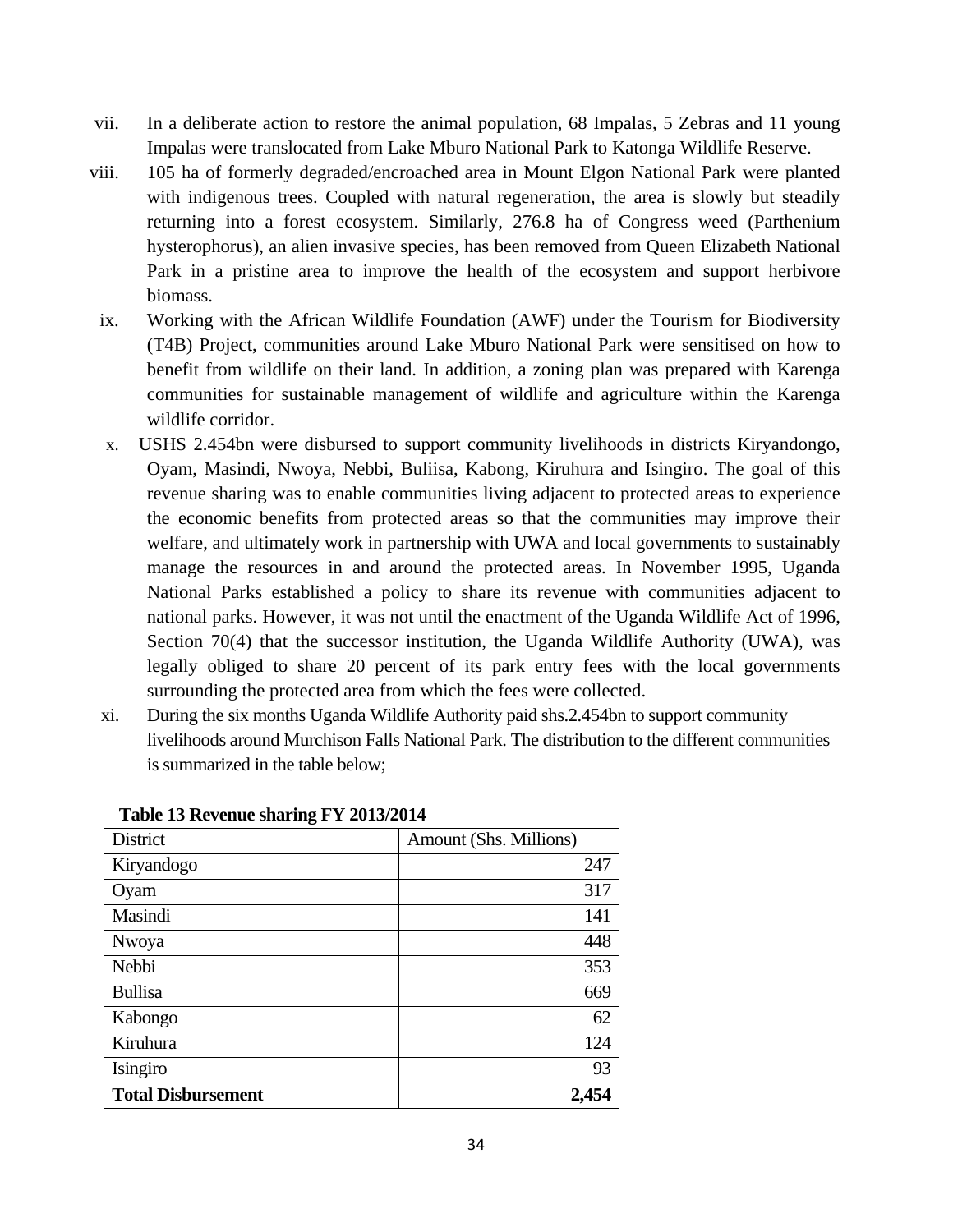vii. In a deliberate action to restore the animal population, 68 Impalas, 5 Zebras and 11 young Impalas were translocated from Lake Mburo National Park to Katonga Wildlife Reserve.

viii. 105 ha of formerly degraded/encroached area in Mount Elgon National Park were planted with indigenous trees. Coupled with natural regeneration, the area is slowly but steadily returning into a forest ecosystem. Similarly, 276.8 ha of Congress weed (Parthenium hysterophorus), an alien invasive species, has been removed from Queen Elizabeth National Park in a pristine area to improve the health of the ecosystem and support herbivore biomass.

ix. Working with the African Wildlife Foundation (AWF) under the Tourism for Biodiversity (T4B) Project, communities around Lake Mburo National Park were sensitised on how to benefit from wildlife on their land. In addition, a zoning plan was prepared with Karenga communities for sustainable management of wildlife and agriculture within the Karenga wildlife corridor.

x. USHS 2.454bn were disbursed to support community livelihoods in districts Kiryandongo, Oyam, Masindi, Nwoya, Nebbi, Buliisa, Kabong, Kiruhura and Isingiro. The goal of this revenue sharing was to enable communities living adjacent to protected areas to experience the economic benefits from protected areas so that the communities may improve their welfare, and ultimately work in partnership with UWA and local governments to sustainably manage the resources in and around the protected areas. In November 1995, Uganda National Parks established a policy to share its revenue with communities adjacent to national parks. However, it was not until the enactment of the Uganda Wildlife Act of 1996, Section 70(4) that the successor institution, the Uganda Wildlife Authority (UWA), was legally obliged to share 20 percent of its park entry fees with the local governments surrounding the protected area from which the fees were collected.

xi. During the six months Uganda Wildlife Authority paid shs.2.454bn to support community livelihoods around Murchison Falls National Park. The distribution to the different communities is summarized in the table below;

**Table 13 Revenue sharing FY 2013/2014**

| District | Amount (Shs. Millions) |
|---|---:|
| Kiryandogo | 247 |
| Oyam | 317 |
| Masindi | 141 |
| Nwoya | 448 |
| Nebbi | 353 |
| Bullisa | 669 |
| Kabongo | 62 |
| Kiruhura | 124 |
| Isingiro | 93 |
| **Total Disbursement** | **2,454** |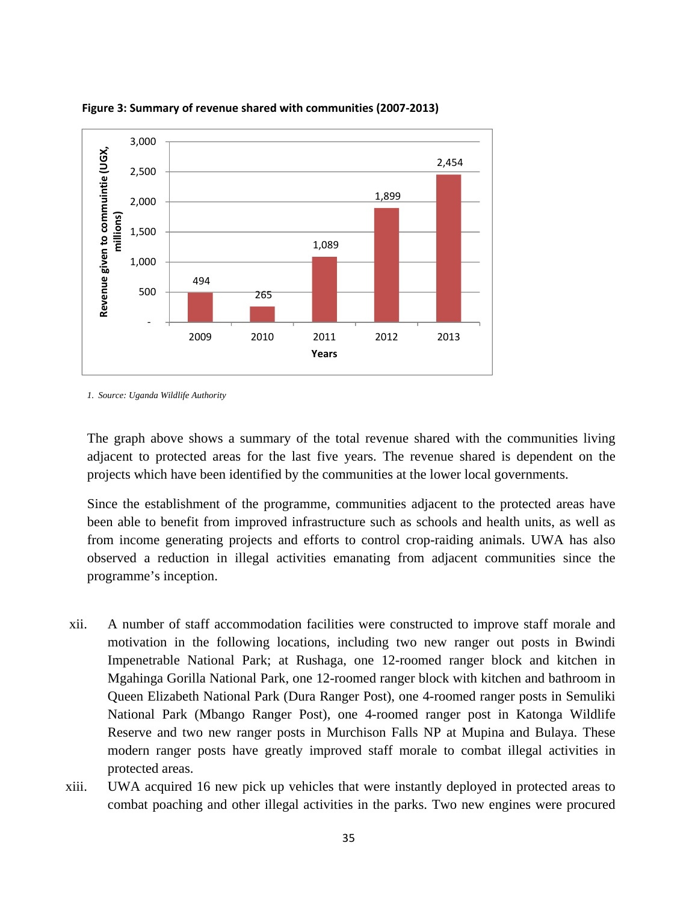**Figure 3: Summary of revenue shared with communities (2007-2013)**

| Years | Revenue given to communities (UGX, millions) |
|---|---|
| 2009 | 494 |
| 2010 | 265 |
| 2011 | 1,089 |
| 2012 | 1,899 |
| 2013 | 2,454 |

*1. Source: Uganda Wildlife Authority*

The graph above shows a summary of the total revenue shared with the communities living adjacent to protected areas for the last five years. The revenue shared is dependent on the projects which have been identified by the communities at the lower local governments.

Since the establishment of the programme, communities adjacent to the protected areas have been able to benefit from improved infrastructure such as schools and health units, as well as from income generating projects and efforts to control crop-raiding animals. UWA has also observed a reduction in illegal activities emanating from adjacent communities since the programme's inception.

xii. A number of staff accommodation facilities were constructed to improve staff morale and motivation in the following locations, including two new ranger out posts in Bwindi Impenetrable National Park; at Rushaga, one 12-roomed ranger block and kitchen in Mgahinga Gorilla National Park, one 12-roomed ranger block with kitchen and bathroom in Queen Elizabeth National Park (Dura Ranger Post), one 4-roomed ranger posts in Semuliki National Park (Mbango Ranger Post), one 4-roomed ranger post in Katonga Wildlife Reserve and two new ranger posts in Murchison Falls NP at Mupina and Bulaya. These modern ranger posts have greatly improved staff morale to combat illegal activities in protected areas.

xiii. UWA acquired 16 new pick up vehicles that were instantly deployed in protected areas to combat poaching and other illegal activities in the parks. Two new engines were procured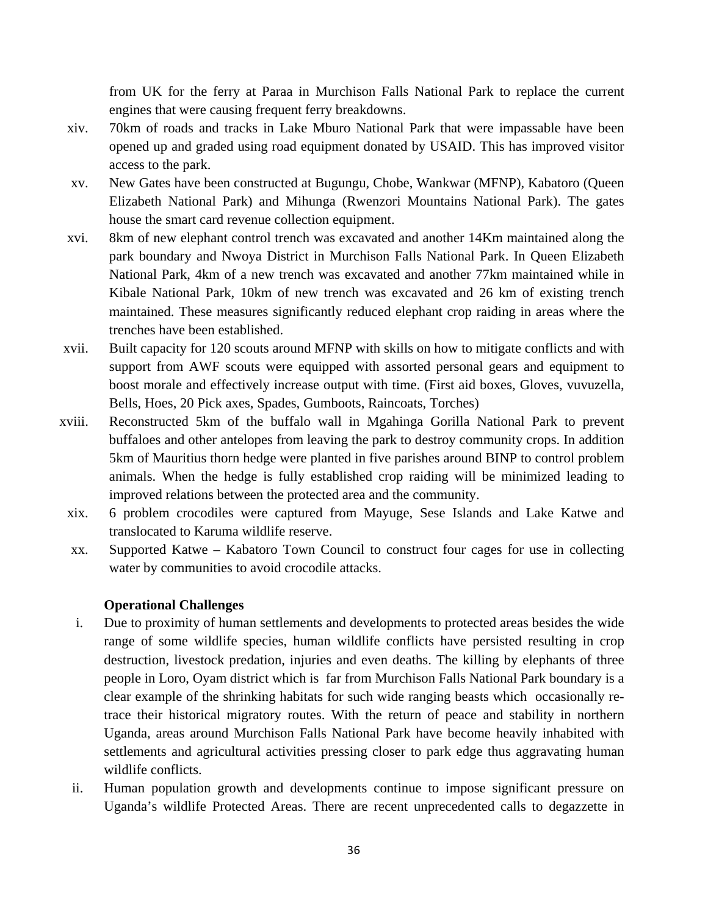from UK for the ferry at Paraa in Murchison Falls National Park to replace the current engines that were causing frequent ferry breakdowns.

xiv. 70km of roads and tracks in Lake Mburo National Park that were impassable have been opened up and graded using road equipment donated by USAID. This has improved visitor access to the park.

xv. New Gates have been constructed at Bugungu, Chobe, Wankwar (MFNP), Kabatoro (Queen Elizabeth National Park) and Mihunga (Rwenzori Mountains National Park). The gates house the smart card revenue collection equipment.

xvi. 8km of new elephant control trench was excavated and another 14Km maintained along the park boundary and Nwoya District in Murchison Falls National Park. In Queen Elizabeth National Park, 4km of a new trench was excavated and another 77km maintained while in Kibale National Park, 10km of new trench was excavated and 26 km of existing trench maintained. These measures significantly reduced elephant crop raiding in areas where the trenches have been established.

xvii. Built capacity for 120 scouts around MFNP with skills on how to mitigate conflicts and with support from AWF scouts were equipped with assorted personal gears and equipment to boost morale and effectively increase output with time. (First aid boxes, Gloves, vuvuzella, Bells, Hoes, 20 Pick axes, Spades, Gumboots, Raincoats, Torches)

xviii. Reconstructed 5km of the buffalo wall in Mgahinga Gorilla National Park to prevent buffaloes and other antelopes from leaving the park to destroy community crops. In addition 5km of Mauritius thorn hedge were planted in five parishes around BINP to control problem animals. When the hedge is fully established crop raiding will be minimized leading to improved relations between the protected area and the community.

xix. 6 problem crocodiles were captured from Mayuge, Sese Islands and Lake Katwe and translocated to Karuma wildlife reserve.

xx. Supported Katwe – Kabatoro Town Council to construct four cages for use in collecting water by communities to avoid crocodile attacks.

**Operational Challenges**

i. Due to proximity of human settlements and developments to protected areas besides the wide range of some wildlife species, human wildlife conflicts have persisted resulting in crop destruction, livestock predation, injuries and even deaths. The killing by elephants of three people in Loro, Oyam district which is far from Murchison Falls National Park boundary is a clear example of the shrinking habitats for such wide ranging beasts which occasionally re-trace their historical migratory routes. With the return of peace and stability in northern Uganda, areas around Murchison Falls National Park have become heavily inhabited with settlements and agricultural activities pressing closer to park edge thus aggravating human wildlife conflicts.

ii. Human population growth and developments continue to impose significant pressure on Uganda's wildlife Protected Areas. There are recent unprecedented calls to degazzette in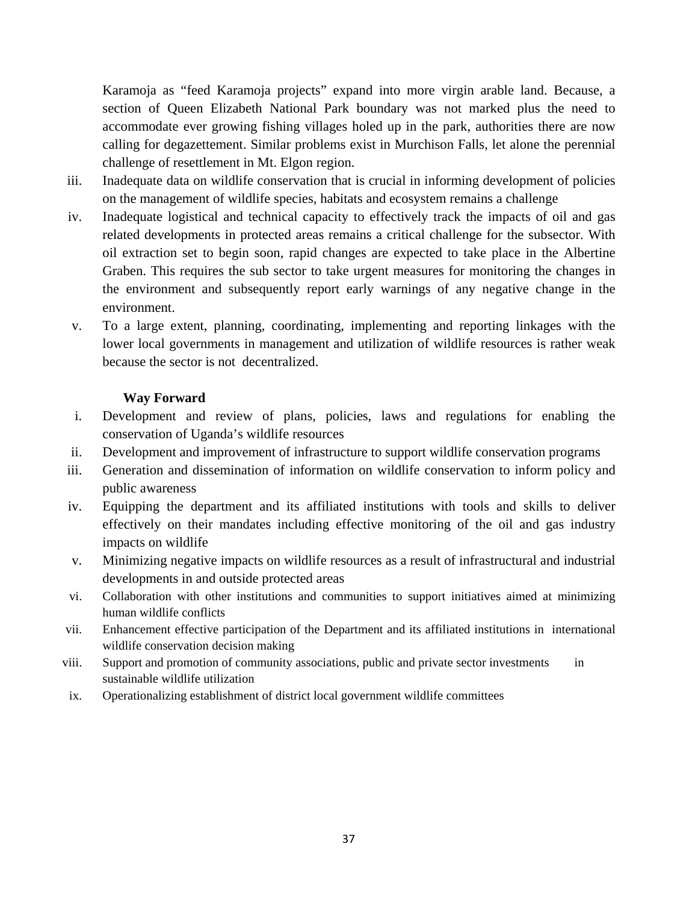Karamoja as "feed Karamoja projects" expand into more virgin arable land. Because, a section of Queen Elizabeth National Park boundary was not marked plus the need to accommodate ever growing fishing villages holed up in the park, authorities there are now calling for degazettement. Similar problems exist in Murchison Falls, let alone the perennial challenge of resettlement in Mt. Elgon region.

iii. Inadequate data on wildlife conservation that is crucial in informing development of policies on the management of wildlife species, habitats and ecosystem remains a challenge

iv. Inadequate logistical and technical capacity to effectively track the impacts of oil and gas related developments in protected areas remains a critical challenge for the subsector. With oil extraction set to begin soon, rapid changes are expected to take place in the Albertine Graben. This requires the sub sector to take urgent measures for monitoring the changes in the environment and subsequently report early warnings of any negative change in the environment.

v. To a large extent, planning, coordinating, implementing and reporting linkages with the lower local governments in management and utilization of wildlife resources is rather weak because the sector is not decentralized.

**Way Forward**

i. Development and review of plans, policies, laws and regulations for enabling the conservation of Uganda's wildlife resources

ii. Development and improvement of infrastructure to support wildlife conservation programs

iii. Generation and dissemination of information on wildlife conservation to inform policy and public awareness

iv. Equipping the department and its affiliated institutions with tools and skills to deliver effectively on their mandates including effective monitoring of the oil and gas industry impacts on wildlife

v. Minimizing negative impacts on wildlife resources as a result of infrastructural and industrial developments in and outside protected areas

vi. Collaboration with other institutions and communities to support initiatives aimed at minimizing human wildlife conflicts

vii. Enhancement effective participation of the Department and its affiliated institutions in international wildlife conservation decision making

viii. Support and promotion of community associations, public and private sector investments in sustainable wildlife utilization

ix. Operationalizing establishment of district local government wildlife committees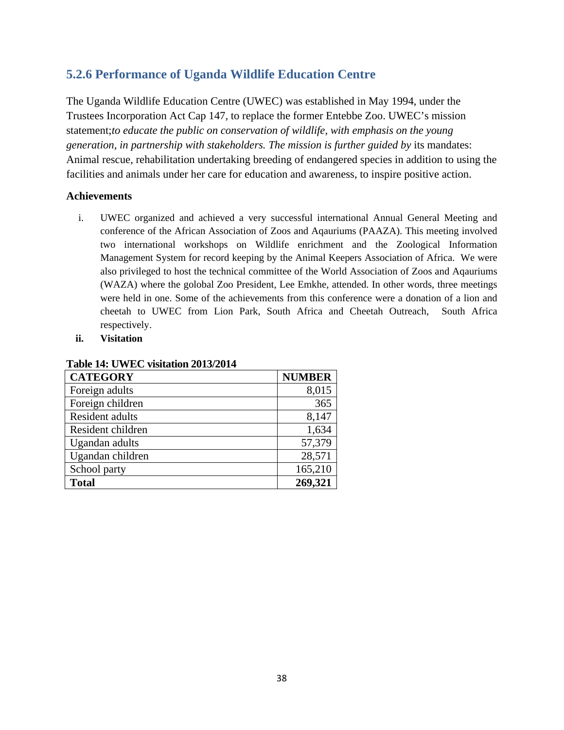### 5.2.6 Performance of Uganda Wildlife Education Centre

The Uganda Wildlife Education Centre (UWEC) was established in May 1994, under the Trustees Incorporation Act Cap 147, to replace the former Entebbe Zoo. UWEC's mission statement;*to educate the public on conservation of wildlife, with emphasis on the young generation, in partnership with stakeholders. The mission is further guided by* its mandates: Animal rescue, rehabilitation undertaking breeding of endangered species in addition to using the facilities and animals under her care for education and awareness, to inspire positive action.

**Achievements**

i. UWEC organized and achieved a very successful international Annual General Meeting and conference of the African Association of Zoos and Aqauriums (PAAZA). This meeting involved two international workshops on Wildlife enrichment and the Zoological Information Management System for record keeping by the Animal Keepers Association of Africa. We were also privileged to host the technical committee of the World Association of Zoos and Aqauriums (WAZA) where the golobal Zoo President, Lee Emkhe, attended. In other words, three meetings were held in one. Some of the achievements from this conference were a donation of a lion and cheetah to UWEC from Lion Park, South Africa and Cheetah Outreach, South Africa respectively.

ii. **Visitation**

**Table 14: UWEC visitation 2013/2014**

| CATEGORY | NUMBER |
|---|---:|
| Foreign adults | 8,015 |
| Foreign children | 365 |
| Resident adults | 8,147 |
| Resident children | 1,634 |
| Ugandan adults | 57,379 |
| Ugandan children | 28,571 |
| School party | 165,210 |
| **Total** | **269,321** |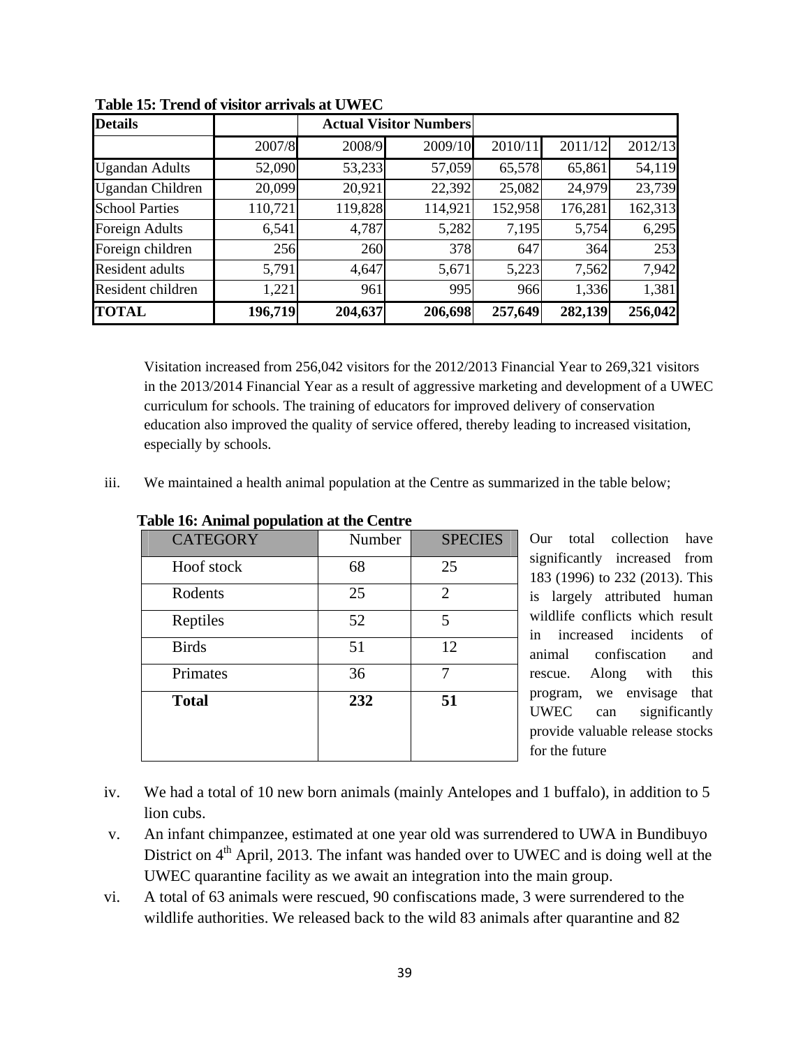**Table 15: Trend of visitor arrivals at UWEC**

| Details | | Actual Visitor Numbers | | | | |
|---|---|---|---|---|---|---|
| | 2007/8 | 2008/9 | 2009/10 | 2010/11 | 2011/12 | 2012/13 |
| Ugandan Adults | 52,090 | 53,233 | 57,059 | 65,578 | 65,861 | 54,119 |
| Ugandan Children | 20,099 | 20,921 | 22,392 | 25,082 | 24,979 | 23,739 |
| School Parties | 110,721 | 119,828 | 114,921 | 152,958 | 176,281 | 162,313 |
| Foreign Adults | 6,541 | 4,787 | 5,282 | 7,195 | 5,754 | 6,295 |
| Foreign children | 256 | 260 | 378 | 647 | 364 | 253 |
| Resident adults | 5,791 | 4,647 | 5,671 | 5,223 | 7,562 | 7,942 |
| Resident children | 1,221 | 961 | 995 | 966 | 1,336 | 1,381 |
| **TOTAL** | **196,719** | **204,637** | **206,698** | **257,649** | **282,139** | **256,042** |

Visitation increased from 256,042 visitors for the 2012/2013 Financial Year to 269,321 visitors in the 2013/2014 Financial Year as a result of aggressive marketing and development of a UWEC curriculum for schools. The training of educators for improved delivery of conservation education also improved the quality of service offered, thereby leading to increased visitation, especially by schools.

iii. We maintained a health animal population at the Centre as summarized in the table below;

**Table 16: Animal population at the Centre**

| CATEGORY | Number | SPECIES |
|---|---|---|
| Hoof stock | 68 | 25 |
| Rodents | 25 | 2 |
| Reptiles | 52 | 5 |
| Birds | 51 | 12 |
| Primates | 36 | 7 |
| **Total** | **232** | **51** |

Our total collection have significantly increased from 183 (1996) to 232 (2013). This is largely attributed human wildlife conflicts which result in increased incidents of animal confiscation and rescue. Along with this program, we envisage that UWEC can significantly provide valuable release stocks for the future

iv. We had a total of 10 new born animals (mainly Antelopes and 1 buffalo), in addition to 5 lion cubs.

v. An infant chimpanzee, estimated at one year old was surrendered to UWA in Bundibuyo District on 4th April, 2013. The infant was handed over to UWEC and is doing well at the UWEC quarantine facility as we await an integration into the main group.

vi. A total of 63 animals were rescued, 90 confiscations made, 3 were surrendered to the wildlife authorities. We released back to the wild 83 animals after quarantine and 82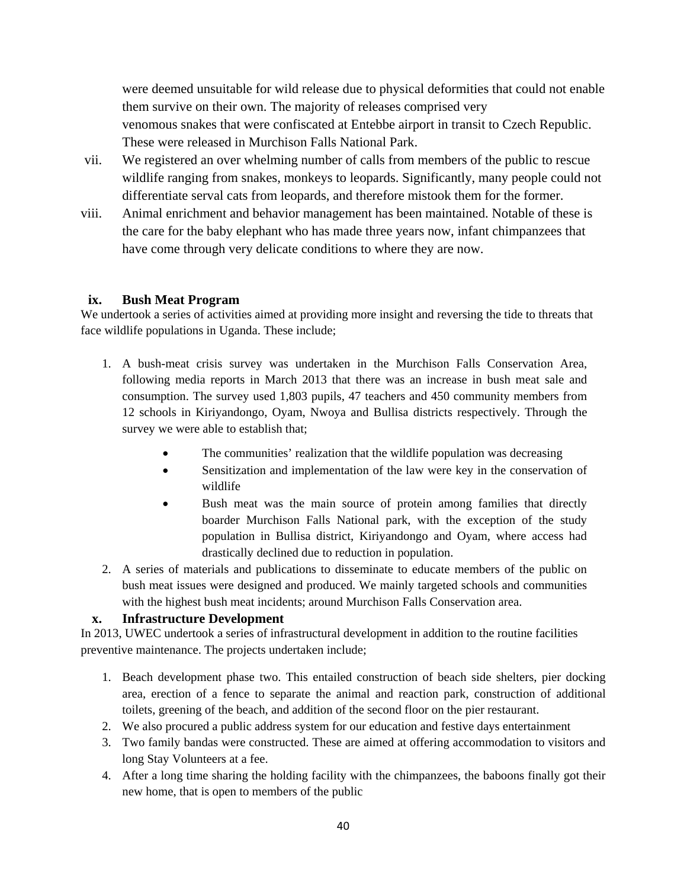were deemed unsuitable for wild release due to physical deformities that could not enable them survive on their own. The majority of releases comprised very venomous snakes that were confiscated at Entebbe airport in transit to Czech Republic. These were released in Murchison Falls National Park.

vii. We registered an over whelming number of calls from members of the public to rescue wildlife ranging from snakes, monkeys to leopards. Significantly, many people could not differentiate serval cats from leopards, and therefore mistook them for the former.

viii. Animal enrichment and behavior management has been maintained. Notable of these is the care for the baby elephant who has made three years now, infant chimpanzees that have come through very delicate conditions to where they are now.

### ix. Bush Meat Program

We undertook a series of activities aimed at providing more insight and reversing the tide to threats that face wildlife populations in Uganda. These include;

1. A bush-meat crisis survey was undertaken in the Murchison Falls Conservation Area, following media reports in March 2013 that there was an increase in bush meat sale and consumption. The survey used 1,803 pupils, 47 teachers and 450 community members from 12 schools in Kiriyandongo, Oyam, Nwoya and Bullisa districts respectively. Through the survey we were able to establish that;
    - The communities' realization that the wildlife population was decreasing
    - Sensitization and implementation of the law were key in the conservation of wildlife
    - Bush meat was the main source of protein among families that directly boarder Murchison Falls National park, with the exception of the study population in Bullisa district, Kiriyandongo and Oyam, where access had drastically declined due to reduction in population.
2. A series of materials and publications to disseminate to educate members of the public on bush meat issues were designed and produced. We mainly targeted schools and communities with the highest bush meat incidents; around Murchison Falls Conservation area.

### x. Infrastructure Development

In 2013, UWEC undertook a series of infrastructural development in addition to the routine facilities preventive maintenance. The projects undertaken include;

1. Beach development phase two. This entailed construction of beach side shelters, pier docking area, erection of a fence to separate the animal and reaction park, construction of additional toilets, greening of the beach, and addition of the second floor on the pier restaurant.
2. We also procured a public address system for our education and festive days entertainment
3. Two family bandas were constructed. These are aimed at offering accommodation to visitors and long Stay Volunteers at a fee.
4. After a long time sharing the holding facility with the chimpanzees, the baboons finally got their new home, that is open to members of the public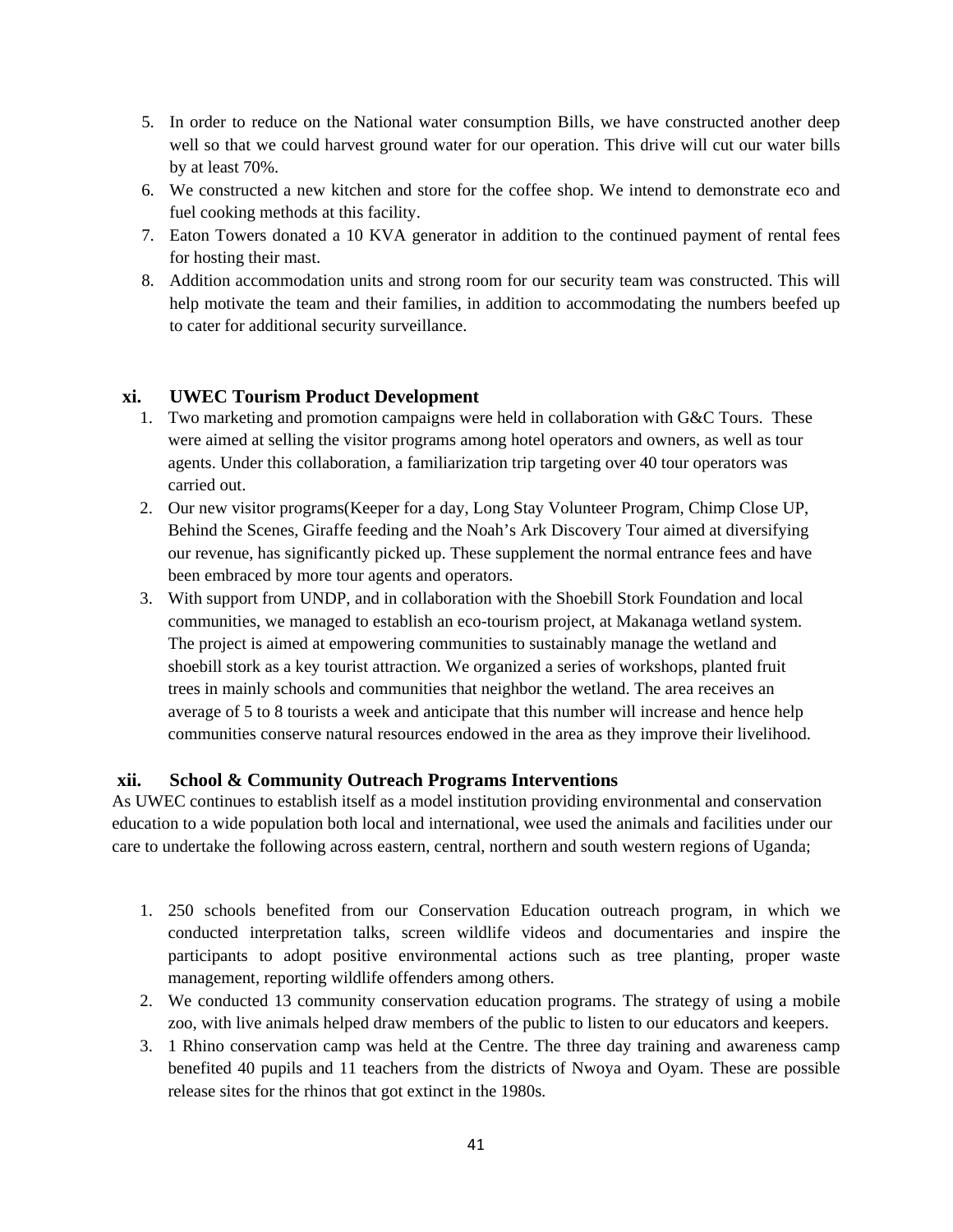5. In order to reduce on the National water consumption Bills, we have constructed another deep well so that we could harvest ground water for our operation. This drive will cut our water bills by at least 70%.
6. We constructed a new kitchen and store for the coffee shop. We intend to demonstrate eco and fuel cooking methods at this facility.
7. Eaton Towers donated a 10 KVA generator in addition to the continued payment of rental fees for hosting their mast.
8. Addition accommodation units and strong room for our security team was constructed. This will help motivate the team and their families, in addition to accommodating the numbers beefed up to cater for additional security surveillance.

### xi. UWEC Tourism Product Development

1. Two marketing and promotion campaigns were held in collaboration with G&C Tours. These were aimed at selling the visitor programs among hotel operators and owners, as well as tour agents. Under this collaboration, a familiarization trip targeting over 40 tour operators was carried out.
2. Our new visitor programs(Keeper for a day, Long Stay Volunteer Program, Chimp Close UP, Behind the Scenes, Giraffe feeding and the Noah's Ark Discovery Tour aimed at diversifying our revenue, has significantly picked up. These supplement the normal entrance fees and have been embraced by more tour agents and operators.
3. With support from UNDP, and in collaboration with the Shoebill Stork Foundation and local communities, we managed to establish an eco-tourism project, at Makanaga wetland system. The project is aimed at empowering communities to sustainably manage the wetland and shoebill stork as a key tourist attraction. We organized a series of workshops, planted fruit trees in mainly schools and communities that neighbor the wetland. The area receives an average of 5 to 8 tourists a week and anticipate that this number will increase and hence help communities conserve natural resources endowed in the area as they improve their livelihood.

### xii. School & Community Outreach Programs Interventions

As UWEC continues to establish itself as a model institution providing environmental and conservation education to a wide population both local and international, wee used the animals and facilities under our care to undertake the following across eastern, central, northern and south western regions of Uganda;

1. 250 schools benefited from our Conservation Education outreach program, in which we conducted interpretation talks, screen wildlife videos and documentaries and inspire the participants to adopt positive environmental actions such as tree planting, proper waste management, reporting wildlife offenders among others.
2. We conducted 13 community conservation education programs. The strategy of using a mobile zoo, with live animals helped draw members of the public to listen to our educators and keepers.
3. 1 Rhino conservation camp was held at the Centre. The three day training and awareness camp benefited 40 pupils and 11 teachers from the districts of Nwoya and Oyam. These are possible release sites for the rhinos that got extinct in the 1980s.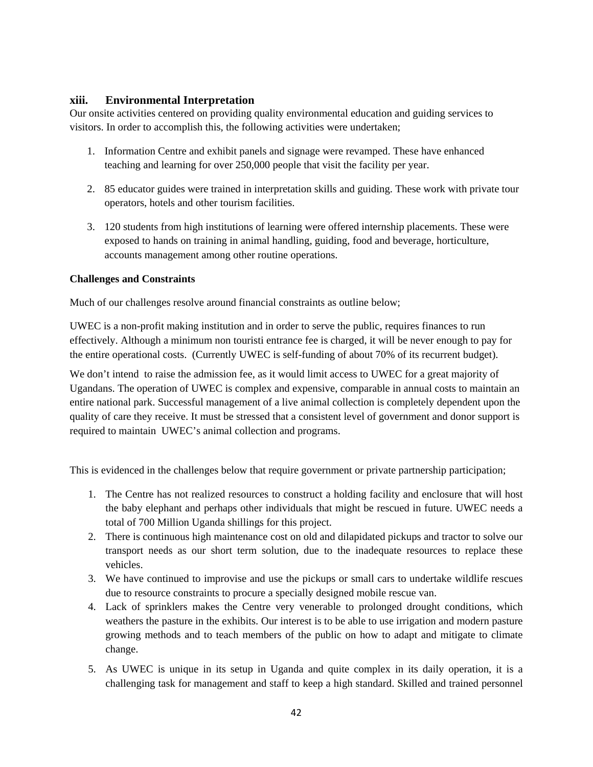### xiii. Environmental Interpretation

Our onsite activities centered on providing quality environmental education and guiding services to visitors. In order to accomplish this, the following activities were undertaken;

1. Information Centre and exhibit panels and signage were revamped. These have enhanced teaching and learning for over 250,000 people that visit the facility per year.

2. 85 educator guides were trained in interpretation skills and guiding. These work with private tour operators, hotels and other tourism facilities.

3. 120 students from high institutions of learning were offered internship placements. These were exposed to hands on training in animal handling, guiding, food and beverage, horticulture, accounts management among other routine operations.

**Challenges and Constraints**

Much of our challenges resolve around financial constraints as outline below;

UWEC is a non-profit making institution and in order to serve the public, requires finances to run effectively. Although a minimum non touristi entrance fee is charged, it will be never enough to pay for the entire operational costs. (Currently UWEC is self-funding of about 70% of its recurrent budget).

We don't intend to raise the admission fee, as it would limit access to UWEC for a great majority of Ugandans. The operation of UWEC is complex and expensive, comparable in annual costs to maintain an entire national park. Successful management of a live animal collection is completely dependent upon the quality of care they receive. It must be stressed that a consistent level of government and donor support is required to maintain UWEC's animal collection and programs.

This is evidenced in the challenges below that require government or private partnership participation;

1. The Centre has not realized resources to construct a holding facility and enclosure that will host the baby elephant and perhaps other individuals that might be rescued in future. UWEC needs a total of 700 Million Uganda shillings for this project.
2. There is continuous high maintenance cost on old and dilapidated pickups and tractor to solve our transport needs as our short term solution, due to the inadequate resources to replace these vehicles.
3. We have continued to improvise and use the pickups or small cars to undertake wildlife rescues due to resource constraints to procure a specially designed mobile rescue van.
4. Lack of sprinklers makes the Centre very venerable to prolonged drought conditions, which weathers the pasture in the exhibits. Our interest is to be able to use irrigation and modern pasture growing methods and to teach members of the public on how to adapt and mitigate to climate change.

5. As UWEC is unique in its setup in Uganda and quite complex in its daily operation, it is a challenging task for management and staff to keep a high standard. Skilled and trained personnel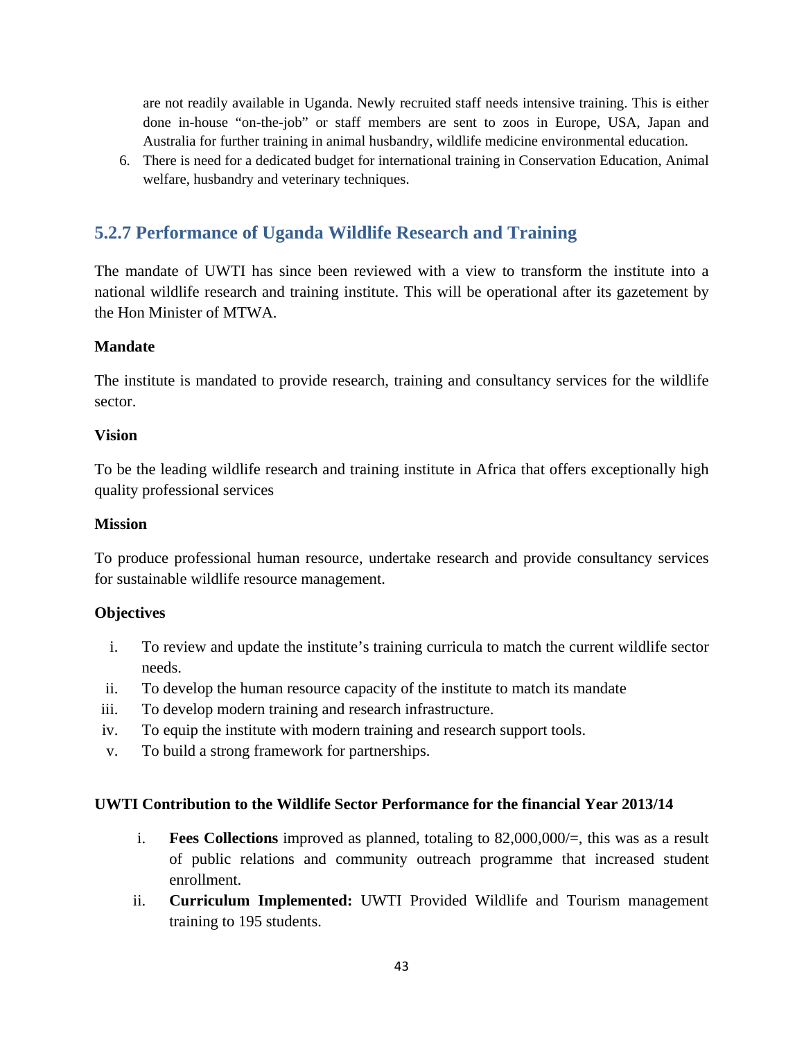are not readily available in Uganda. Newly recruited staff needs intensive training. This is either done in-house "on-the-job" or staff members are sent to zoos in Europe, USA, Japan and Australia for further training in animal husbandry, wildlife medicine environmental education.

6. There is need for a dedicated budget for international training in Conservation Education, Animal welfare, husbandry and veterinary techniques.

### 5.2.7 Performance of Uganda Wildlife Research and Training

The mandate of UWTI has since been reviewed with a view to transform the institute into a national wildlife research and training institute. This will be operational after its gazetement by the Hon Minister of MTWA.

**Mandate**

The institute is mandated to provide research, training and consultancy services for the wildlife sector.

**Vision**

To be the leading wildlife research and training institute in Africa that offers exceptionally high quality professional services

**Mission**

To produce professional human resource, undertake research and provide consultancy services for sustainable wildlife resource management.

**Objectives**

i. To review and update the institute's training curricula to match the current wildlife sector needs.
ii. To develop the human resource capacity of the institute to match its mandate
iii. To develop modern training and research infrastructure.
iv. To equip the institute with modern training and research support tools.
v. To build a strong framework for partnerships.

**UWTI Contribution to the Wildlife Sector Performance for the financial Year 2013/14**

i. **Fees Collections** improved as planned, totaling to 82,000,000/=, this was as a result of public relations and community outreach programme that increased student enrollment.
ii. **Curriculum Implemented:** UWTI Provided Wildlife and Tourism management training to 195 students.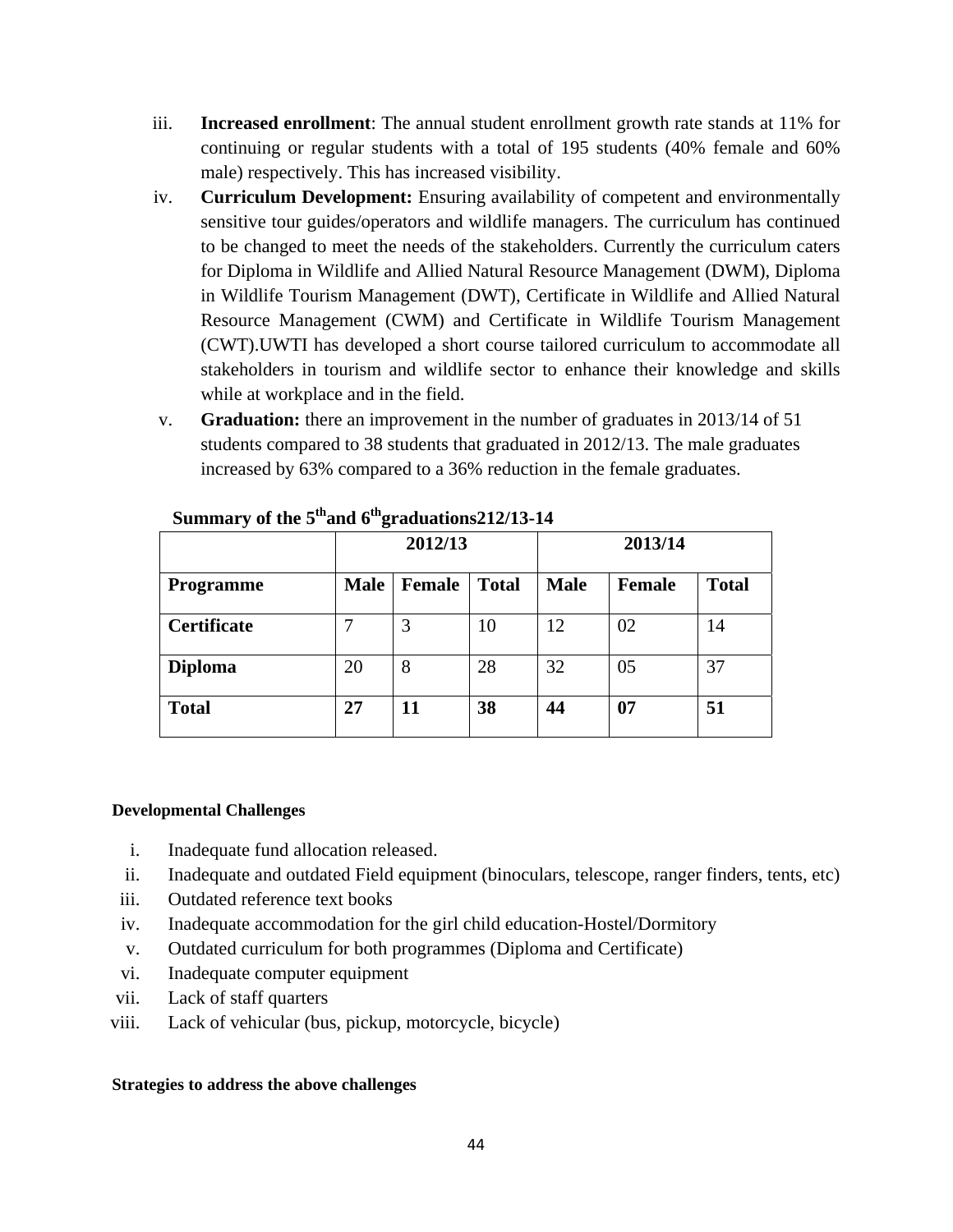iii. **Increased enrollment**: The annual student enrollment growth rate stands at 11% for continuing or regular students with a total of 195 students (40% female and 60% male) respectively. This has increased visibility.

iv. **Curriculum Development:** Ensuring availability of competent and environmentally sensitive tour guides/operators and wildlife managers. The curriculum has continued to be changed to meet the needs of the stakeholders. Currently the curriculum caters for Diploma in Wildlife and Allied Natural Resource Management (DWM), Diploma in Wildlife Tourism Management (DWT), Certificate in Wildlife and Allied Natural Resource Management (CWM) and Certificate in Wildlife Tourism Management (CWT).UWTI has developed a short course tailored curriculum to accommodate all stakeholders in tourism and wildlife sector to enhance their knowledge and skills while at workplace and in the field.

v. **Graduation:** there an improvement in the number of graduates in 2013/14 of 51 students compared to 38 students that graduated in 2012/13. The male graduates increased by 63% compared to a 36% reduction in the female graduates.

**Summary of the 5thand 6thgraduations212/13-14**

| | 2012/13 | | | 2013/14 | | |
|---|---|---|---|---|---|---|
| **Programme** | **Male** | **Female** | **Total** | **Male** | **Female** | **Total** |
| **Certificate** | 7 | 3 | 10 | 12 | 02 | 14 |
| **Diploma** | 20 | 8 | 28 | 32 | 05 | 37 |
| **Total** | **27** | **11** | **38** | **44** | **07** | **51** |

**Developmental Challenges**

i. Inadequate fund allocation released.
ii. Inadequate and outdated Field equipment (binoculars, telescope, ranger finders, tents, etc)
iii. Outdated reference text books
iv. Inadequate accommodation for the girl child education-Hostel/Dormitory
v. Outdated curriculum for both programmes (Diploma and Certificate)
vi. Inadequate computer equipment
vii. Lack of staff quarters
viii. Lack of vehicular (bus, pickup, motorcycle, bicycle)

**Strategies to address the above challenges**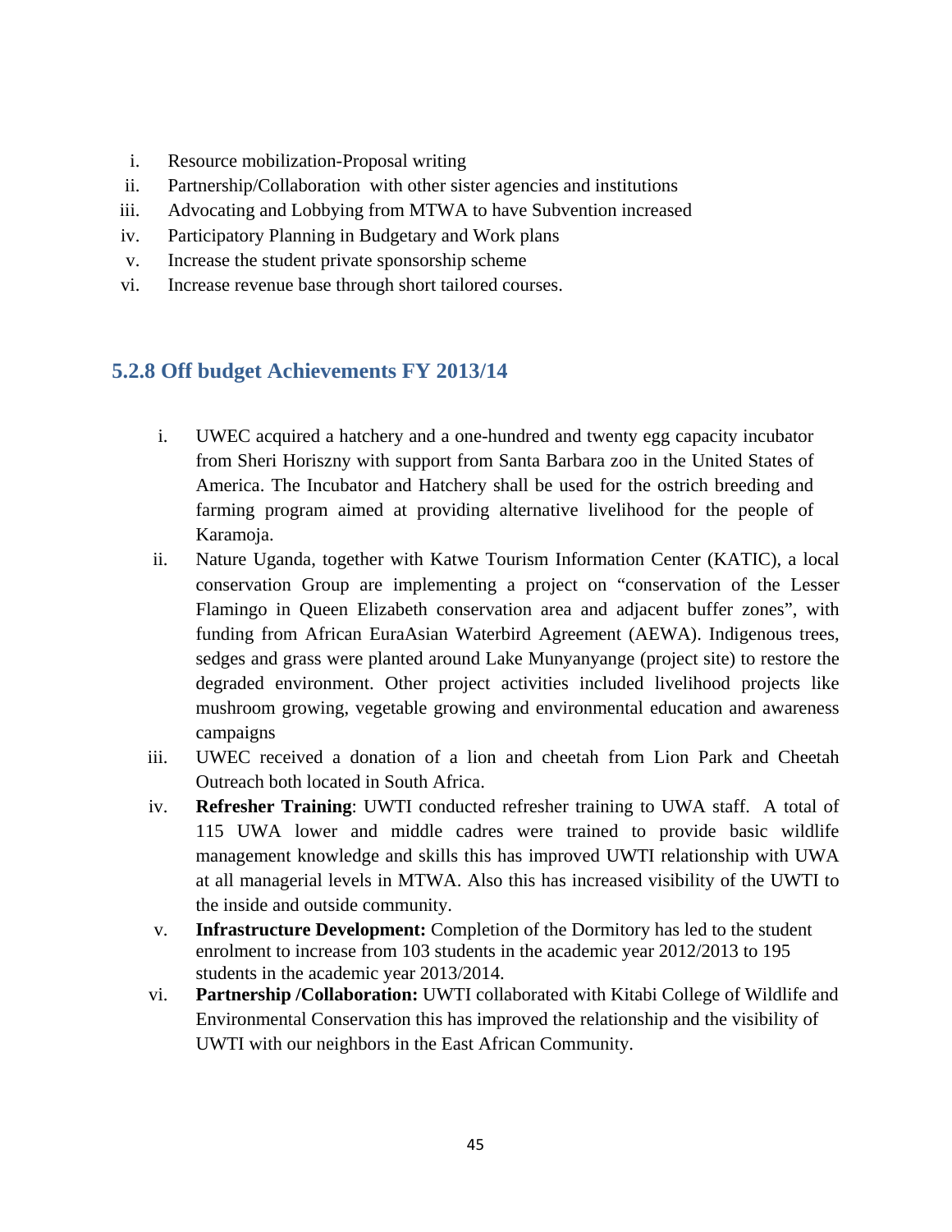i. Resource mobilization-Proposal writing
ii. Partnership/Collaboration  with other sister agencies and institutions
iii. Advocating and Lobbying from MTWA to have Subvention increased
iv. Participatory Planning in Budgetary and Work plans
v. Increase the student private sponsorship scheme
vi. Increase revenue base through short tailored courses.

### 5.2.8 Off budget Achievements FY 2013/14

i. UWEC acquired a hatchery and a one-hundred and twenty egg capacity incubator from Sheri Horiszny with support from Santa Barbara zoo in the United States of America. The Incubator and Hatchery shall be used for the ostrich breeding and farming program aimed at providing alternative livelihood for the people of Karamoja.
ii. Nature Uganda, together with Katwe Tourism Information Center (KATIC), a local conservation Group are implementing a project on "conservation of the Lesser Flamingo in Queen Elizabeth conservation area and adjacent buffer zones", with funding from African EuraAsian Waterbird Agreement (AEWA). Indigenous trees, sedges and grass were planted around Lake Munyanyange (project site) to restore the degraded environment. Other project activities included livelihood projects like mushroom growing, vegetable growing and environmental education and awareness campaigns
iii. UWEC received a donation of a lion and cheetah from Lion Park and Cheetah Outreach both located in South Africa.
iv. **Refresher Training**: UWTI conducted refresher training to UWA staff.  A total of 115 UWA lower and middle cadres were trained to provide basic wildlife management knowledge and skills this has improved UWTI relationship with UWA at all managerial levels in MTWA. Also this has increased visibility of the UWTI to the inside and outside community.
v. **Infrastructure Development:** Completion of the Dormitory has led to the student enrolment to increase from 103 students in the academic year 2012/2013 to 195 students in the academic year 2013/2014.
vi. **Partnership /Collaboration:** UWTI collaborated with Kitabi College of Wildlife and Environmental Conservation this has improved the relationship and the visibility of UWTI with our neighbors in the East African Community.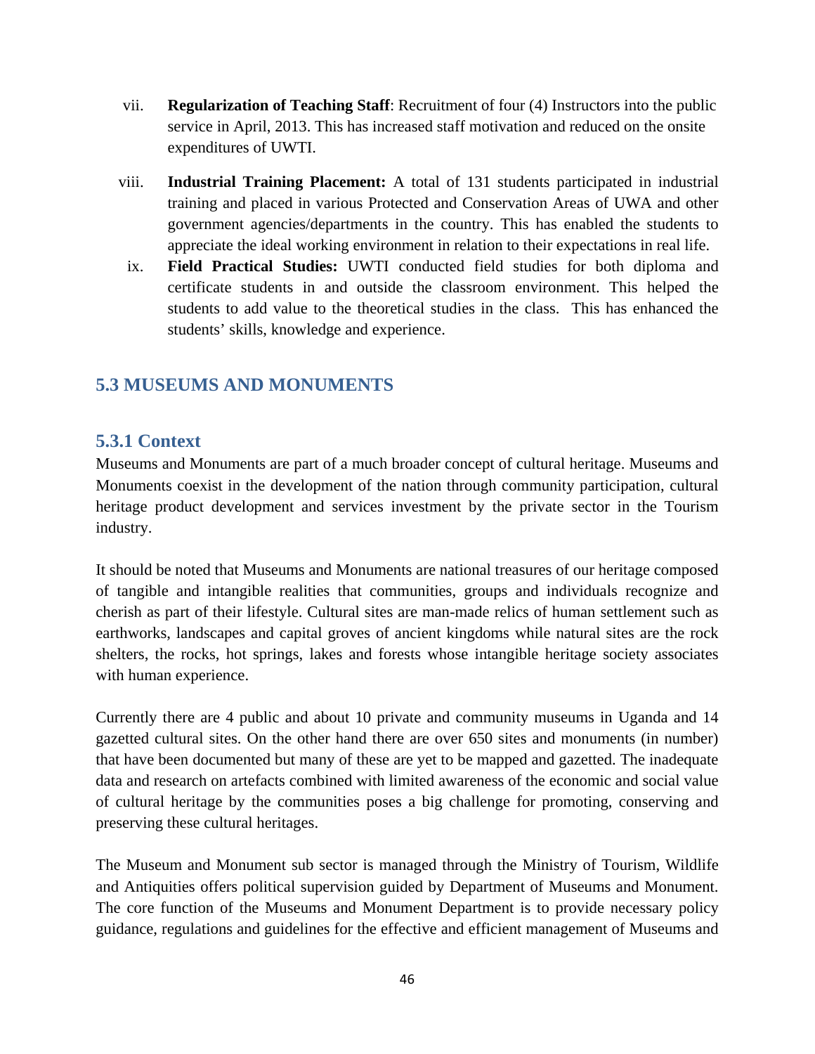vii. **Regularization of Teaching Staff**: Recruitment of four (4) Instructors into the public service in April, 2013. This has increased staff motivation and reduced on the onsite expenditures of UWTI.

viii. **Industrial Training Placement:** A total of 131 students participated in industrial training and placed in various Protected and Conservation Areas of UWA and other government agencies/departments in the country. This has enabled the students to appreciate the ideal working environment in relation to their expectations in real life.

ix. **Field Practical Studies:** UWTI conducted field studies for both diploma and certificate students in and outside the classroom environment. This helped the students to add value to the theoretical studies in the class. This has enhanced the students' skills, knowledge and experience.

## 5.3 MUSEUMS AND MONUMENTS

### 5.3.1 Context

Museums and Monuments are part of a much broader concept of cultural heritage. Museums and Monuments coexist in the development of the nation through community participation, cultural heritage product development and services investment by the private sector in the Tourism industry.

It should be noted that Museums and Monuments are national treasures of our heritage composed of tangible and intangible realities that communities, groups and individuals recognize and cherish as part of their lifestyle. Cultural sites are man-made relics of human settlement such as earthworks, landscapes and capital groves of ancient kingdoms while natural sites are the rock shelters, the rocks, hot springs, lakes and forests whose intangible heritage society associates with human experience.

Currently there are 4 public and about 10 private and community museums in Uganda and 14 gazetted cultural sites. On the other hand there are over 650 sites and monuments (in number) that have been documented but many of these are yet to be mapped and gazetted. The inadequate data and research on artefacts combined with limited awareness of the economic and social value of cultural heritage by the communities poses a big challenge for promoting, conserving and preserving these cultural heritages.

The Museum and Monument sub sector is managed through the Ministry of Tourism, Wildlife and Antiquities offers political supervision guided by Department of Museums and Monument. The core function of the Museums and Monument Department is to provide necessary policy guidance, regulations and guidelines for the effective and efficient management of Museums and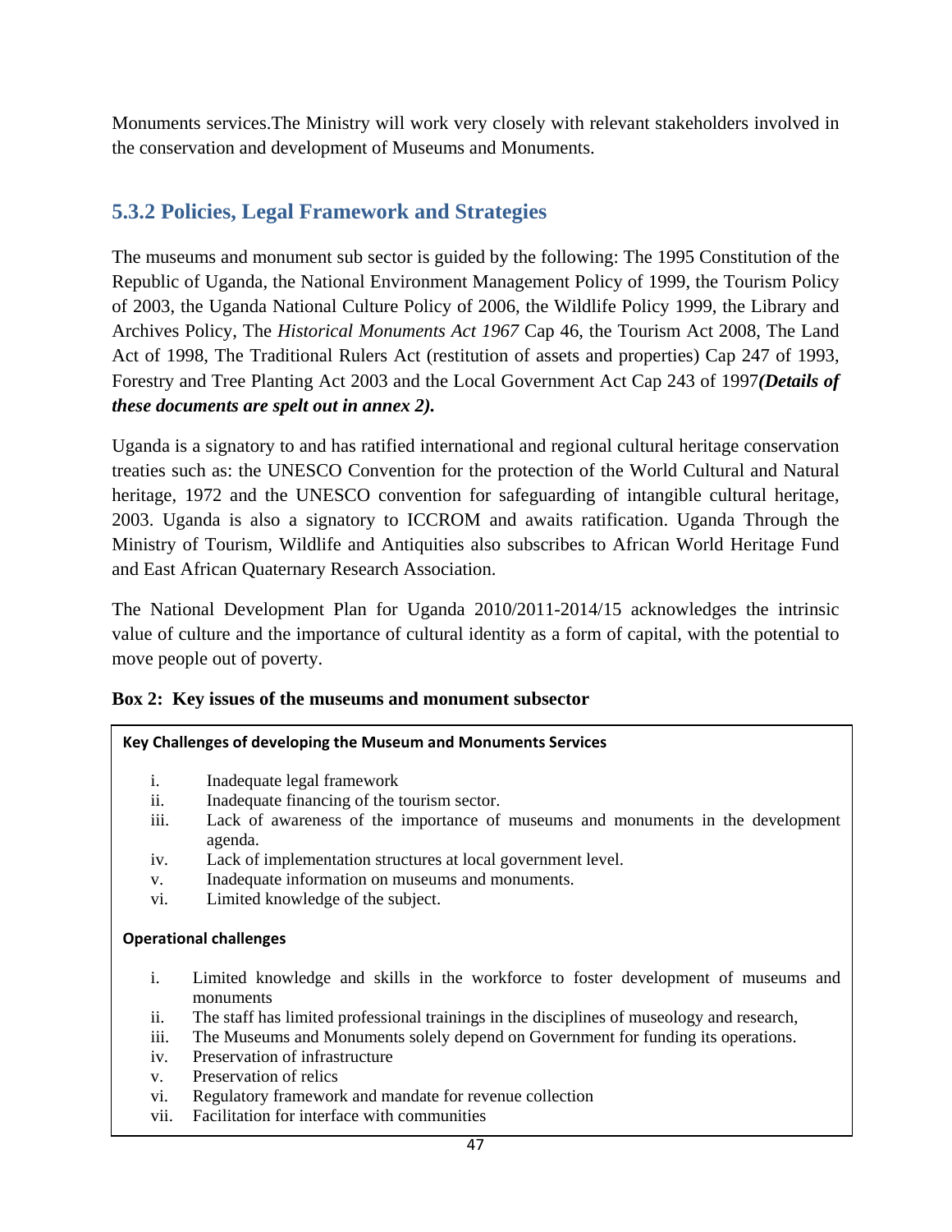Monuments services.The Ministry will work very closely with relevant stakeholders involved in the conservation and development of Museums and Monuments.

### 5.3.2 Policies, Legal Framework and Strategies

The museums and monument sub sector is guided by the following: The 1995 Constitution of the Republic of Uganda, the National Environment Management Policy of 1999, the Tourism Policy of 2003, the Uganda National Culture Policy of 2006, the Wildlife Policy 1999, the Library and Archives Policy, The *Historical Monuments Act 1967* Cap 46, the Tourism Act 2008, The Land Act of 1998, The Traditional Rulers Act (restitution of assets and properties) Cap 247 of 1993, Forestry and Tree Planting Act 2003 and the Local Government Act Cap 243 of 1997***(Details of these documents are spelt out in annex 2).***

Uganda is a signatory to and has ratified international and regional cultural heritage conservation treaties such as: the UNESCO Convention for the protection of the World Cultural and Natural heritage, 1972 and the UNESCO convention for safeguarding of intangible cultural heritage, 2003. Uganda is also a signatory to ICCROM and awaits ratification. Uganda Through the Ministry of Tourism, Wildlife and Antiquities also subscribes to African World Heritage Fund and East African Quaternary Research Association.

The National Development Plan for Uganda 2010/2011-2014/15 acknowledges the intrinsic value of culture and the importance of cultural identity as a form of capital, with the potential to move people out of poverty.

**Box 2: Key issues of the museums and monument subsector**

**Key Challenges of developing the Museum and Monuments Services**

i. Inadequate legal framework
ii. Inadequate financing of the tourism sector.
iii. Lack of awareness of the importance of museums and monuments in the development agenda.
iv. Lack of implementation structures at local government level.
v. Inadequate information on museums and monuments.
vi. Limited knowledge of the subject.

**Operational challenges**

i. Limited knowledge and skills in the workforce to foster development of museums and monuments
ii. The staff has limited professional trainings in the disciplines of museology and research,
iii. The Museums and Monuments solely depend on Government for funding its operations.
iv. Preservation of infrastructure
v. Preservation of relics
vi. Regulatory framework and mandate for revenue collection
vii. Facilitation for interface with communities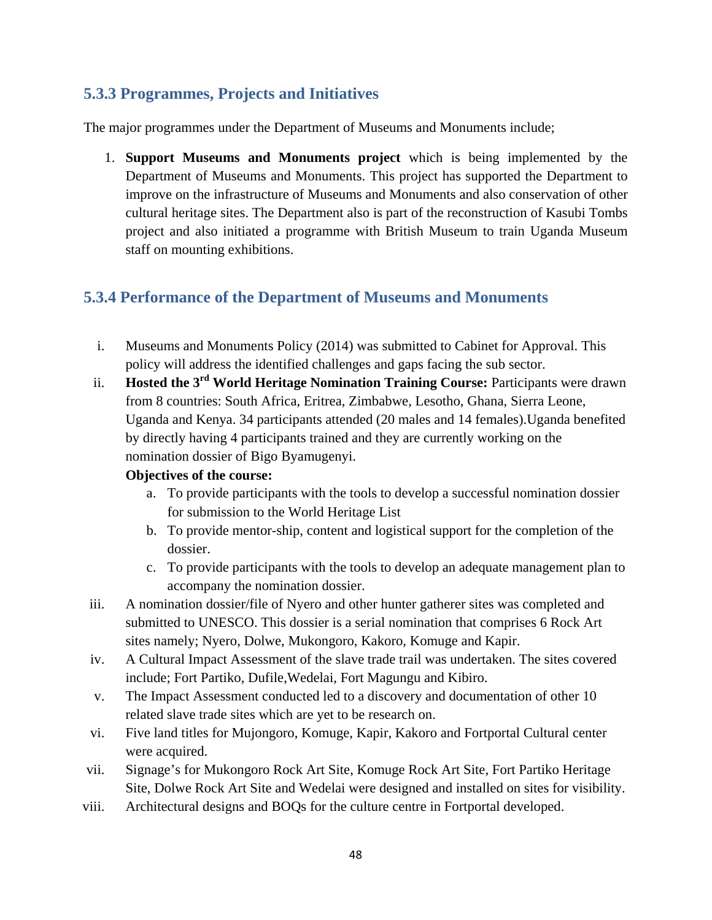### 5.3.3 Programmes, Projects and Initiatives

The major programmes under the Department of Museums and Monuments include;

1. **Support Museums and Monuments project** which is being implemented by the Department of Museums and Monuments. This project has supported the Department to improve on the infrastructure of Museums and Monuments and also conservation of other cultural heritage sites. The Department also is part of the reconstruction of Kasubi Tombs project and also initiated a programme with British Museum to train Uganda Museum staff on mounting exhibitions.

### 5.3.4 Performance of the Department of Museums and Monuments

i. Museums and Monuments Policy (2014) was submitted to Cabinet for Approval. This policy will address the identified challenges and gaps facing the sub sector.

ii. **Hosted the 3rd World Heritage Nomination Training Course:** Participants were drawn from 8 countries: South Africa, Eritrea, Zimbabwe, Lesotho, Ghana, Sierra Leone, Uganda and Kenya. 34 participants attended (20 males and 14 females).Uganda benefited by directly having 4 participants trained and they are currently working on the nomination dossier of Bigo Byamugenyi.

   **Objectives of the course:**

   a. To provide participants with the tools to develop a successful nomination dossier for submission to the World Heritage List
   b. To provide mentor-ship, content and logistical support for the completion of the dossier.
   c. To provide participants with the tools to develop an adequate management plan to accompany the nomination dossier.

iii. A nomination dossier/file of Nyero and other hunter gatherer sites was completed and submitted to UNESCO. This dossier is a serial nomination that comprises 6 Rock Art sites namely; Nyero, Dolwe, Mukongoro, Kakoro, Komuge and Kapir.

iv. A Cultural Impact Assessment of the slave trade trail was undertaken. The sites covered include; Fort Partiko, Dufile,Wedelai, Fort Magungu and Kibiro.

v. The Impact Assessment conducted led to a discovery and documentation of other 10 related slave trade sites which are yet to be research on.

vi. Five land titles for Mujongoro, Komuge, Kapir, Kakoro and Fortportal Cultural center were acquired.

vii. Signage's for Mukongoro Rock Art Site, Komuge Rock Art Site, Fort Partiko Heritage Site, Dolwe Rock Art Site and Wedelai were designed and installed on sites for visibility.

viii. Architectural designs and BOQs for the culture centre in Fortportal developed.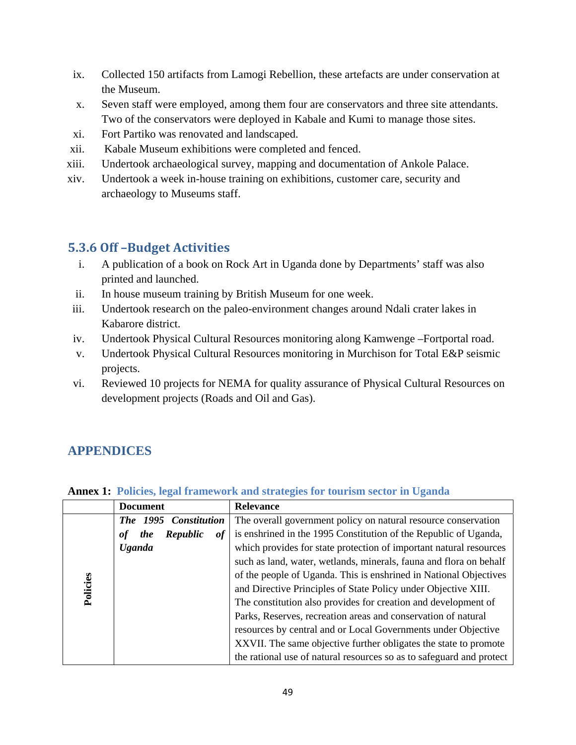ix. Collected 150 artifacts from Lamogi Rebellion, these artefacts are under conservation at the Museum.
x. Seven staff were employed, among them four are conservators and three site attendants. Two of the conservators were deployed in Kabale and Kumi to manage those sites.
xi. Fort Partiko was renovated and landscaped.
xii. Kabale Museum exhibitions were completed and fenced.
xiii. Undertook archaeological survey, mapping and documentation of Ankole Palace.
xiv. Undertook a week in-house training on exhibitions, customer care, security and archaeology to Museums staff.

### 5.3.6 Off –Budget Activities

i. A publication of a book on Rock Art in Uganda done by Departments' staff was also printed and launched.
ii. In house museum training by British Museum for one week.
iii. Undertook research on the paleo-environment changes around Ndali crater lakes in Kabarore district.
iv. Undertook Physical Cultural Resources monitoring along Kamwenge –Fortportal road.
v. Undertook Physical Cultural Resources monitoring in Murchison for Total E&P seismic projects.
vi. Reviewed 10 projects for NEMA for quality assurance of Physical Cultural Resources on development projects (Roads and Oil and Gas).

## APPENDICES

**Annex 1: Policies, legal framework and strategies for tourism sector in Uganda**

| | Document | Relevance |
|---|---|---|
| **Policies** | ***The 1995 Constitution of the Republic of Uganda*** | The overall government policy on natural resource conservation is enshrined in the 1995 Constitution of the Republic of Uganda, which provides for state protection of important natural resources such as land, water, wetlands, minerals, fauna and flora on behalf of the people of Uganda. This is enshrined in National Objectives and Directive Principles of State Policy under Objective XIII. The constitution also provides for creation and development of Parks, Reserves, recreation areas and conservation of natural resources by central and or Local Governments under Objective XXVII. The same objective further obligates the state to promote the rational use of natural resources so as to safeguard and protect |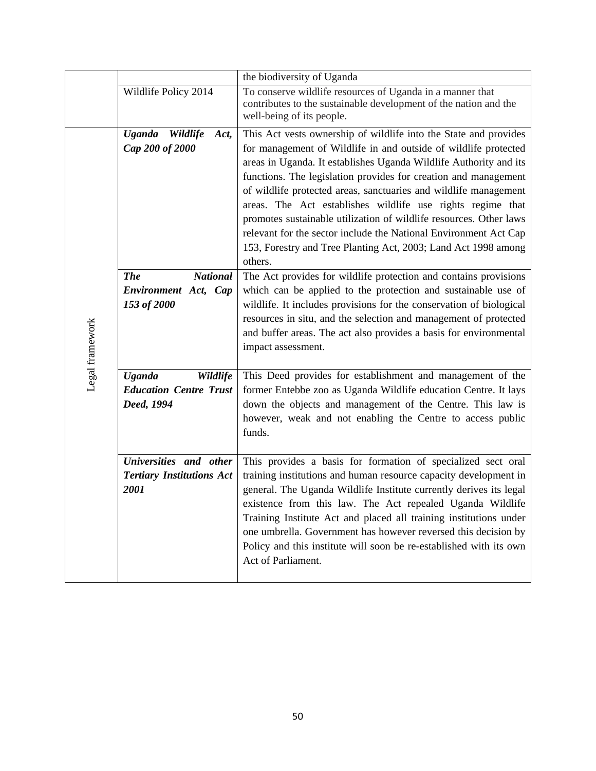| | | |
|---|---|---|
| | | the biodiversity of Uganda |
| | Wildlife Policy 2014 | To conserve wildlife resources of Uganda in a manner that contributes to the sustainable development of the nation and the well-being of its people. |
| Legal framework | ***Uganda Wildlife Act, Cap 200 of 2000*** | This Act vests ownership of wildlife into the State and provides for management of Wildlife in and outside of wildlife protected areas in Uganda. It establishes Uganda Wildlife Authority and its functions. The legislation provides for creation and management of wildlife protected areas, sanctuaries and wildlife management areas. The Act establishes wildlife use rights regime that promotes sustainable utilization of wildlife resources. Other laws relevant for the sector include the National Environment Act Cap 153, Forestry and Tree Planting Act, 2003; Land Act 1998 among others. |
| | ***The National Environment Act, Cap 153 of 2000*** | The Act provides for wildlife protection and contains provisions which can be applied to the protection and sustainable use of wildlife. It includes provisions for the conservation of biological resources in situ, and the selection and management of protected and buffer areas. The act also provides a basis for environmental impact assessment. |
| | ***Uganda Wildlife Education Centre Trust Deed, 1994*** | This Deed provides for establishment and management of the former Entebbe zoo as Uganda Wildlife education Centre. It lays down the objects and management of the Centre. This law is however, weak and not enabling the Centre to access public funds. |
| | ***Universities and other Tertiary Institutions Act 2001*** | This provides a basis for formation of specialized sect oral training institutions and human resource capacity development in general. The Uganda Wildlife Institute currently derives its legal existence from this law. The Act repealed Uganda Wildlife Training Institute Act and placed all training institutions under one umbrella. Government has however reversed this decision by Policy and this institute will soon be re-established with its own Act of Parliament. |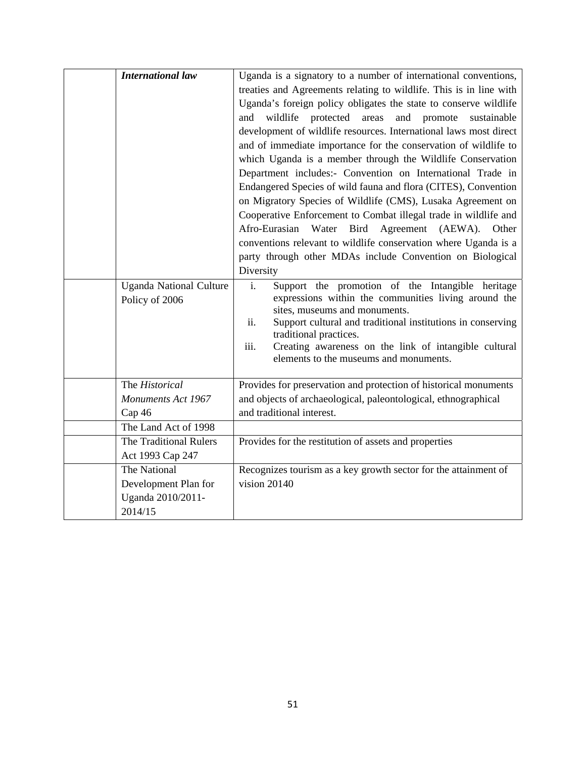| | | |
|---|---|---|
| | ***International law*** | Uganda is a signatory to a number of international conventions, treaties and Agreements relating to wildlife. This is in line with Uganda's foreign policy obligates the state to conserve wildlife and wildlife protected areas and promote sustainable development of wildlife resources. International laws most direct and of immediate importance for the conservation of wildlife to which Uganda is a member through the Wildlife Conservation Department includes:- Convention on International Trade in Endangered Species of wild fauna and flora (CITES), Convention on Migratory Species of Wildlife (CMS), Lusaka Agreement on Cooperative Enforcement to Combat illegal trade in wildlife and Afro-Eurasian Water Bird Agreement (AEWA). Other conventions relevant to wildlife conservation where Uganda is a party through other MDAs include Convention on Biological Diversity |
| | Uganda National Culture Policy of 2006 | i. Support the promotion of the Intangible heritage expressions within the communities living around the sites, museums and monuments.<br>ii. Support cultural and traditional institutions in conserving traditional practices.<br>iii. Creating awareness on the link of intangible cultural elements to the museums and monuments. |
| | The *Historical Monuments Act 1967* Cap 46 | Provides for preservation and protection of historical monuments and objects of archaeological, paleontological, ethnographical and traditional interest. |
| | The Land Act of 1998 | |
| | The Traditional Rulers Act 1993 Cap 247 | Provides for the restitution of assets and properties |
| | The National Development Plan for Uganda 2010/2011-2014/15 | Recognizes tourism as a key growth sector for the attainment of vision 20140 |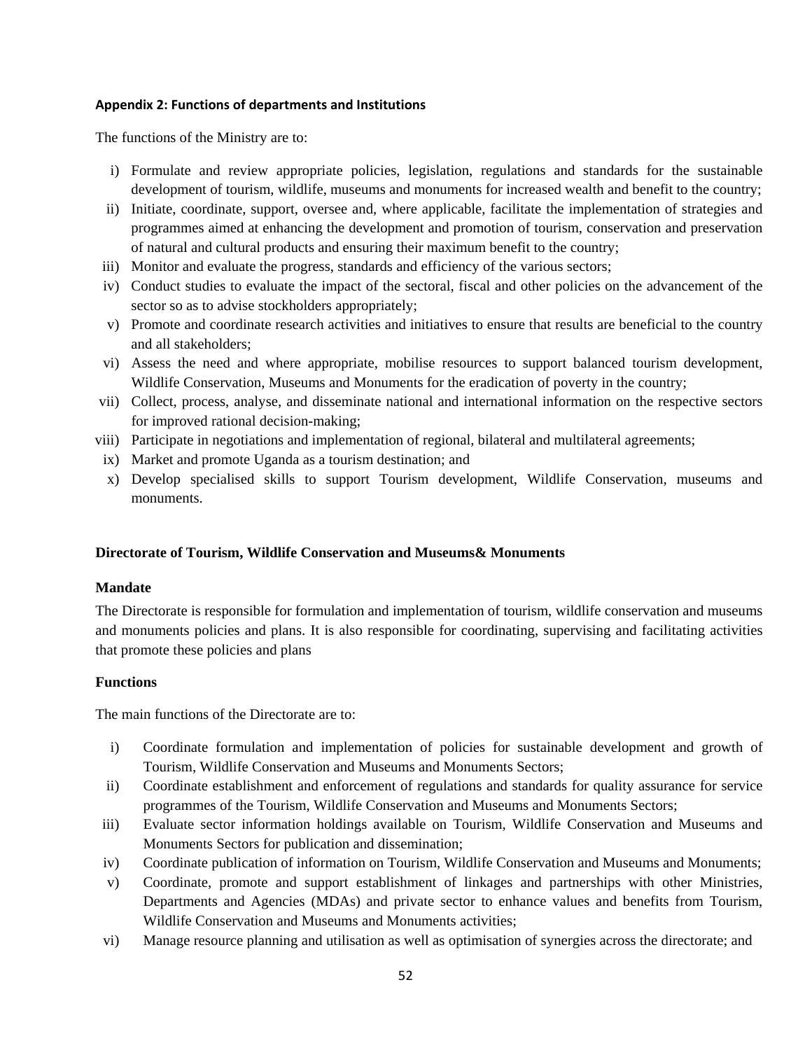#### Appendix 2: Functions of departments and Institutions

The functions of the Ministry are to:

i) Formulate and review appropriate policies, legislation, regulations and standards for the sustainable development of tourism, wildlife, museums and monuments for increased wealth and benefit to the country;
ii) Initiate, coordinate, support, oversee and, where applicable, facilitate the implementation of strategies and programmes aimed at enhancing the development and promotion of tourism, conservation and preservation of natural and cultural products and ensuring their maximum benefit to the country;
iii) Monitor and evaluate the progress, standards and efficiency of the various sectors;
iv) Conduct studies to evaluate the impact of the sectoral, fiscal and other policies on the advancement of the sector so as to advise stockholders appropriately;
v) Promote and coordinate research activities and initiatives to ensure that results are beneficial to the country and all stakeholders;
vi) Assess the need and where appropriate, mobilise resources to support balanced tourism development, Wildlife Conservation, Museums and Monuments for the eradication of poverty in the country;
vii) Collect, process, analyse, and disseminate national and international information on the respective sectors for improved rational decision-making;
viii) Participate in negotiations and implementation of regional, bilateral and multilateral agreements;
ix) Market and promote Uganda as a tourism destination; and
x) Develop specialised skills to support Tourism development, Wildlife Conservation, museums and monuments.

**Directorate of Tourism, Wildlife Conservation and Museums& Monuments**

**Mandate**

The Directorate is responsible for formulation and implementation of tourism, wildlife conservation and museums and monuments policies and plans. It is also responsible for coordinating, supervising and facilitating activities that promote these policies and plans

**Functions**

The main functions of the Directorate are to:

i) Coordinate formulation and implementation of policies for sustainable development and growth of Tourism, Wildlife Conservation and Museums and Monuments Sectors;
ii) Coordinate establishment and enforcement of regulations and standards for quality assurance for service programmes of the Tourism, Wildlife Conservation and Museums and Monuments Sectors;
iii) Evaluate sector information holdings available on Tourism, Wildlife Conservation and Museums and Monuments Sectors for publication and dissemination;
iv) Coordinate publication of information on Tourism, Wildlife Conservation and Museums and Monuments;
v) Coordinate, promote and support establishment of linkages and partnerships with other Ministries, Departments and Agencies (MDAs) and private sector to enhance values and benefits from Tourism, Wildlife Conservation and Museums and Monuments activities;
vi) Manage resource planning and utilisation as well as optimisation of synergies across the directorate; and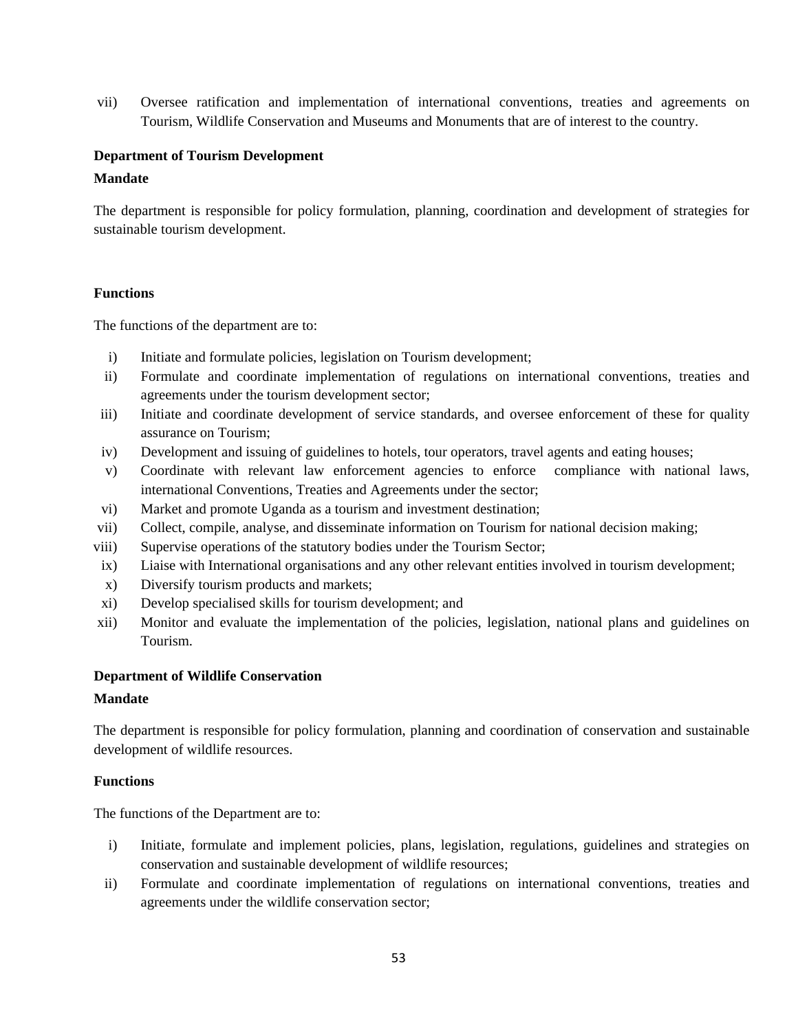vii) Oversee ratification and implementation of international conventions, treaties and agreements on Tourism, Wildlife Conservation and Museums and Monuments that are of interest to the country.

**Department of Tourism Development**

**Mandate**

The department is responsible for policy formulation, planning, coordination and development of strategies for sustainable tourism development.

**Functions**

The functions of the department are to:

i) Initiate and formulate policies, legislation on Tourism development;
ii) Formulate and coordinate implementation of regulations on international conventions, treaties and agreements under the tourism development sector;
iii) Initiate and coordinate development of service standards, and oversee enforcement of these for quality assurance on Tourism;
iv) Development and issuing of guidelines to hotels, tour operators, travel agents and eating houses;
v) Coordinate with relevant law enforcement agencies to enforce compliance with national laws, international Conventions, Treaties and Agreements under the sector;
vi) Market and promote Uganda as a tourism and investment destination;
vii) Collect, compile, analyse, and disseminate information on Tourism for national decision making;
viii) Supervise operations of the statutory bodies under the Tourism Sector;
ix) Liaise with International organisations and any other relevant entities involved in tourism development;
x) Diversify tourism products and markets;
xi) Develop specialised skills for tourism development; and
xii) Monitor and evaluate the implementation of the policies, legislation, national plans and guidelines on Tourism.

**Department of Wildlife Conservation**

**Mandate**

The department is responsible for policy formulation, planning and coordination of conservation and sustainable development of wildlife resources.

**Functions**

The functions of the Department are to:

i) Initiate, formulate and implement policies, plans, legislation, regulations, guidelines and strategies on conservation and sustainable development of wildlife resources;
ii) Formulate and coordinate implementation of regulations on international conventions, treaties and agreements under the wildlife conservation sector;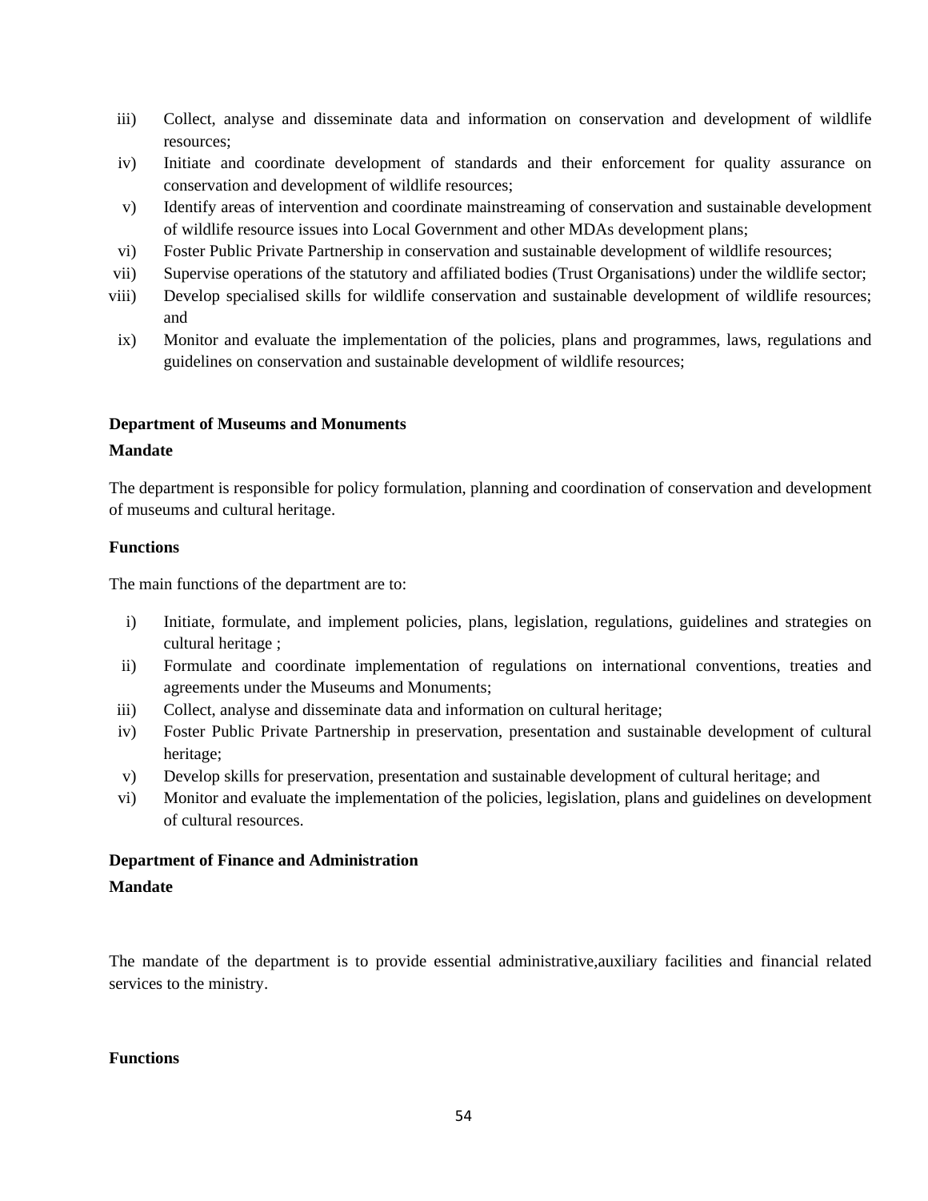iii) Collect, analyse and disseminate data and information on conservation and development of wildlife resources;

iv) Initiate and coordinate development of standards and their enforcement for quality assurance on conservation and development of wildlife resources;

v) Identify areas of intervention and coordinate mainstreaming of conservation and sustainable development of wildlife resource issues into Local Government and other MDAs development plans;

vi) Foster Public Private Partnership in conservation and sustainable development of wildlife resources;

vii) Supervise operations of the statutory and affiliated bodies (Trust Organisations) under the wildlife sector;

viii) Develop specialised skills for wildlife conservation and sustainable development of wildlife resources; and

ix) Monitor and evaluate the implementation of the policies, plans and programmes, laws, regulations and guidelines on conservation and sustainable development of wildlife resources;

**Department of Museums and Monuments**

**Mandate**

The department is responsible for policy formulation, planning and coordination of conservation and development of museums and cultural heritage.

**Functions**

The main functions of the department are to:

i) Initiate, formulate, and implement policies, plans, legislation, regulations, guidelines and strategies on cultural heritage ;

ii) Formulate and coordinate implementation of regulations on international conventions, treaties and agreements under the Museums and Monuments;

iii) Collect, analyse and disseminate data and information on cultural heritage;

iv) Foster Public Private Partnership in preservation, presentation and sustainable development of cultural heritage;

v) Develop skills for preservation, presentation and sustainable development of cultural heritage; and

vi) Monitor and evaluate the implementation of the policies, legislation, plans and guidelines on development of cultural resources.

**Department of Finance and Administration**

**Mandate**

The mandate of the department is to provide essential administrative,auxiliary facilities and financial related services to the ministry.

**Functions**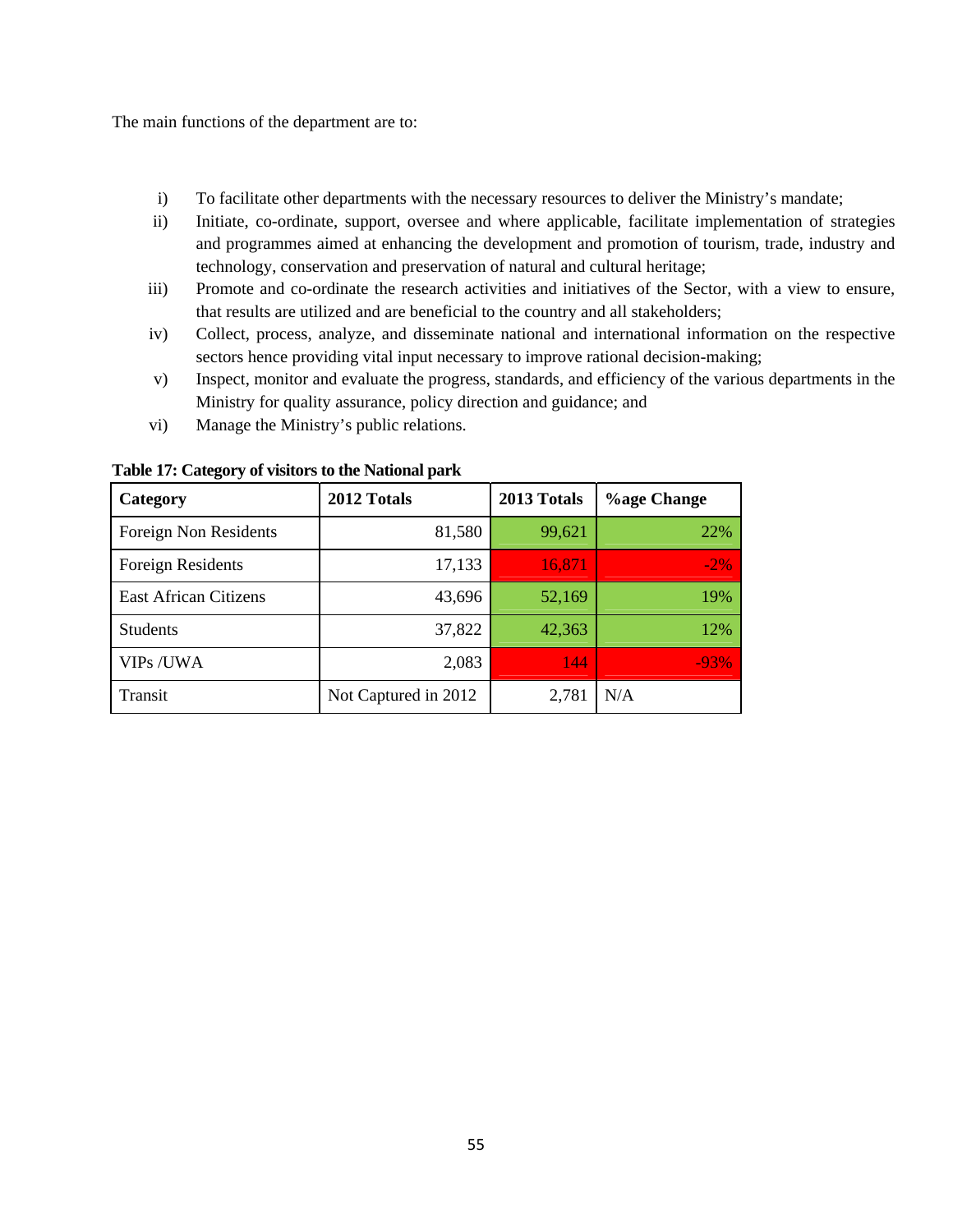The main functions of the department are to:

i) To facilitate other departments with the necessary resources to deliver the Ministry's mandate;
ii) Initiate, co-ordinate, support, oversee and where applicable, facilitate implementation of strategies and programmes aimed at enhancing the development and promotion of tourism, trade, industry and technology, conservation and preservation of natural and cultural heritage;
iii) Promote and co-ordinate the research activities and initiatives of the Sector, with a view to ensure, that results are utilized and are beneficial to the country and all stakeholders;
iv) Collect, process, analyze, and disseminate national and international information on the respective sectors hence providing vital input necessary to improve rational decision-making;
v) Inspect, monitor and evaluate the progress, standards, and efficiency of the various departments in the Ministry for quality assurance, policy direction and guidance; and
vi) Manage the Ministry's public relations.

**Table 17: Category of visitors to the National park**

| Category | 2012 Totals | 2013 Totals | %age Change |
|---|---|---|---|
| Foreign Non Residents | 81,580 | 99,621 | 22% |
| Foreign Residents | 17,133 | 16,871 | -2% |
| East African Citizens | 43,696 | 52,169 | 19% |
| Students | 37,822 | 42,363 | 12% |
| VIPs /UWA | 2,083 | 144 | -93% |
| Transit | Not Captured in 2012 | 2,781 | N/A |